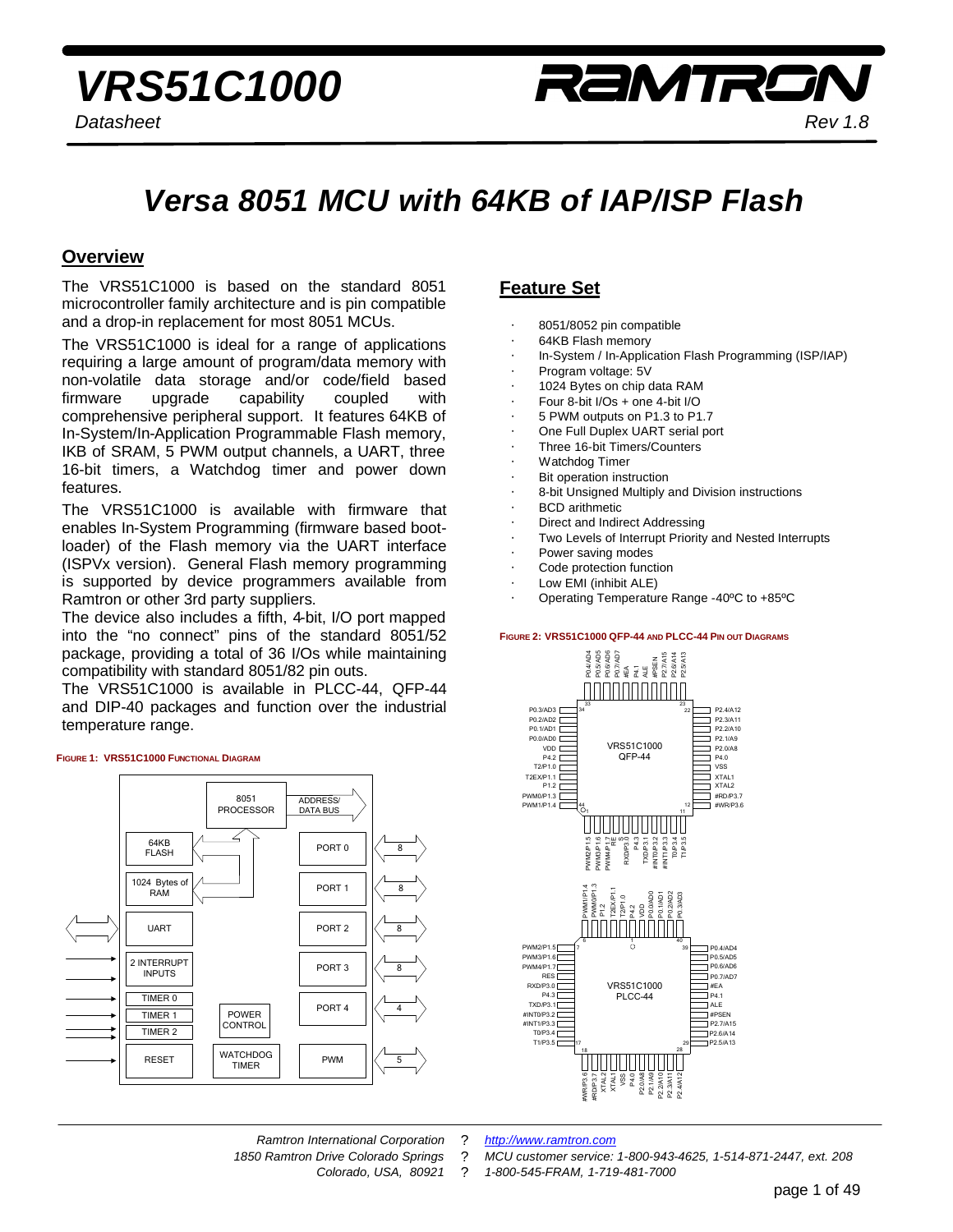# VRS51C1000

*Datasheet*

*Rev 1.8*

# Versa 8051 MCU with 64KB of IAP/ISP Flash

## Overview

The VRS51C1000 is based on the standard 8051 microcontroller family architecture and is pin compatible and a drop-in replacement for most 8051 MCUs.

The VRS51C1000 is ideal for a range of applications requiring a large amount of program/data memory with non-volatile data storage and/or code/field based firmware upgrade capability coupled with comprehensive peripheral support. It features 64KB of In-System/In-Application Programmable Flash memory, IKB of SRAM, 5 PWM output channels, a UART, three 16-bit timers, a Watchdog timer and power down features.

The VRS51C1000 is available with firmware that enables In-System Programming (firmware based boot-loader) of the Flash memory via the UART interface (ISPVx version). General Flash memory programming is supported by device programmers available from Ramtron or other 3rd party suppliers.

The device also includes a fifth, 4-bit, I/O port mapped into the "no connect" pins of the standard 8051/52 package, providing a total of 36 I/Os while maintaining compatibility with standard 8051/82 pin outs.

The VRS51C1000 is available in PLCC-44, QFP-44 and DIP-40 packages and function over the industrial temperature range.

**FIGURE 1: VRS51C1000 FUNCTIONAL DIAGRAM**

## Feature Set

- 8051/8052 pin compatible
- 64KB Flash memory
- In-System / In-Application Flash Programming (ISP/IAP)
- Program voltage: 5V
- 1024 Bytes on chip data RAM
- Four 8-bit I/Os + one 4-bit I/O
- 5 PWM outputs on P1.3 to P1.7
- One Full Duplex UART serial port
- Three 16-bit Timers/Counters
- Watchdog Timer
- Bit operation instruction
- 8-bit Unsigned Multiply and Division instructions
- BCD arithmetic
- Direct and Indirect Addressing
- Two Levels of Interrupt Priority and Nested Interrupts
- Power saving modes
- Code protection function
- Low EMI (inhibit ALE)
- Operating Temperature Range -40ºC to +85ºC

**FIGURE 2: VRS51C1000 QFP-44 AND PLCC-44 PIN OUT DIAGRAMS**

Ramtron International Corporation ? http://www.ramtron.com
1850 Ramtron Drive Colorado Springs ? MCU customer service: 1-800-943-4625, 1-514-871-2447, ext. 208
Colorado, USA, 80921 ? 1-800-545-FRAM, 1-719-481-7000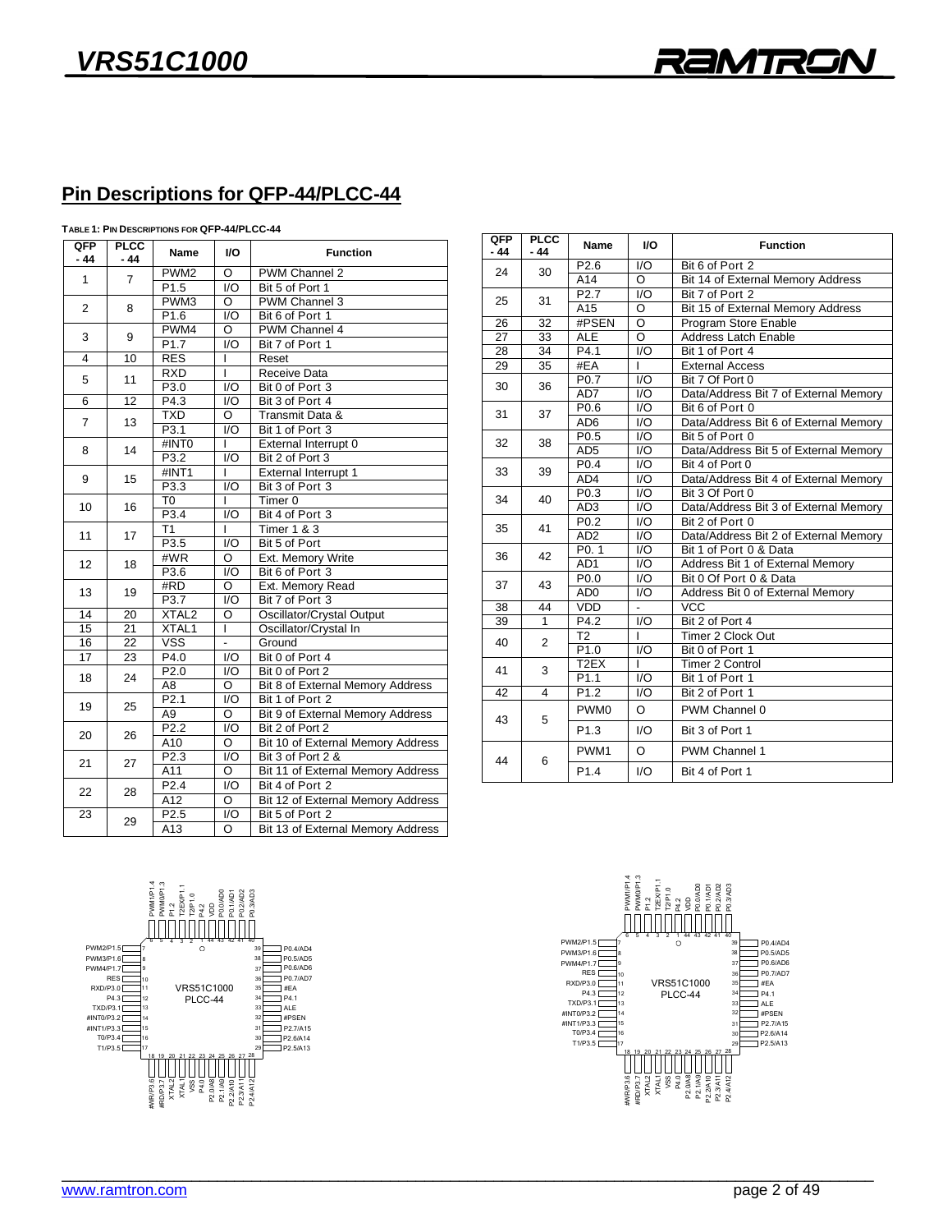## Pin Descriptions for QFP-44/PLCC-44

**TABLE 1: PIN DESCRIPTIONS FOR QFP-44/PLCC-44**

| QFP - 44 | PLCC - 44 | Name | I/O | Function |
|---|---|---|---|---|
| 1 | 7 | PWM2 | O | PWM Channel 2 |
| | | P1.5 | I/O | Bit 5 of Port 1 |
| 2 | 8 | PWM3 | O | PWM Channel 3 |
| | | P1.6 | I/O | Bit 6 of Port 1 |
| 3 | 9 | PWM4 | O | PWM Channel 4 |
| | | P1.7 | I/O | Bit 7 of Port 1 |
| 4 | 10 | RES | I | Reset |
| 5 | 11 | RXD | I | Receive Data |
| | | P3.0 | I/O | Bit 0 of Port 3 |
| 6 | 12 | P4.3 | I/O | Bit 3 of Port 4 |
| 7 | 13 | TXD | O | Transmit Data & |
| | | P3.1 | I/O | Bit 1 of Port 3 |
| 8 | 14 | #INT0 | I | External Interrupt 0 |
| | | P3.2 | I/O | Bit 2 of Port 3 |
| 9 | 15 | #INT1 | I | External Interrupt 1 |
| | | P3.3 | I/O | Bit 3 of Port 3 |
| 10 | 16 | T0 | I | Timer 0 |
| | | P3.4 | I/O | Bit 4 of Port 3 |
| 11 | 17 | T1 | I | Timer 1 & 3 |
| | | P3.5 | I/O | Bit 5 of Port |
| 12 | 18 | #WR | O | Ext. Memory Write |
| | | P3.6 | I/O | Bit 6 of Port 3 |
| 13 | 19 | #RD | O | Ext. Memory Read |
| | | P3.7 | I/O | Bit 7 of Port 3 |
| 14 | 20 | XTAL2 | O | Oscillator/Crystal Output |
| 15 | 21 | XTAL1 | I | Oscillator/Crystal In |
| 16 | 22 | VSS | - | Ground |
| 17 | 23 | P4.0 | I/O | Bit 0 of Port 4 |
| 18 | 24 | P2.0 | I/O | Bit 0 of Port 2 |
| | | A8 | O | Bit 8 of External Memory Address |
| 19 | 25 | P2.1 | I/O | Bit 1 of Port 2 |
| | | A9 | O | Bit 9 of External Memory Address |
| 20 | 26 | P2.2 | I/O | Bit 2 of Port 2 |
| | | A10 | O | Bit 10 of External Memory Address |
| 21 | 27 | P2.3 | I/O | Bit 3 of Port 2 & |
| | | A11 | O | Bit 11 of External Memory Address |
| 22 | 28 | P2.4 | I/O | Bit 4 of Port 2 |
| | | A12 | O | Bit 12 of External Memory Address |
| 23 | 29 | P2.5 | I/O | Bit 5 of Port 2 |
| | | A13 | O | Bit 13 of External Memory Address |
| 24 | 30 | P2.6 | I/O | Bit 6 of Port 2 |
| | | A14 | O | Bit 14 of External Memory Address |
| 25 | 31 | P2.7 | I/O | Bit 7 of Port 2 |
| | | A15 | O | Bit 15 of External Memory Address |
| 26 | 32 | #PSEN | O | Program Store Enable |
| 27 | 33 | ALE | O | Address Latch Enable |
| 28 | 34 | P4.1 | I/O | Bit 1 of Port 4 |
| 29 | 35 | #EA | I | External Access |
| 30 | 36 | P0.7 | I/O | Bit 7 Of Port 0 |
| | | AD7 | I/O | Data/Address Bit 7 of External Memory |
| 31 | 37 | P0.6 | I/O | Bit 6 of Port 0 |
| | | AD6 | I/O | Data/Address Bit 6 of External Memory |
| 32 | 38 | P0.5 | I/O | Bit 5 of Port 0 |
| | | AD5 | I/O | Data/Address Bit 5 of External Memory |
| 33 | 39 | P0.4 | I/O | Bit 4 of Port 0 |
| | | AD4 | I/O | Data/Address Bit 4 of External Memory |
| 34 | 40 | P0.3 | I/O | Bit 3 Of Port 0 |
| | | AD3 | I/O | Data/Address Bit 3 of External Memory |
| 35 | 41 | P0.2 | I/O | Bit 2 of Port 0 |
| | | AD2 | I/O | Data/Address Bit 2 of External Memory |
| 36 | 42 | P0. 1 | I/O | Bit 1 of Port 0 & Data |
| | | AD1 | I/O | Address Bit 1 of External Memory |
| 37 | 43 | P0.0 | I/O | Bit 0 Of Port 0 & Data |
| | | AD0 | I/O | Address Bit 0 of External Memory |
| 38 | 44 | VDD | - | VCC |
| 39 | 1 | P4.2 | I/O | Bit 2 of Port 4 |
| 40 | 2 | T2 | I | Timer 2 Clock Out |
| | | P1.0 | I/O | Bit 0 of Port 1 |
| 41 | 3 | T2EX | I | Timer 2 Control |
| | | P1.1 | I/O | Bit 1 of Port 1 |
| 42 | 4 | P1.2 | I/O | Bit 2 of Port 1 |
| 43 | 5 | PWM0 | O | PWM Channel 0 |
| | | P1.3 | I/O | Bit 3 of Port 1 |
| 44 | 6 | PWM1 | O | PWM Channel 1 |
| | | P1.4 | I/O | Bit 4 of Port 1 |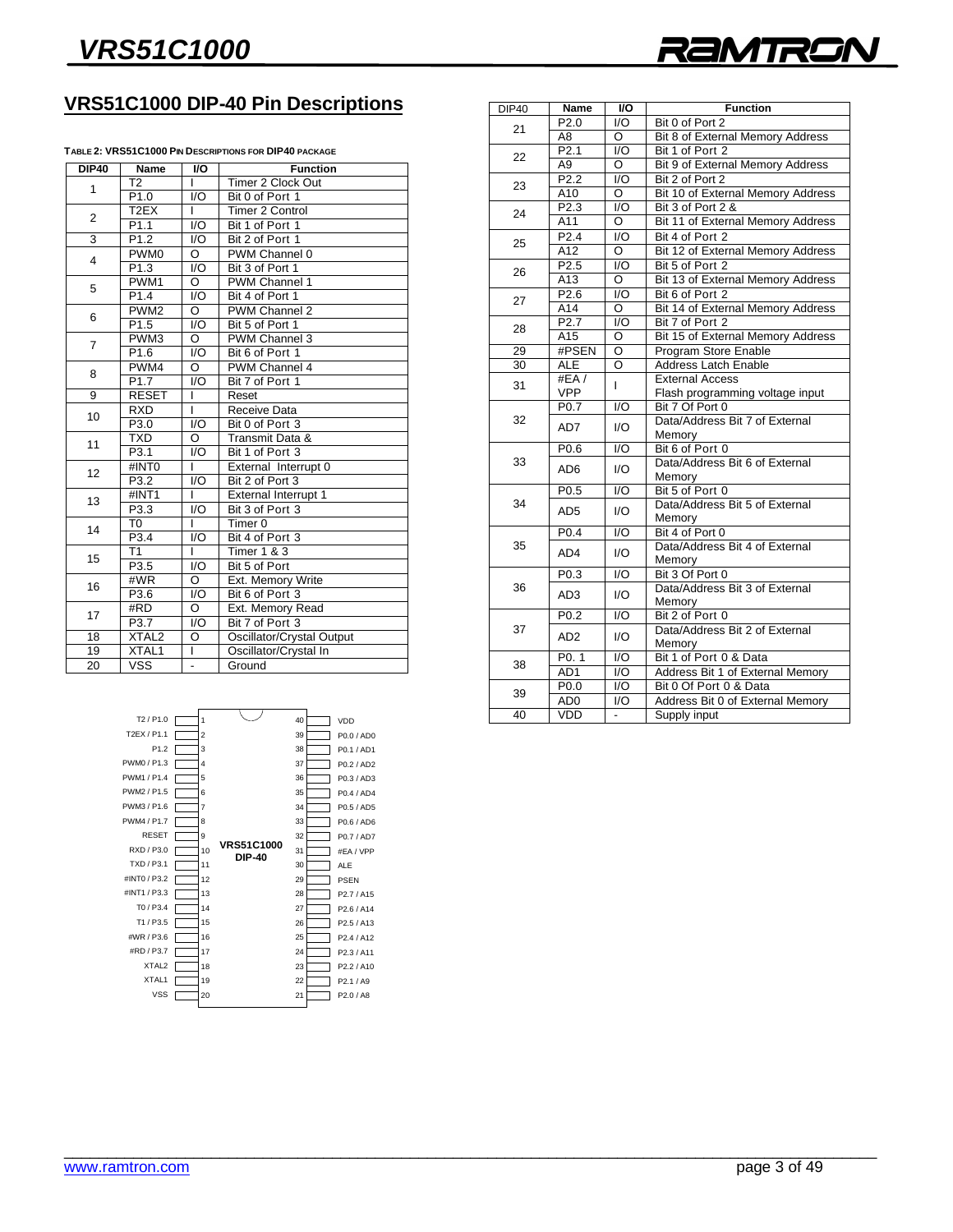## VRS51C1000 DIP-40 Pin Descriptions

**Table 2: VRS51C1000 Pin Descriptions for DIP40 Package**

| DIP40 | Name | I/O | Function |
|---|---|---|---|
| 1 | T2 | I | Timer 2 Clock Out |
| | P1.0 | I/O | Bit 0 of Port 1 |
| 2 | T2EX | I | Timer 2 Control |
| | P1.1 | I/O | Bit 1 of Port 1 |
| 3 | P1.2 | I/O | Bit 2 of Port 1 |
| 4 | PWM0 | O | PWM Channel 0 |
| | P1.3 | I/O | Bit 3 of Port 1 |
| 5 | PWM1 | O | PWM Channel 1 |
| | P1.4 | I/O | Bit 4 of Port 1 |
| 6 | PWM2 | O | PWM Channel 2 |
| | P1.5 | I/O | Bit 5 of Port 1 |
| 7 | PWM3 | O | PWM Channel 3 |
| | P1.6 | I/O | Bit 6 of Port 1 |
| 8 | PWM4 | O | PWM Channel 4 |
| | P1.7 | I/O | Bit 7 of Port 1 |
| 9 | RESET | I | Reset |
| 10 | RXD | I | Receive Data |
| | P3.0 | I/O | Bit 0 of Port 3 |
| 11 | TXD | O | Transmit Data & |
| | P3.1 | I/O | Bit 1 of Port 3 |
| 12 | #INT0 | I | External Interrupt 0 |
| | P3.2 | I/O | Bit 2 of Port 3 |
| 13 | #INT1 | I | External Interrupt 1 |
| | P3.3 | I/O | Bit 3 of Port 3 |
| 14 | T0 | I | Timer 0 |
| | P3.4 | I/O | Bit 4 of Port 3 |
| 15 | T1 | I | Timer 1 & 3 |
| | P3.5 | I/O | Bit 5 of Port |
| 16 | #WR | O | Ext. Memory Write |
| | P3.6 | I/O | Bit 6 of Port 3 |
| 17 | #RD | O | Ext. Memory Read |
| | P3.7 | I/O | Bit 7 of Port 3 |
| 18 | XTAL2 | O | Oscillator/Crystal Output |
| 19 | XTAL1 | I | Oscillator/Crystal In |
| 20 | VSS | - | Ground |
| 21 | P2.0 | I/O | Bit 0 of Port 2 |
| | A8 | O | Bit 8 of External Memory Address |
| 22 | P2.1 | I/O | Bit 1 of Port 2 |
| | A9 | O | Bit 9 of External Memory Address |
| 23 | P2.2 | I/O | Bit 2 of Port 2 |
| | A10 | O | Bit 10 of External Memory Address |
| 24 | P2.3 | I/O | Bit 3 of Port 2 & |
| | A11 | O | Bit 11 of External Memory Address |
| 25 | P2.4 | I/O | Bit 4 of Port 2 |
| | A12 | O | Bit 12 of External Memory Address |
| 26 | P2.5 | I/O | Bit 5 of Port 2 |
| | A13 | O | Bit 13 of External Memory Address |
| 27 | P2.6 | I/O | Bit 6 of Port 2 |
| | A14 | O | Bit 14 of External Memory Address |
| 28 | P2.7 | I/O | Bit 7 of Port 2 |
| | A15 | O | Bit 15 of External Memory Address |
| 29 | #PSEN | O | Program Store Enable |
| 30 | ALE | O | Address Latch Enable |
| 31 | #EA / VPP | I | External Access Flash programming voltage input |
| 32 | P0.7 | I/O | Bit 7 Of Port 0 |
| | AD7 | I/O | Data/Address Bit 7 of External Memory |
| 33 | P0.6 | I/O | Bit 6 of Port 0 |
| | AD6 | I/O | Data/Address Bit 6 of External Memory |
| 34 | P0.5 | I/O | Bit 5 of Port 0 |
| | AD5 | I/O | Data/Address Bit 5 of External Memory |
| 35 | P0.4 | I/O | Bit 4 of Port 0 |
| | AD4 | I/O | Data/Address Bit 4 of External Memory |
| 36 | P0.3 | I/O | Bit 3 Of Port 0 |
| | AD3 | I/O | Data/Address Bit 3 of External Memory |
| 37 | P0.2 | I/O | Bit 2 of Port 0 |
| | AD2 | I/O | Data/Address Bit 2 of External Memory |
| 38 | P0. 1 | I/O | Bit 1 of Port 0 & Data |
| | AD1 | I/O | Address Bit 1 of External Memory |
| 39 | P0.0 | I/O | Bit 0 Of Port 0 & Data |
| | AD0 | I/O | Address Bit 0 of External Memory |
| 40 | VDD | - | Supply input |

**VRS51C1000 DIP-40**

| Left pin name | Pin | Pin | Right pin name |
|---|---|---|---|
| T2 / P1.0 | 1 | 40 | VDD |
| T2EX / P1.1 | 2 | 39 | P0.0 / AD0 |
| P1.2 | 3 | 38 | P0.1 / AD1 |
| PWM0 / P1.3 | 4 | 37 | P0.2 / AD2 |
| PWM1 / P1.4 | 5 | 36 | P0.3 / AD3 |
| PWM2 / P1.5 | 6 | 35 | P0.4 / AD4 |
| PWM3 / P1.6 | 7 | 34 | P0.5 / AD5 |
| PWM4 / P1.7 | 8 | 33 | P0.6 / AD6 |
| RESET | 9 | 32 | P0.7 / AD7 |
| RXD / P3.0 | 10 | 31 | #EA / VPP |
| TXD / P3.1 | 11 | 30 | ALE |
| #INT0 / P3.2 | 12 | 29 | PSEN |
| #INT1 / P3.3 | 13 | 28 | P2.7 / A15 |
| T0 / P3.4 | 14 | 27 | P2.6 / A14 |
| T1 / P3.5 | 15 | 26 | P2.5 / A13 |
| #WR / P3.6 | 16 | 25 | P2.4 / A12 |
| #RD / P3.7 | 17 | 24 | P2.3 / A11 |
| XTAL2 | 18 | 23 | P2.2 / A10 |
| XTAL1 | 19 | 22 | P2.1 / A9 |
| VSS | 20 | 21 | P2.0 / A8 |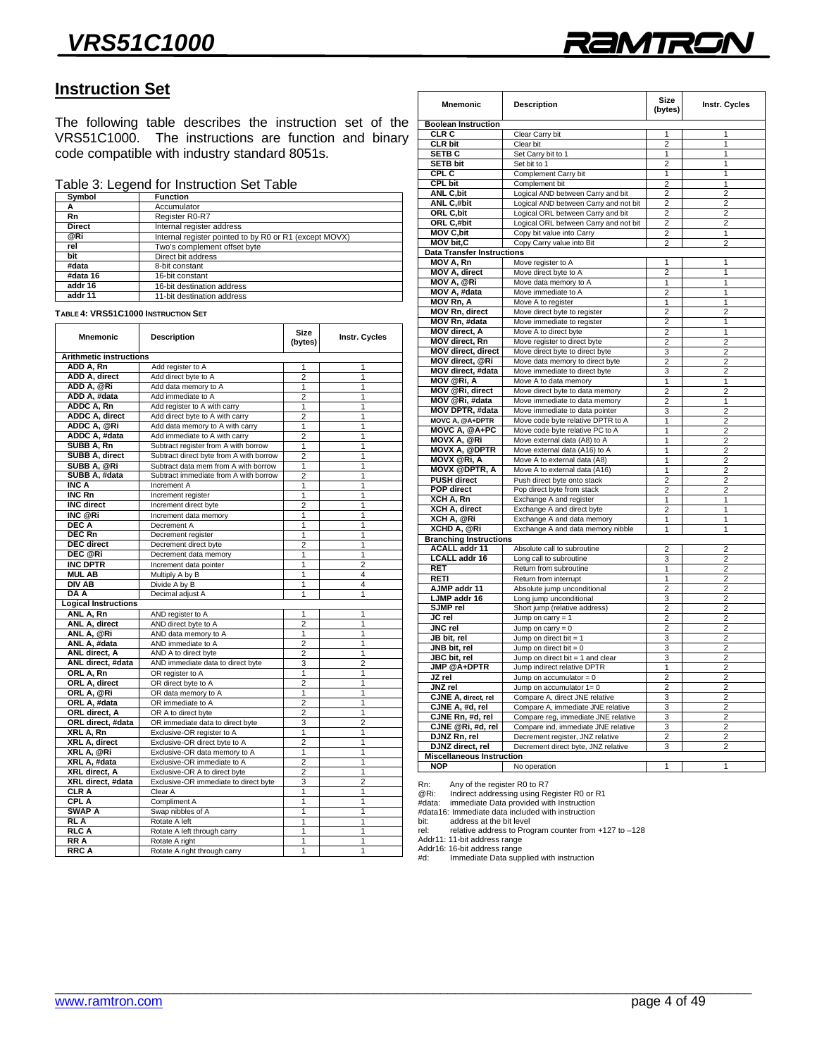## Instruction Set

The following table describes the instruction set of the VRS51C1000. The instructions are function and binary code compatible with industry standard 8051s.

Table 3: Legend for Instruction Set Table

| Symbol | Function |
|---|---|
| A | Accumulator |
| Rn | Register R0-R7 |
| Direct | Internal register address |
| @Ri | Internal register pointed to by R0 or R1 (except MOVX) |
| rel | Two's complement offset byte |
| bit | Direct bit address |
| #data | 8-bit constant |
| #data 16 | 16-bit constant |
| addr 16 | 16-bit destination address |
| addr 11 | 11-bit destination address |

**TABLE 4: VRS51C1000 INSTRUCTION SET**

| Mnemonic | Description | Size (bytes) | Instr. Cycles |
|---|---|---|---|
| **Arithmetic instructions** | | | |
| ADD A, Rn | Add register to A | 1 | 1 |
| ADD A, direct | Add direct byte to A | 2 | 1 |
| ADD A, @Ri | Add data memory to A | 1 | 1 |
| ADD A, #data | Add immediate to A | 2 | 1 |
| ADDC A, Rn | Add register to A with carry | 1 | 1 |
| ADDC A, direct | Add direct byte to A with carry | 2 | 1 |
| ADDC A, @Ri | Add data memory to A with carry | 1 | 1 |
| ADDC A, #data | Add immediate to A with carry | 2 | 1 |
| SUBB A, Rn | Subtract register from A with borrow | 1 | 1 |
| SUBB A, direct | Subtract direct byte from A with borrow | 2 | 1 |
| SUBB A, @Ri | Subtract data mem from A with borrow | 1 | 1 |
| SUBB A, #data | Subtract immediate from A with borrow | 2 | 1 |
| INC A | Increment A | 1 | 1 |
| INC Rn | Increment register | 1 | 1 |
| INC direct | Increment direct byte | 2 | 1 |
| INC @Ri | Increment data memory | 1 | 1 |
| DEC A | Decrement A | 1 | 1 |
| DEC Rn | Decrement register | 1 | 1 |
| DEC direct | Decrement direct byte | 2 | 1 |
| DEC @Ri | Decrement data memory | 1 | 1 |
| INC DPTR | Increment data pointer | 1 | 2 |
| MUL AB | Multiply A by B | 1 | 4 |
| DIV AB | Divide A by B | 1 | 4 |
| DA A | Decimal adjust A | 1 | 1 |
| **Logical Instructions** | | | |
| ANL A, Rn | AND register to A | 1 | 1 |
| ANL A, direct | AND direct byte to A | 2 | 1 |
| ANL A, @Ri | AND data memory to A | 1 | 1 |
| ANL A, #data | AND immediate to A | 2 | 1 |
| ANL direct, A | AND A to direct byte | 2 | 1 |
| ANL direct, #data | AND immediate data to direct byte | 3 | 2 |
| ORL A, Rn | OR register to A | 1 | 1 |
| ORL A, direct | OR direct byte to A | 2 | 1 |
| ORL A, @Ri | OR data memory to A | 1 | 1 |
| ORL A, #data | OR immediate to A | 2 | 1 |
| ORL direct, A | OR A to direct byte | 2 | 1 |
| ORL direct, #data | OR immediate data to direct byte | 3 | 2 |
| XRL A, Rn | Exclusive-OR register to A | 1 | 1 |
| XRL A, direct | Exclusive-OR direct byte to A | 2 | 1 |
| XRL A, @Ri | Exclusive-OR data memory to A | 1 | 1 |
| XRL A, #data | Exclusive-OR immediate to A | 2 | 1 |
| XRL direct, A | Exclusive-OR A to direct byte | 2 | 1 |
| XRL direct, #data | Exclusive-OR immediate to direct byte | 3 | 2 |
| CLR A | Clear A | 1 | 1 |
| CPL A | Compliment A | 1 | 1 |
| SWAP A | Swap nibbles of A | 1 | 1 |
| RL A | Rotate A left | 1 | 1 |
| RLC A | Rotate A left through carry | 1 | 1 |
| RR A | Rotate A right | 1 | 1 |
| RRC A | Rotate A right through carry | 1 | 1 |
| **Boolean Instruction** | | | |
| CLR C | Clear Carry bit | 1 | 1 |
| CLR bit | Clear bit | 2 | 1 |
| SETB C | Set Carry bit to 1 | 1 | 1 |
| SETB bit | Set bit to 1 | 2 | 1 |
| CPL C | Complement Carry bit | 1 | 1 |
| CPL bit | Complement bit | 2 | 1 |
| ANL C,bit | Logical AND between Carry and bit | 2 | 2 |
| ANL C,#bit | Logical AND between Carry and not bit | 2 | 2 |
| ORL C,bit | Logical ORL between Carry and bit | 2 | 2 |
| ORL C,#bit | Logical ORL between Carry and not bit | 2 | 2 |
| MOV C,bit | Copy bit value into Carry | 2 | 1 |
| MOV bit,C | Copy Carry value into Bit | 2 | 2 |
| **Data Transfer Instructions** | | | |
| MOV A, Rn | Move register to A | 1 | 1 |
| MOV A, direct | Move direct byte to A | 2 | 1 |
| MOV A, @Ri | Move data memory to A | 1 | 1 |
| MOV A, #data | Move immediate to A | 2 | 1 |
| MOV Rn, A | Move A to register | 1 | 1 |
| MOV Rn, direct | Move direct byte to register | 2 | 2 |
| MOV Rn, #data | Move immediate to register | 2 | 1 |
| MOV direct, A | Move A to direct byte | 2 | 1 |
| MOV direct, Rn | Move register to direct byte | 2 | 2 |
| MOV direct, direct | Move direct byte to direct byte | 3 | 2 |
| MOV direct, @Ri | Move data memory to direct byte | 2 | 2 |
| MOV direct, #data | Move immediate to direct byte | 3 | 2 |
| MOV @Ri, A | Move A to data memory | 1 | 1 |
| MOV @Ri, direct | Move direct byte to data memory | 2 | 2 |
| MOV @Ri, #data | Move immediate to data memory | 2 | 1 |
| MOV DPTR, #data | Move immediate to data pointer | 3 | 2 |
| MOVC A, @A+DPTR | Move code byte relative DPTR to A | 1 | 2 |
| MOVC A, @A+PC | Move code byte relative PC to A | 1 | 2 |
| MOVX A, @Ri | Move external data (A8) to A | 1 | 2 |
| MOVX A, @DPTR | Move external data (A16) to A | 1 | 2 |
| MOVX @Ri, A | Move A to external data (A8) | 1 | 2 |
| MOVX @DPTR, A | Move A to external data (A16) | 1 | 2 |
| PUSH direct | Push direct byte onto stack | 2 | 2 |
| POP direct | Pop direct byte from stack | 2 | 2 |
| XCH A, Rn | Exchange A and register | 1 | 1 |
| XCH A, direct | Exchange A and direct byte | 2 | 1 |
| XCH A, @Ri | Exchange A and data memory | 1 | 1 |
| XCHD A, @Ri | Exchange A and data memory nibble | 1 | 1 |
| **Branching Instructions** | | | |
| ACALL addr 11 | Absolute call to subroutine | 2 | 2 |
| LCALL addr 16 | Long call to subroutine | 3 | 2 |
| RET | Return from subroutine | 1 | 2 |
| RETI | Return from interrupt | 1 | 2 |
| AJMP addr 11 | Absolute jump unconditional | 2 | 2 |
| LJMP addr 16 | Long jump unconditional | 3 | 2 |
| SJMP rel | Short jump (relative address) | 2 | 2 |
| JC rel | Jump on carry = 1 | 2 | 2 |
| JNC rel | Jump on carry = 0 | 2 | 2 |
| JB bit, rel | Jump on direct bit = 1 | 3 | 2 |
| JNB bit, rel | Jump on direct bit = 0 | 3 | 2 |
| JBC bit, rel | Jump on direct bit = 1 and clear | 3 | 2 |
| JMP @A+DPTR | Jump indirect relative DPTR | 1 | 2 |
| JZ rel | Jump on accumulator = 0 | 2 | 2 |
| JNZ rel | Jump on accumulator 1= 0 | 2 | 2 |
| CJNE A, direct, rel | Compare A, direct JNE relative | 3 | 2 |
| CJNE A, #d, rel | Compare A, immediate JNE relative | 3 | 2 |
| CJNE Rn, #d, rel | Compare reg, immediate JNE relative | 3 | 2 |
| CJNE @Ri, #d, rel | Compare ind, immediate JNE relative | 3 | 2 |
| DJNZ Rn, rel | Decrement register, JNZ relative | 2 | 2 |
| DJNZ direct, rel | Decrement direct byte, JNZ relative | 3 | 2 |
| **Miscellaneous Instruction** | | | |
| NOP | No operation | 1 | 1 |

Rn: Any of the register R0 to R7
@Ri: Indirect addressing using Register R0 or R1
#data: immediate Data provided with Instruction
#data16: Immediate data included with instruction
bit: address at the bit level
rel: relative address to Program counter from +127 to –128
Addr11: 11-bit address range
Addr16: 16-bit address range
#d: Immediate Data supplied with instruction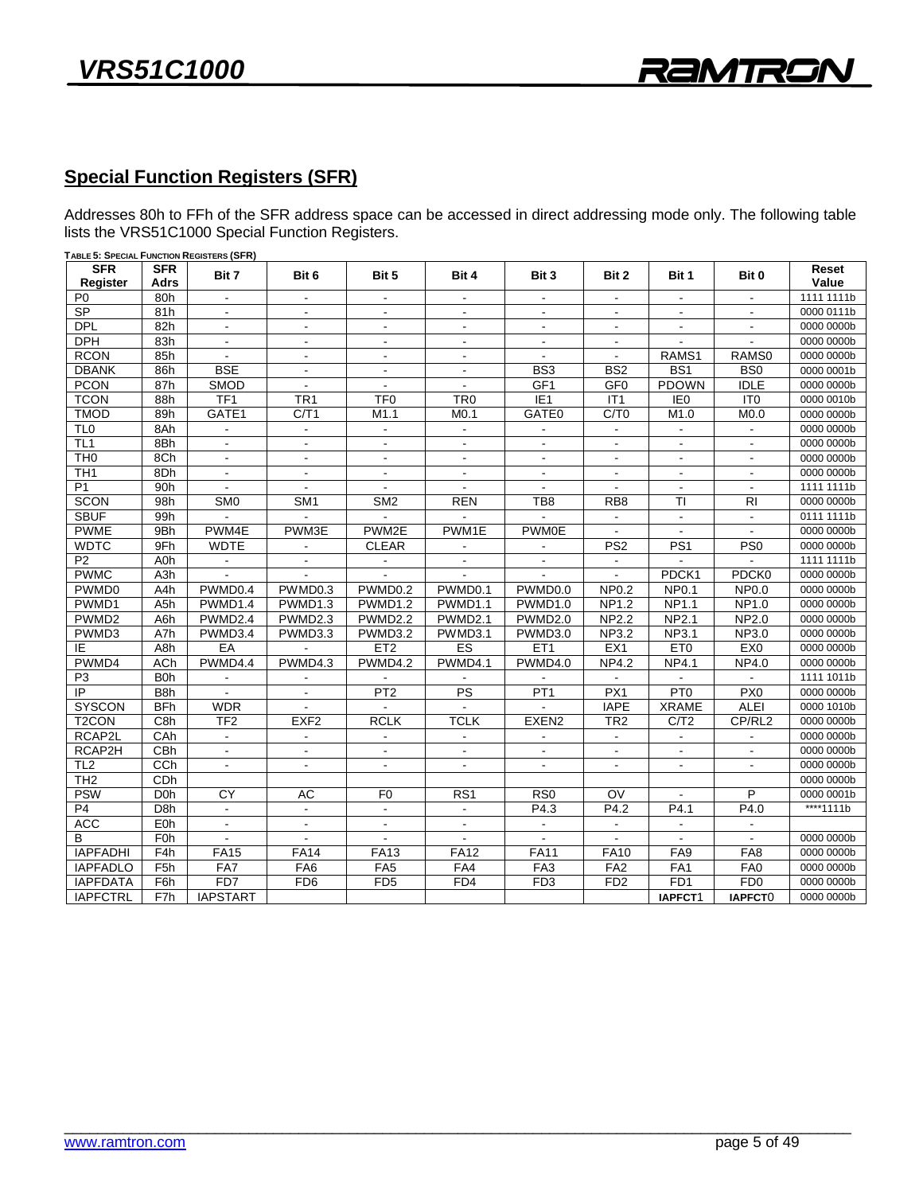## Special Function Registers (SFR)

Addresses 80h to FFh of the SFR address space can be accessed in direct addressing mode only. The following table lists the VRS51C1000 Special Function Registers.

TABLE 5: SPECIAL FUNCTION REGISTERS (SFR)

| SFR Register | SFR Adrs | Bit 7 | Bit 6 | Bit 5 | Bit 4 | Bit 3 | Bit 2 | Bit 1 | Bit 0 | Reset Value |
|---|---|---|---|---|---|---|---|---|---|---|
| P0 | 80h | - | - | - | - | - | - | - | - | 1111 1111b |
| SP | 81h | - | - | - | - | - | - | - | - | 0000 0111b |
| DPL | 82h | - | - | - | - | - | - | - | - | 0000 0000b |
| DPH | 83h | - | - | - | - | - | - | - | - | 0000 0000b |
| RCON | 85h | - | - | - | - | - | - | RAMS1 | RAMS0 | 0000 0000b |
| DBANK | 86h | BSE | - | - | - | BS3 | BS2 | BS1 | BS0 | 0000 0001b |
| PCON | 87h | SMOD | - | - | - | GF1 | GF0 | PDOWN | IDLE | 0000 0000b |
| TCON | 88h | TF1 | TR1 | TF0 | TR0 | IE1 | IT1 | IE0 | IT0 | 0000 0010b |
| TMOD | 89h | GATE1 | C/T1 | M1.1 | M0.1 | GATE0 | C/T0 | M1.0 | M0.0 | 0000 0000b |
| TL0 | 8Ah | - | - | - | - | - | - | - | - | 0000 0000b |
| TL1 | 8Bh | - | - | - | - | - | - | - | - | 0000 0000b |
| TH0 | 8Ch | - | - | - | - | - | - | - | - | 0000 0000b |
| TH1 | 8Dh | - | - | - | - | - | - | - | - | 0000 0000b |
| P1 | 90h | - | - | - | - | - | - | - | - | 1111 1111b |
| SCON | 98h | SM0 | SM1 | SM2 | REN | TB8 | RB8 | TI | RI | 0000 0000b |
| SBUF | 99h | - | - | - | - | - | - | - | - | 0111 1111b |
| PWME | 9Bh | PWM4E | PWM3E | PWM2E | PWM1E | PWM0E | - | - | - | 0000 0000b |
| WDTC | 9Fh | WDTE | - | CLEAR | - | - | PS2 | PS1 | PS0 | 0000 0000b |
| P2 | A0h | - | - | - | - | - | - | - | - | 1111 1111b |
| PWMC | A3h | - | - | - | - | - | - | PDCK1 | PDCK0 | 0000 0000b |
| PWMD0 | A4h | PWMD0.4 | PWMD0.3 | PWMD0.2 | PWMD0.1 | PWMD0.0 | NP0.2 | NP0.1 | NP0.0 | 0000 0000b |
| PWMD1 | A5h | PWMD1.4 | PWMD1.3 | PWMD1.2 | PWMD1.1 | PWMD1.0 | NP1.2 | NP1.1 | NP1.0 | 0000 0000b |
| PWMD2 | A6h | PWMD2.4 | PWMD2.3 | PWMD2.2 | PWMD2.1 | PWMD2.0 | NP2.2 | NP2.1 | NP2.0 | 0000 0000b |
| PWMD3 | A7h | PWMD3.4 | PWMD3.3 | PWMD3.2 | PWMD3.1 | PWMD3.0 | NP3.2 | NP3.1 | NP3.0 | 0000 0000b |
| IE | A8h | EA | - | ET2 | ES | ET1 | EX1 | ET0 | EX0 | 0000 0000b |
| PWMD4 | ACh | PWMD4.4 | PWMD4.3 | PWMD4.2 | PWMD4.1 | PWMD4.0 | NP4.2 | NP4.1 | NP4.0 | 0000 0000b |
| P3 | B0h | - | - | - | - | - | - | - | - | 1111 1011b |
| IP | B8h | - | - | PT2 | PS | PT1 | PX1 | PT0 | PX0 | 0000 0000b |
| SYSCON | BFh | WDR | - | - | - | - | IAPE | XRAME | ALEI | 0000 1010b |
| T2CON | C8h | TF2 | EXF2 | RCLK | TCLK | EXEN2 | TR2 | C/T2 | CP/RL2 | 0000 0000b |
| RCAP2L | CAh | - | - | - | - | - | - | - | - | 0000 0000b |
| RCAP2H | CBh | - | - | - | - | - | - | - | - | 0000 0000b |
| TL2 | CCh | - | - | - | - | - | - | - | - | 0000 0000b |
| TH2 | CDh | | | | | | | | | 0000 0000b |
| PSW | D0h | CY | AC | F0 | RS1 | RS0 | OV | - | P | 0000 0001b |
| P4 | D8h | - | - | - | - | P4.3 | P4.2 | P4.1 | P4.0 | ****1111b |
| ACC | E0h | - | - | - | - | - | - | - | - | |
| B | F0h | - | - | - | - | - | - | - | - | 0000 0000b |
| IAPFADHI | F4h | FA15 | FA14 | FA13 | FA12 | FA11 | FA10 | FA9 | FA8 | 0000 0000b |
| IAPFADLO | F5h | FA7 | FA6 | FA5 | FA4 | FA3 | FA2 | FA1 | FA0 | 0000 0000b |
| IAPFDATA | F6h | FD7 | FD6 | FD5 | FD4 | FD3 | FD2 | FD1 | FD0 | 0000 0000b |
| IAPFCTRL | F7h | IAPSTART | | | | | | IAPFCT1 | IAPFCT0 | 0000 0000b |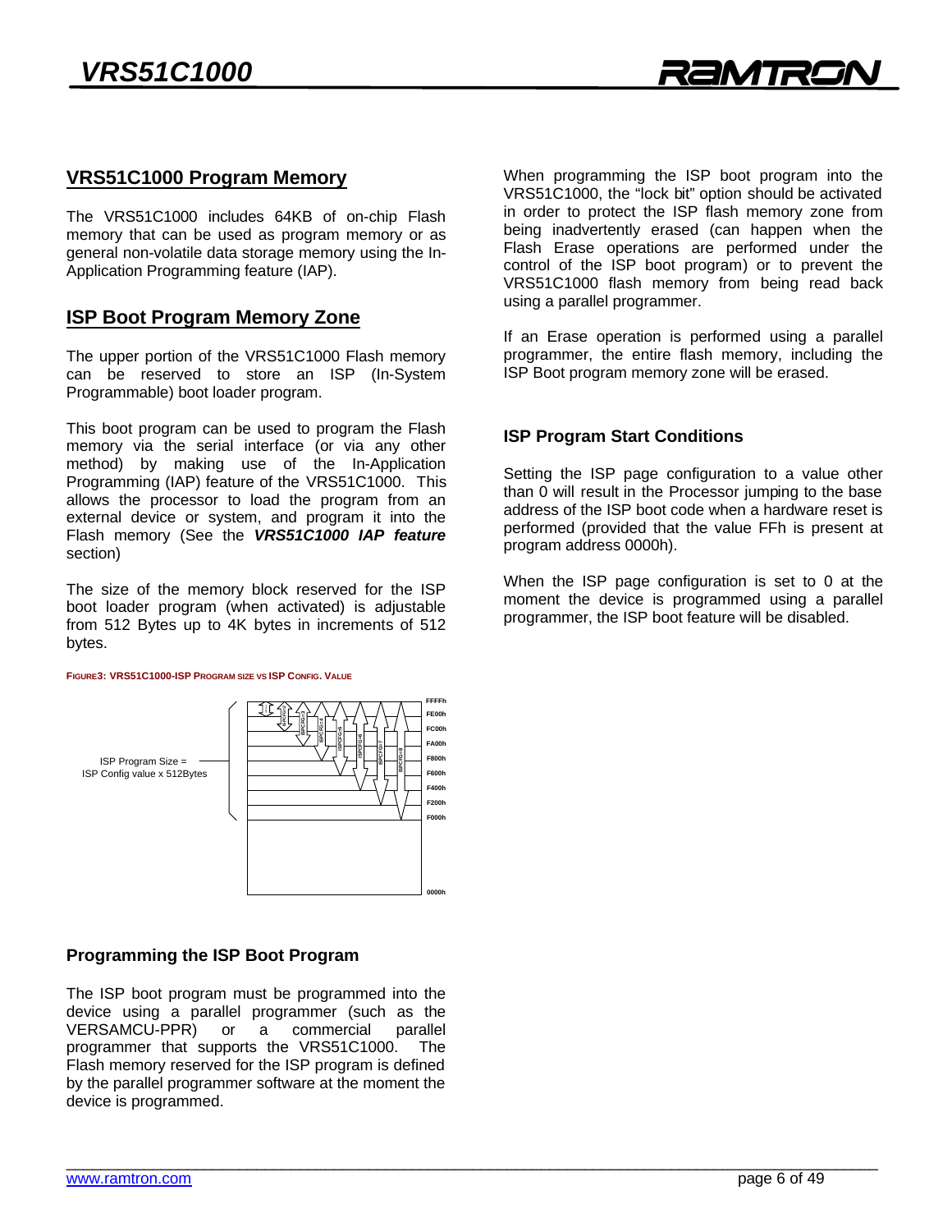## VRS51C1000 Program Memory

The VRS51C1000 includes 64KB of on-chip Flash memory that can be used as program memory or as general non-volatile data storage memory using the In-Application Programming feature (IAP).

## ISP Boot Program Memory Zone

The upper portion of the VRS51C1000 Flash memory can be reserved to store an ISP (In-System Programmable) boot loader program.

This boot program can be used to program the Flash memory via the serial interface (or via any other method) by making use of the In-Application Programming (IAP) feature of the VRS51C1000. This allows the processor to load the program from an external device or system, and program it into the Flash memory (See the ***VRS51C1000 IAP feature*** section)

The size of the memory block reserved for the ISP boot loader program (when activated) is adjustable from 512 Bytes up to 4K bytes in increments of 512 bytes.

**FIGURE3: VRS51C1000-ISP PROGRAM SIZE VS ISP CONFIG. VALUE**

ISP Program Size = ISP Config value x 512Bytes

FFFFh, FE00h, FC00h, FA00h, F800h, F600h, F400h, F200h, F000h, 0000h

### Programming the ISP Boot Program

The ISP boot program must be programmed into the device using a parallel programmer (such as the VERSAMCU-PPR) or a commercial parallel programmer that supports the VRS51C1000. The Flash memory reserved for the ISP program is defined by the parallel programmer software at the moment the device is programmed.

When programming the ISP boot program into the VRS51C1000, the "lock bit" option should be activated in order to protect the ISP flash memory zone from being inadvertently erased (can happen when the Flash Erase operations are performed under the control of the ISP boot program) or to prevent the VRS51C1000 flash memory from being read back using a parallel programmer.

If an Erase operation is performed using a parallel programmer, the entire flash memory, including the ISP Boot program memory zone will be erased.

### ISP Program Start Conditions

Setting the ISP page configuration to a value other than 0 will result in the Processor jumping to the base address of the ISP boot code when a hardware reset is performed (provided that the value FFh is present at program address 0000h).

When the ISP page configuration is set to 0 at the moment the device is programmed using a parallel programmer, the ISP boot feature will be disabled.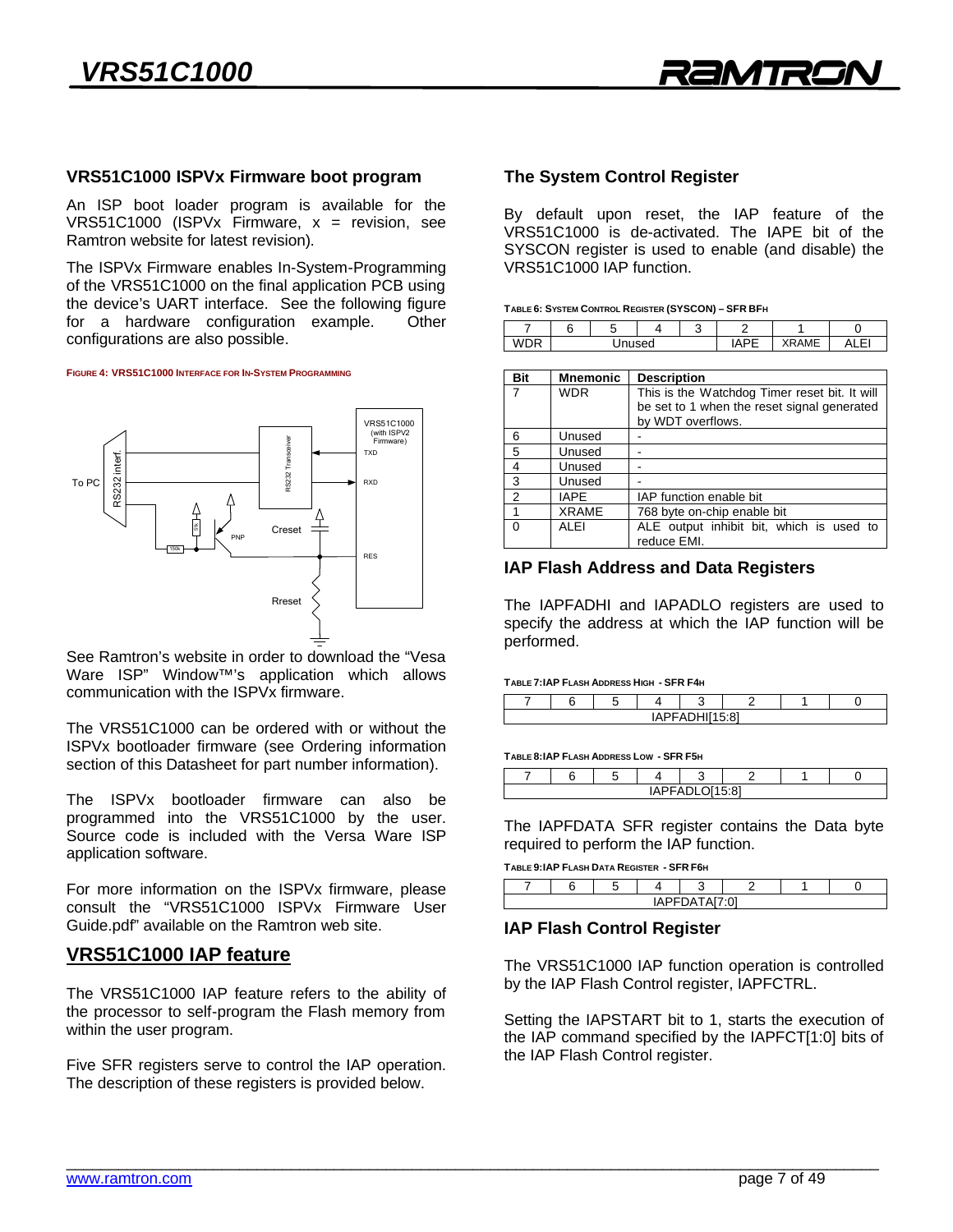## VRS51C1000 ISPVx Firmware boot program

An ISP boot loader program is available for the VRS51C1000 (ISPVx Firmware, x = revision, see Ramtron website for latest revision).

The ISPVx Firmware enables In-System-Programming of the VRS51C1000 on the final application PCB using the device's UART interface. See the following figure for a hardware configuration example. Other configurations are also possible.

FIGURE 4: VRS51C1000 INTERFACE FOR IN-SYSTEM PROGRAMMING

See Ramtron's website in order to download the "Vesa Ware ISP" Window™'s application which allows communication with the ISPVx firmware.

The VRS51C1000 can be ordered with or without the ISPVx bootloader firmware (see Ordering information section of this Datasheet for part number information).

The ISPVx bootloader firmware can also be programmed into the VRS51C1000 by the user. Source code is included with the Versa Ware ISP application software.

For more information on the ISPVx firmware, please consult the "VRS51C1000 ISPVx Firmware User Guide.pdf" available on the Ramtron web site.

## VRS51C1000 IAP feature

The VRS51C1000 IAP feature refers to the ability of the processor to self-program the Flash memory from within the user program.

Five SFR registers serve to control the IAP operation. The description of these registers is provided below.

### The System Control Register

By default upon reset, the IAP feature of the VRS51C1000 is de-activated. The IAPE bit of the SYSCON register is used to enable (and disable) the VRS51C1000 IAP function.

TABLE 6: SYSTEM CONTROL REGISTER (SYSCON) – SFR BFH

| 7 | 6 | 5 | 4 | 3 | 2 | 1 | 0 |
|---|---|---|---|---|---|---|---|
| WDR | Unused | | | | IAPE | XRAME | ALEI |

| Bit | Mnemonic | Description |
|---|---|---|
| 7 | WDR | This is the Watchdog Timer reset bit. It will be set to 1 when the reset signal generated by WDT overflows. |
| 6 | Unused | - |
| 5 | Unused | - |
| 4 | Unused | - |
| 3 | Unused | - |
| 2 | IAPE | IAP function enable bit |
| 1 | XRAME | 768 byte on-chip enable bit |
| 0 | ALEI | ALE output inhibit bit, which is used to reduce EMI. |

### IAP Flash Address and Data Registers

The IAPFADHI and IAPADLO registers are used to specify the address at which the IAP function will be performed.

TABLE 7:IAP FLASH ADDRESS HIGH - SFR F4H

| 7 | 6 | 5 | 4 | 3 | 2 | 1 | 0 |
|---|---|---|---|---|---|---|---|
| IAPFADHI[15:8] | | | | | | | |

TABLE 8:IAP FLASH ADDRESS LOW - SFR F5H

| 7 | 6 | 5 | 4 | 3 | 2 | 1 | 0 |
|---|---|---|---|---|---|---|---|
| IAPFADLO[15:8] | | | | | | | |

The IAPFDATA SFR register contains the Data byte required to perform the IAP function.

TABLE 9:IAP FLASH DATA REGISTER - SFR F6H

| 7 | 6 | 5 | 4 | 3 | 2 | 1 | 0 |
|---|---|---|---|---|---|---|---|
| IAPFDATA[7:0] | | | | | | | |

### IAP Flash Control Register

The VRS51C1000 IAP function operation is controlled by the IAP Flash Control register, IAPFCTRL.

Setting the IAPSTART bit to 1, starts the execution of the IAP command specified by the IAPFCT[1:0] bits of the IAP Flash Control register.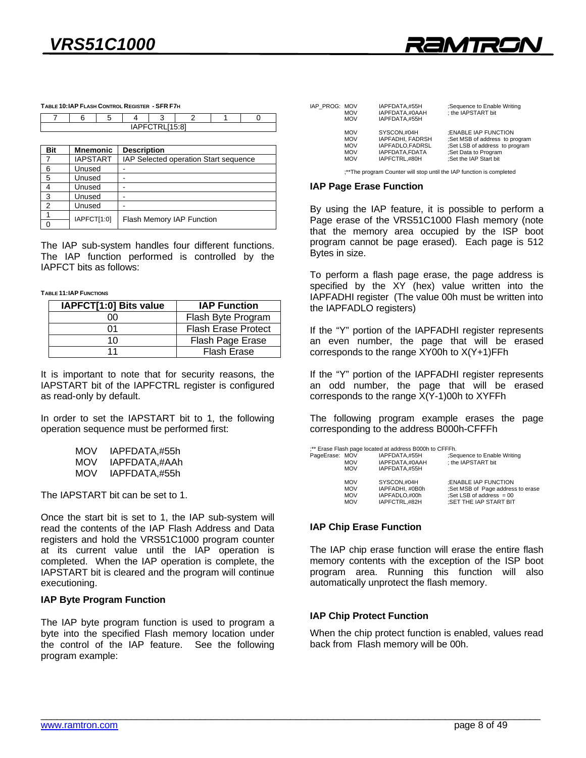**TABLE 10: IAP FLASH CONTROL REGISTER - SFR F7H**

| 7 | 6 | 5 | 4 | 3 | 2 | 1 | 0 |
|---|---|---|---|---|---|---|---|
| IAPFCTRL[15:8] | | | | | | | |

| Bit | Mnemonic | Description |
|---|---|---|
| 7 | IAPSTART | IAP Selected operation Start sequence |
| 6 | Unused | - |
| 5 | Unused | - |
| 4 | Unused | - |
| 3 | Unused | - |
| 2 | Unused | - |
| 1 | IAPFCT[1:0] | Flash Memory IAP Function |
| 0 | | |

The IAP sub-system handles four different functions. The IAP function performed is controlled by the IAPFCT bits as follows:

**TABLE 11: IAP FUNCTIONS**

| IAPFCT[1:0] Bits value | IAP Function |
|---|---|
| 00 | Flash Byte Program |
| 01 | Flash Erase Protect |
| 10 | Flash Page Erase |
| 11 | Flash Erase |

It is important to note that for security reasons, the IAPSTART bit of the IAPFCTRL register is configured as read-only by default.

In order to set the IAPSTART bit to 1, the following operation sequence must be performed first:

```
MOV   IAPFDATA,#55h
MOV   IAPFDATA,#AAh
MOV   IAPFDATA,#55h
```

The IAPSTART bit can be set to 1.

Once the start bit is set to 1, the IAP sub-system will read the contents of the IAP Flash Address and Data registers and hold the VRS51C1000 program counter at its current value until the IAP operation is completed. When the IAP operation is complete, the IAPSTART bit is cleared and the program will continue executioning.

### IAP Byte Program Function

The IAP byte program function is used to program a byte into the specified Flash memory location under the control of the IAP feature. See the following program example:

```
IAP_PROG: MOV   IAPFDATA,#55H        ;Sequence to Enable Writing
          MOV   IAPFDATA,#0AAH       ; the IAPSTART bit
          MOV   IAPFDATA,#55H

          MOV   SYSCON,#04H          ;ENABLE IAP FUNCTION
          MOV   IAPFADHI, FADRSH     ;Set MSB of address to program
          MOV   IAPFADLO,FADRSL      ;Set LSB of address to program
          MOV   IAPFDATA,FDATA       ;Set Data to Program
          MOV   IAPFCTRL,#80H        ;Set the IAP Start bit

;**The program Counter will stop until the IAP function is completed
```

### IAP Page Erase Function

By using the IAP feature, it is possible to perform a Page erase of the VRS51C1000 Flash memory (note that the memory area occupied by the ISP boot program cannot be page erased). Each page is 512 Bytes in size.

To perform a flash page erase, the page address is specified by the XY (hex) value written into the IAPFADHI register (The value 00h must be written into the IAPFADLO registers)

If the "Y" portion of the IAPFADHI register represents an even number, the page that will be erased corresponds to the range XY00h to X(Y+1)FFh

If the "Y" portion of the IAPFADHI register represents an odd number, the page that will be erased corresponds to the range X(Y-1)00h to XYFFh

The following program example erases the page corresponding to the address B000h-CFFFh

```
;** Erase Flash page located at address B000h to CFFFh.
PageErase: MOV   IAPFDATA,#55H       ;Sequence to Enable Writing
           MOV   IAPFDATA,#0AAH      ; the IAPSTART bit
           MOV   IAPFDATA,#55H

           MOV   SYSCON,#04H         ;ENABLE IAP FUNCTION
           MOV   IAPFADHI, #0B0h     ;Set MSB of Page address to erase
           MOV   IAPFADLO,#00h       ;Set LSB of address = 00
           MOV   IAPFCTRL,#82H       ;SET THE IAP START BIT
```

### IAP Chip Erase Function

The IAP chip erase function will erase the entire flash memory contents with the exception of the ISP boot program area. Running this function will also automatically unprotect the flash memory.

### IAP Chip Protect Function

When the chip protect function is enabled, values read back from Flash memory will be 00h.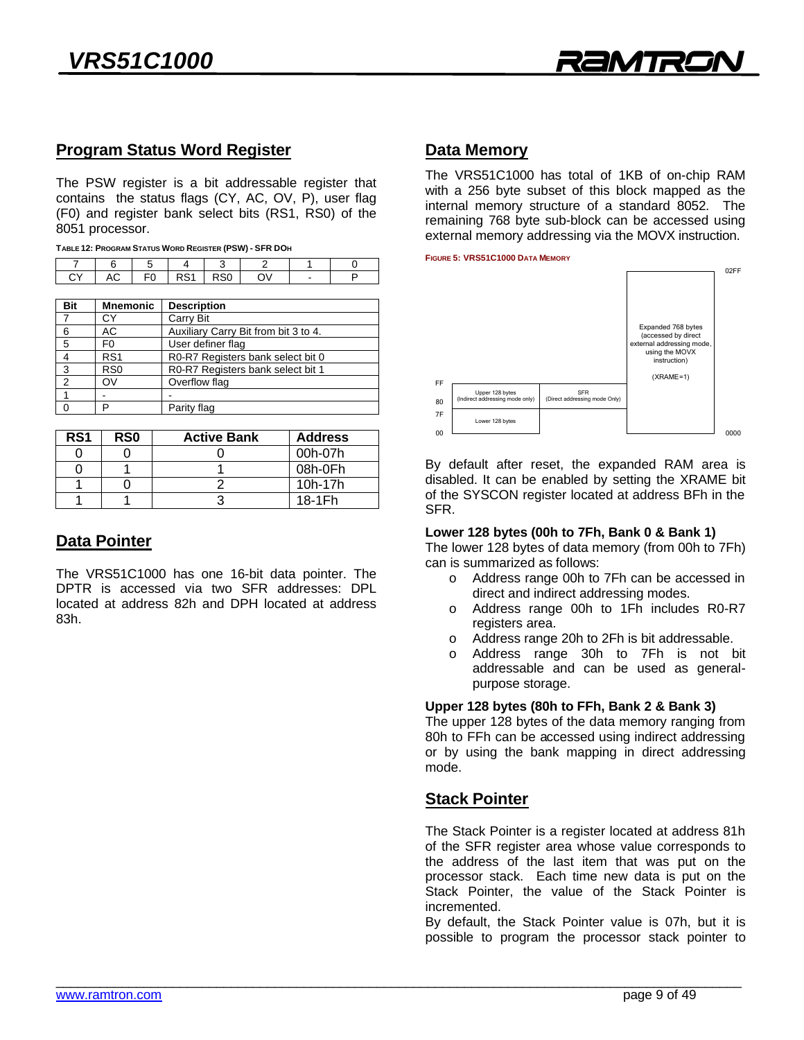## Program Status Word Register

The PSW register is a bit addressable register that contains the status flags (CY, AC, OV, P), user flag (F0) and register bank select bits (RS1, RS0) of the 8051 processor.

**Table 12: Program Status Word Register (PSW) - SFR D0h**

| 7 | 6 | 5 | 4 | 3 | 2 | 1 | 0 |
|---|---|---|---|---|---|---|---|
| CY | AC | F0 | RS1 | RS0 | OV | - | P |

| Bit | Mnemonic | Description |
|---|---|---|
| 7 | CY | Carry Bit |
| 6 | AC | Auxiliary Carry Bit from bit 3 to 4. |
| 5 | F0 | User definer flag |
| 4 | RS1 | R0-R7 Registers bank select bit 0 |
| 3 | RS0 | R0-R7 Registers bank select bit 1 |
| 2 | OV | Overflow flag |
| 1 | - | - |
| 0 | P | Parity flag |

| RS1 | RS0 | Active Bank | Address |
|---|---|---|---|
| 0 | 0 | 0 | 00h-07h |
| 0 | 1 | 1 | 08h-0Fh |
| 1 | 0 | 2 | 10h-17h |
| 1 | 1 | 3 | 18-1Fh |

## Data Pointer

The VRS51C1000 has one 16-bit data pointer. The DPTR is accessed via two SFR addresses: DPL located at address 82h and DPH located at address 83h.

## Data Memory

The VRS51C1000 has total of 1KB of on-chip RAM with a 256 byte subset of this block mapped as the internal memory structure of a standard 8052. The remaining 768 byte sub-block can be accessed using external memory addressing via the MOVX instruction.

**Figure 5: VRS51C1000 Data Memory**

| Address | Internal | SFR | Expanded |
|---|---|---|---|
| 02FF | | | Expanded 768 bytes (accessed by direct external addressing mode, using the MOVX instruction) (XRAME=1) |
| FF–80 | Upper 128 bytes (Indirect addressing mode only) | SFR (Direct addressing mode Only) | |
| 7F–00 | Lower 128 bytes | | 0000 |

By default after reset, the expanded RAM area is disabled. It can be enabled by setting the XRAME bit of the SYSCON register located at address BFh in the SFR.

**Lower 128 bytes (00h to 7Fh, Bank 0 & Bank 1)**
The lower 128 bytes of data memory (from 00h to 7Fh) can is summarized as follows:

- Address range 00h to 7Fh can be accessed in direct and indirect addressing modes.
- Address range 00h to 1Fh includes R0-R7 registers area.
- Address range 20h to 2Fh is bit addressable.
- Address range 30h to 7Fh is not bit addressable and can be used as general-purpose storage.

**Upper 128 bytes (80h to FFh, Bank 2 & Bank 3)**
The upper 128 bytes of the data memory ranging from 80h to FFh can be accessed using indirect addressing or by using the bank mapping in direct addressing mode.

## Stack Pointer

The Stack Pointer is a register located at address 81h of the SFR register area whose value corresponds to the address of the last item that was put on the processor stack. Each time new data is put on the Stack Pointer, the value of the Stack Pointer is incremented.

By default, the Stack Pointer value is 07h, but it is possible to program the processor stack pointer to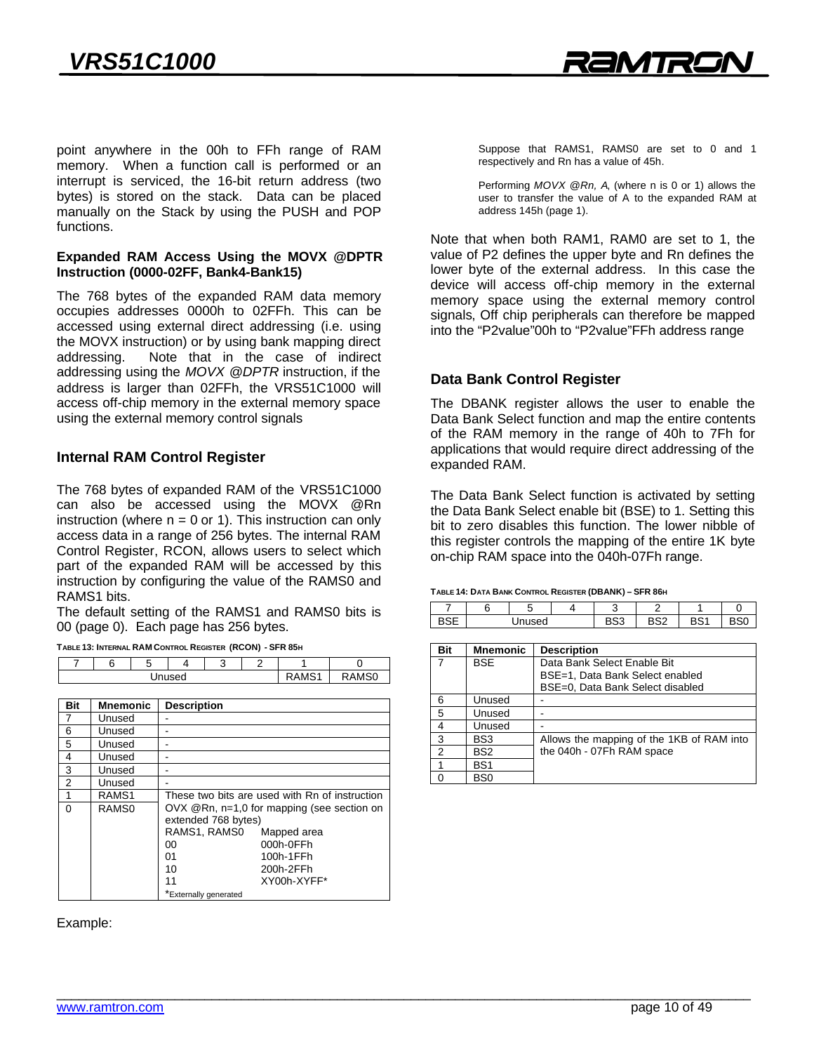point anywhere in the 00h to FFh range of RAM memory. When a function call is performed or an interrupt is serviced, the 16-bit return address (two bytes) is stored on the stack. Data can be placed manually on the Stack by using the PUSH and POP functions.

**Expanded RAM Access Using the MOVX @DPTR Instruction (0000-02FF, Bank4-Bank15)**

The 768 bytes of the expanded RAM data memory occupies addresses 0000h to 02FFh. This can be accessed using external direct addressing (i.e. using the MOVX instruction) or by using bank mapping direct addressing. Note that in the case of indirect addressing using the *MOVX @DPTR* instruction, if the address is larger than 02FFh, the VRS51C1000 will access off-chip memory in the external memory space using the external memory control signals

### Internal RAM Control Register

The 768 bytes of expanded RAM of the VRS51C1000 can also be accessed using the MOVX @Rn instruction (where n = 0 or 1). This instruction can only access data in a range of 256 bytes. The internal RAM Control Register, RCON, allows users to select which part of the expanded RAM will be accessed by this instruction by configuring the value of the RAMS0 and RAMS1 bits.

The default setting of the RAMS1 and RAMS0 bits is 00 (page 0). Each page has 256 bytes.

**Table 13: Internal RAM Control Register (RCON) - SFR 85h**

| 7 | 6 | 5 | 4 | 3 | 2 | 1 | 0 |
|---|---|---|---|---|---|---|---|
| Unused | | | | | | RAMS1 | RAMS0 |

| Bit | Mnemonic | Description |
|---|---|---|
| 7 | Unused | - |
| 6 | Unused | - |
| 5 | Unused | - |
| 4 | Unused | - |
| 3 | Unused | - |
| 2 | Unused | - |
| 1 | RAMS1 | These two bits are used with Rn of instruction OVX @Rn, n=1,0 for mapping (see section on extended 768 bytes)<br>RAMS1, RAMS0 — Mapped area<br>00 — 000h-0FFh<br>01 — 100h-1FFh<br>10 — 200h-2FFh<br>11 — XY00h-XYFF*<br>*Externally generated |
| 0 | RAMS0 | |

Example:

Suppose that RAMS1, RAMS0 are set to 0 and 1 respectively and Rn has a value of 45h.

Performing *MOVX @Rn, A*, (where n is 0 or 1) allows the user to transfer the value of A to the expanded RAM at address 145h (page 1).

Note that when both RAM1, RAM0 are set to 1, the value of P2 defines the upper byte and Rn defines the lower byte of the external address. In this case the device will access off-chip memory in the external memory space using the external memory control signals, Off chip peripherals can therefore be mapped into the "P2value"00h to "P2value"FFh address range

### Data Bank Control Register

The DBANK register allows the user to enable the Data Bank Select function and map the entire contents of the RAM memory in the range of 40h to 7Fh for applications that would require direct addressing of the expanded RAM.

The Data Bank Select function is activated by setting the Data Bank Select enable bit (BSE) to 1. Setting this bit to zero disables this function. The lower nibble of this register controls the mapping of the entire 1K byte on-chip RAM space into the 040h-07Fh range.

**Table 14: Data Bank Control Register (DBANK) – SFR 86h**

| 7 | 6 | 5 | 4 | 3 | 2 | 1 | 0 |
|---|---|---|---|---|---|---|---|
| BSE | Unused | | | BS3 | BS2 | BS1 | BS0 |

| Bit | Mnemonic | Description |
|---|---|---|
| 7 | BSE | Data Bank Select Enable Bit<br>BSE=1, Data Bank Select enabled<br>BSE=0, Data Bank Select disabled |
| 6 | Unused | - |
| 5 | Unused | - |
| 4 | Unused | - |
| 3 | BS3 | Allows the mapping of the 1KB of RAM into the 040h - 07Fh RAM space |
| 2 | BS2 | |
| 1 | BS1 | |
| 0 | BS0 | |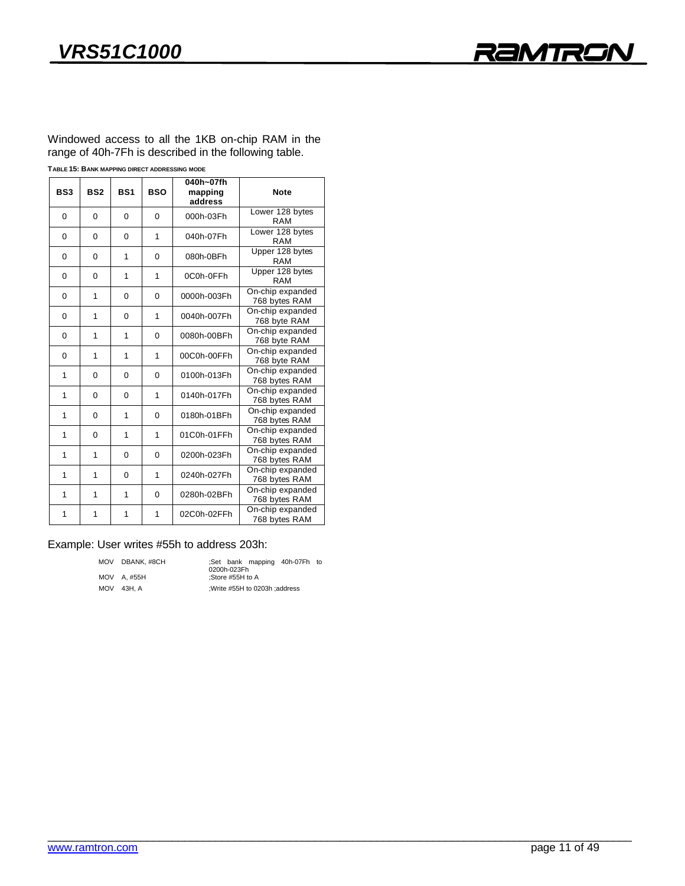Windowed access to all the 1KB on-chip RAM in the range of 40h-7Fh is described in the following table.

**TABLE 15: BANK MAPPING DIRECT ADDRESSING MODE**

| BS3 | BS2 | BS1 | BSO | 040h~07fh mapping address | Note |
|---|---|---|---|---|---|
| 0 | 0 | 0 | 0 | 000h-03Fh | Lower 128 bytes RAM |
| 0 | 0 | 0 | 1 | 040h-07Fh | Lower 128 bytes RAM |
| 0 | 0 | 1 | 0 | 080h-0BFh | Upper 128 bytes RAM |
| 0 | 0 | 1 | 1 | 0C0h-0FFh | Upper 128 bytes RAM |
| 0 | 1 | 0 | 0 | 0000h-003Fh | On-chip expanded 768 bytes RAM |
| 0 | 1 | 0 | 1 | 0040h-007Fh | On-chip expanded 768 byte RAM |
| 0 | 1 | 1 | 0 | 0080h-00BFh | On-chip expanded 768 byte RAM |
| 0 | 1 | 1 | 1 | 00C0h-00FFh | On-chip expanded 768 byte RAM |
| 1 | 0 | 0 | 0 | 0100h-013Fh | On-chip expanded 768 bytes RAM |
| 1 | 0 | 0 | 1 | 0140h-017Fh | On-chip expanded 768 bytes RAM |
| 1 | 0 | 1 | 0 | 0180h-01BFh | On-chip expanded 768 bytes RAM |
| 1 | 0 | 1 | 1 | 01C0h-01FFh | On-chip expanded 768 bytes RAM |
| 1 | 1 | 0 | 0 | 0200h-023Fh | On-chip expanded 768 bytes RAM |
| 1 | 1 | 0 | 1 | 0240h-027Fh | On-chip expanded 768 bytes RAM |
| 1 | 1 | 1 | 0 | 0280h-02BFh | On-chip expanded 768 bytes RAM |
| 1 | 1 | 1 | 1 | 02C0h-02FFh | On-chip expanded 768 bytes RAM |

Example: User writes #55h to address 203h:

```
MOV   DBANK, #8CH        ;Set bank mapping 40h-07Fh to 0200h-023Fh
MOV   A, #55H            ;Store #55H to A
MOV   43H, A             ;Write #55H to 0203h ;address
```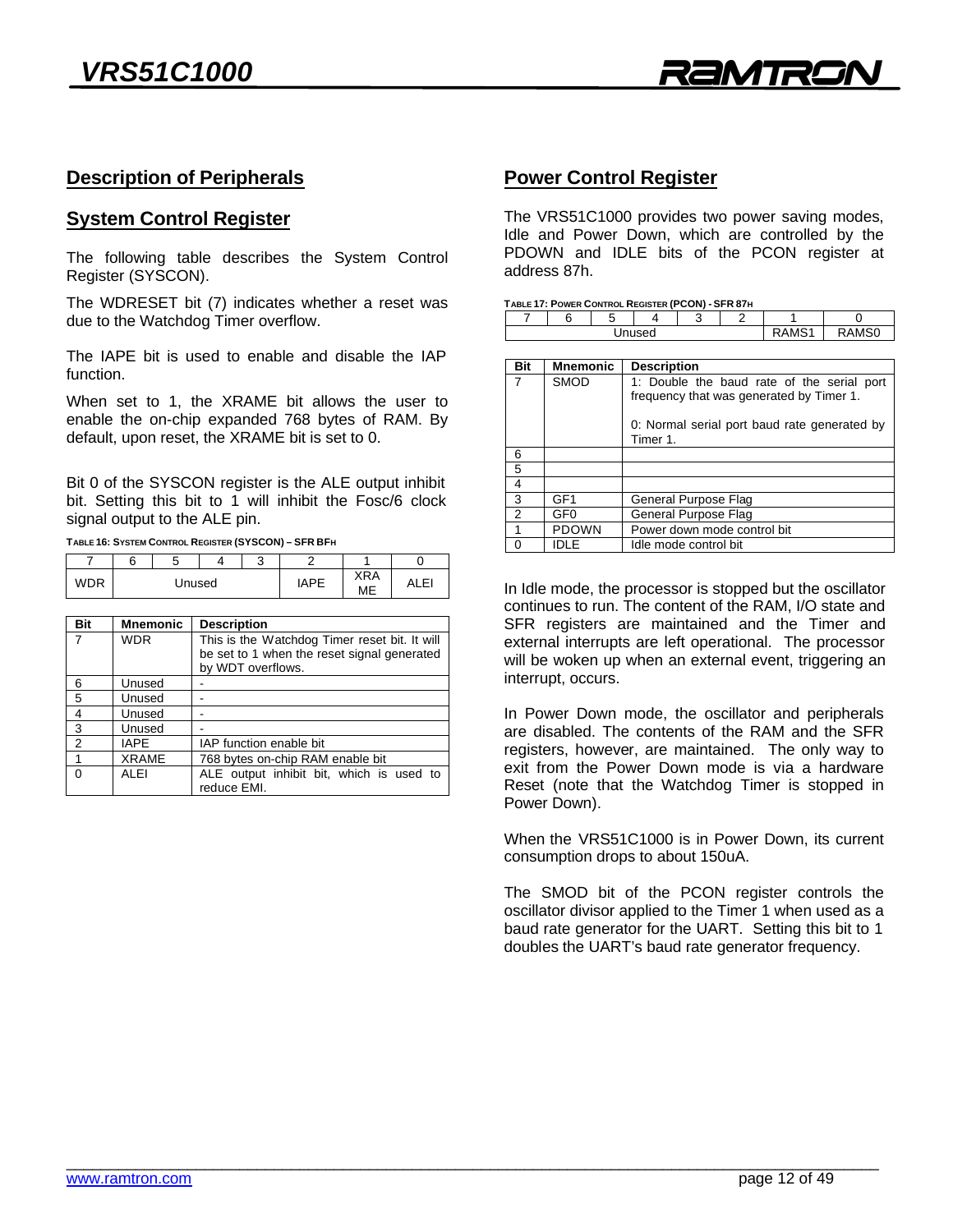## Description of Peripherals

### System Control Register

The following table describes the System Control Register (SYSCON).

The WDRESET bit (7) indicates whether a reset was due to the Watchdog Timer overflow.

The IAPE bit is used to enable and disable the IAP function.

When set to 1, the XRAME bit allows the user to enable the on-chip expanded 768 bytes of RAM. By default, upon reset, the XRAME bit is set to 0.

Bit 0 of the SYSCON register is the ALE output inhibit bit. Setting this bit to 1 will inhibit the Fosc/6 clock signal output to the ALE pin.

TABLE 16: SYSTEM CONTROL REGISTER (SYSCON) – SFR BFH

| 7 | 6 | 5 | 4 | 3 | 2 | 1 | 0 |
|---|---|---|---|---|---|---|---|
| WDR | Unused | | | | IAPE | XRAME | ALEI |

| Bit | Mnemonic | Description |
|---|---|---|
| 7 | WDR | This is the Watchdog Timer reset bit. It will be set to 1 when the reset signal generated by WDT overflows. |
| 6 | Unused | - |
| 5 | Unused | - |
| 4 | Unused | - |
| 3 | Unused | - |
| 2 | IAPE | IAP function enable bit |
| 1 | XRAME | 768 bytes on-chip RAM enable bit |
| 0 | ALEI | ALE output inhibit bit, which is used to reduce EMI. |

### Power Control Register

The VRS51C1000 provides two power saving modes, Idle and Power Down, which are controlled by the PDOWN and IDLE bits of the PCON register at address 87h.

TABLE 17: POWER CONTROL REGISTER (PCON) - SFR 87H

| 7 | 6 | 5 | 4 | 3 | 2 | 1 | 0 |
|---|---|---|---|---|---|---|---|
| Unused | | | | | | RAMS1 | RAMS0 |

| Bit | Mnemonic | Description |
|---|---|---|
| 7 | SMOD | 1: Double the baud rate of the serial port frequency that was generated by Timer 1.<br><br>0: Normal serial port baud rate generated by Timer 1. |
| 6 | | |
| 5 | | |
| 4 | | |
| 3 | GF1 | General Purpose Flag |
| 2 | GF0 | General Purpose Flag |
| 1 | PDOWN | Power down mode control bit |
| 0 | IDLE | Idle mode control bit |

In Idle mode, the processor is stopped but the oscillator continues to run. The content of the RAM, I/O state and SFR registers are maintained and the Timer and external interrupts are left operational. The processor will be woken up when an external event, triggering an interrupt, occurs.

In Power Down mode, the oscillator and peripherals are disabled. The contents of the RAM and the SFR registers, however, are maintained. The only way to exit from the Power Down mode is via a hardware Reset (note that the Watchdog Timer is stopped in Power Down).

When the VRS51C1000 is in Power Down, its current consumption drops to about 150uA.

The SMOD bit of the PCON register controls the oscillator divisor applied to the Timer 1 when used as a baud rate generator for the UART. Setting this bit to 1 doubles the UART's baud rate generator frequency.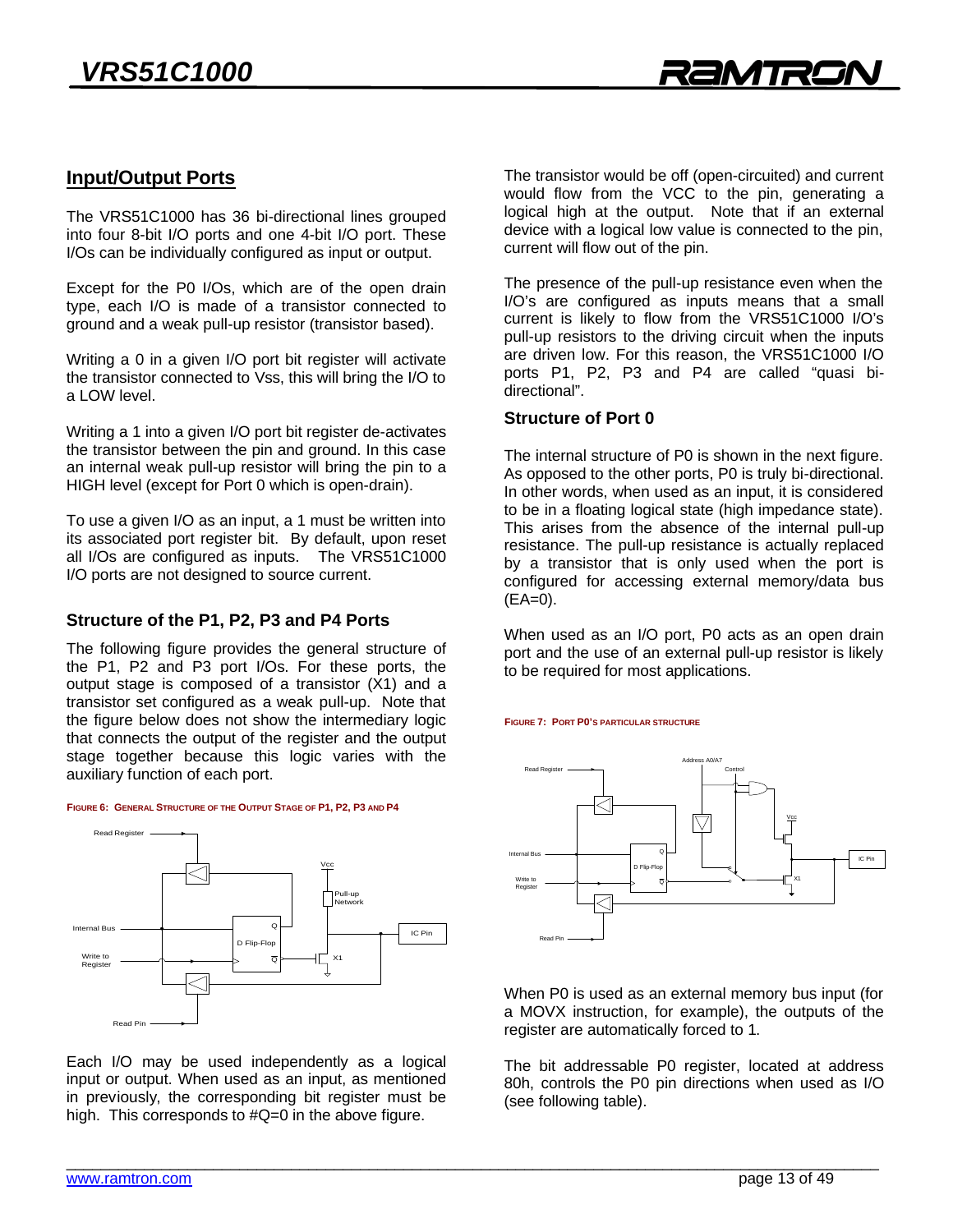## Input/Output Ports

The VRS51C1000 has 36 bi-directional lines grouped into four 8-bit I/O ports and one 4-bit I/O port. These I/Os can be individually configured as input or output.

Except for the P0 I/Os, which are of the open drain type, each I/O is made of a transistor connected to ground and a weak pull-up resistor (transistor based).

Writing a 0 in a given I/O port bit register will activate the transistor connected to Vss, this will bring the I/O to a LOW level.

Writing a 1 into a given I/O port bit register de-activates the transistor between the pin and ground. In this case an internal weak pull-up resistor will bring the pin to a HIGH level (except for Port 0 which is open-drain).

To use a given I/O as an input, a 1 must be written into its associated port register bit. By default, upon reset all I/Os are configured as inputs. The VRS51C1000 I/O ports are not designed to source current.

### Structure of the P1, P2, P3 and P4 Ports

The following figure provides the general structure of the P1, P2 and P3 port I/Os. For these ports, the output stage is composed of a transistor (X1) and a transistor set configured as a weak pull-up. Note that the figure below does not show the intermediary logic that connects the output of the register and the output stage together because this logic varies with the auxiliary function of each port.

FIGURE 6: GENERAL STRUCTURE OF THE OUTPUT STAGE OF P1, P2, P3 AND P4

Each I/O may be used independently as a logical input or output. When used as an input, as mentioned in previously, the corresponding bit register must be high. This corresponds to #Q=0 in the above figure.

The transistor would be off (open-circuited) and current would flow from the VCC to the pin, generating a logical high at the output. Note that if an external device with a logical low value is connected to the pin, current will flow out of the pin.

The presence of the pull-up resistance even when the I/O's are configured as inputs means that a small current is likely to flow from the VRS51C1000 I/O's pull-up resistors to the driving circuit when the inputs are driven low. For this reason, the VRS51C1000 I/O ports P1, P2, P3 and P4 are called "quasi bi-directional".

### Structure of Port 0

The internal structure of P0 is shown in the next figure. As opposed to the other ports, P0 is truly bi-directional. In other words, when used as an input, it is considered to be in a floating logical state (high impedance state). This arises from the absence of the internal pull-up resistance. The pull-up resistance is actually replaced by a transistor that is only used when the port is configured for accessing external memory/data bus (EA=0).

When used as an I/O port, P0 acts as an open drain port and the use of an external pull-up resistor is likely to be required for most applications.

FIGURE 7: PORT P0'S PARTICULAR STRUCTURE

When P0 is used as an external memory bus input (for a MOVX instruction, for example), the outputs of the register are automatically forced to 1.

The bit addressable P0 register, located at address 80h, controls the P0 pin directions when used as I/O (see following table).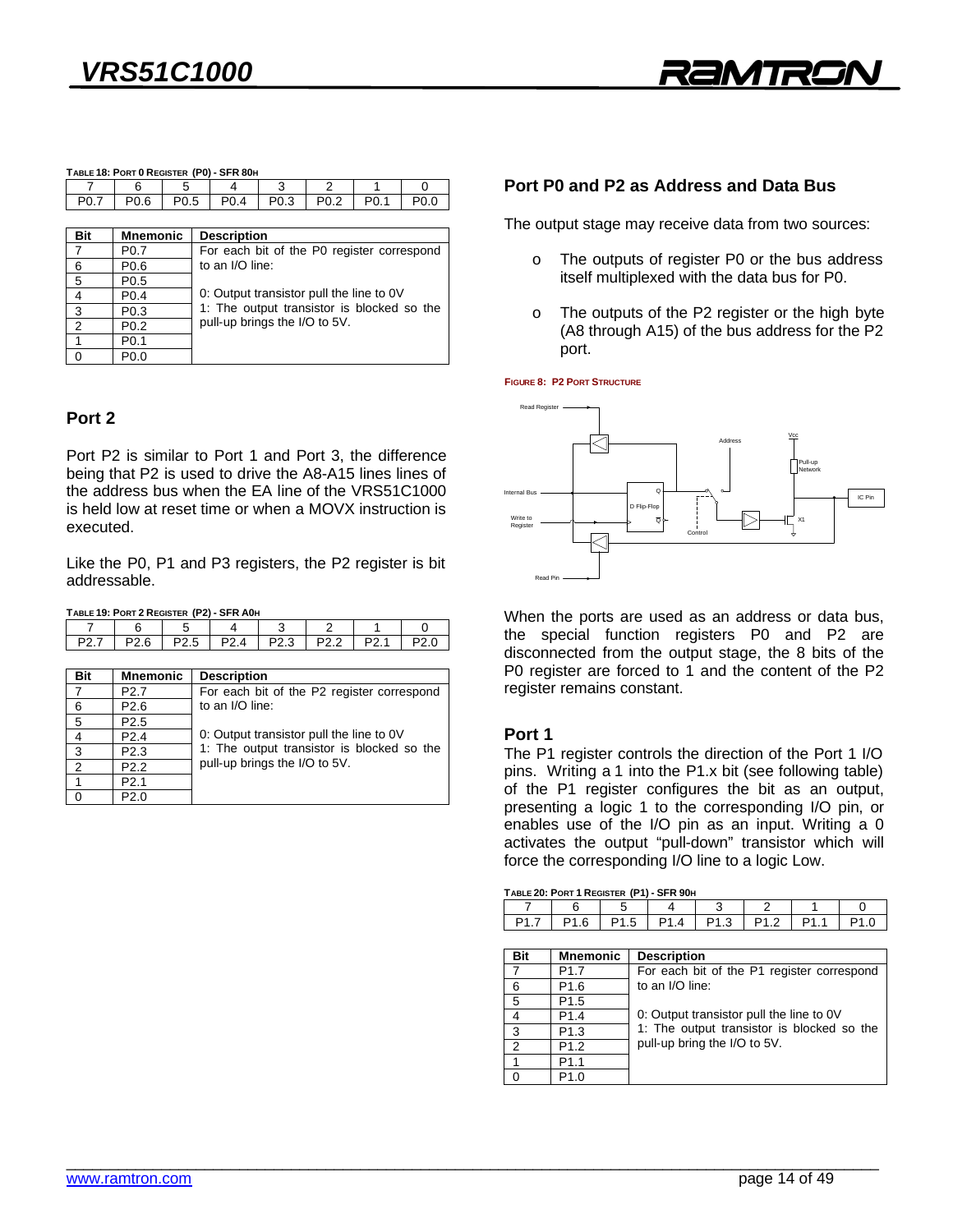**Table 18: Port 0 Register (P0) - SFR 80h**

| 7 | 6 | 5 | 4 | 3 | 2 | 1 | 0 |
|---|---|---|---|---|---|---|---|
| P0.7 | P0.6 | P0.5 | P0.4 | P0.3 | P0.2 | P0.1 | P0.0 |

| Bit | Mnemonic | Description |
|---|---|---|
| 7 | P0.7 | For each bit of the P0 register correspond to an I/O line: |
| 6 | P0.6 | |
| 5 | P0.5 | |
| 4 | P0.4 | 0: Output transistor pull the line to 0V |
| 3 | P0.3 | 1: The output transistor is blocked so the pull-up brings the I/O to 5V. |
| 2 | P0.2 | |
| 1 | P0.1 | |
| 0 | P0.0 | |

## Port 2

Port P2 is similar to Port 1 and Port 3, the difference being that P2 is used to drive the A8-A15 lines lines of the address bus when the EA line of the VRS51C1000 is held low at reset time or when a MOVX instruction is executed.

Like the P0, P1 and P3 registers, the P2 register is bit addressable.

**Table 19: Port 2 Register (P2) - SFR A0h**

| 7 | 6 | 5 | 4 | 3 | 2 | 1 | 0 |
|---|---|---|---|---|---|---|---|
| P2.7 | P2.6 | P2.5 | P2.4 | P2.3 | P2.2 | P2.1 | P2.0 |

| Bit | Mnemonic | Description |
|---|---|---|
| 7 | P2.7 | For each bit of the P2 register correspond to an I/O line: |
| 6 | P2.6 | |
| 5 | P2.5 | |
| 4 | P2.4 | 0: Output transistor pull the line to 0V |
| 3 | P2.3 | 1: The output transistor is blocked so the pull-up brings the I/O to 5V. |
| 2 | P2.2 | |
| 1 | P2.1 | |
| 0 | P2.0 | |

## Port P0 and P2 as Address and Data Bus

The output stage may receive data from two sources:

- The outputs of register P0 or the bus address itself multiplexed with the data bus for P0.
- The outputs of the P2 register or the high byte (A8 through A15) of the bus address for the P2 port.

**Figure 8: P2 Port Structure**

When the ports are used as an address or data bus, the special function registers P0 and P2 are disconnected from the output stage, the 8 bits of the P0 register are forced to 1 and the content of the P2 register remains constant.

## Port 1

The P1 register controls the direction of the Port 1 I/O pins. Writing a 1 into the P1.x bit (see following table) of the P1 register configures the bit as an output, presenting a logic 1 to the corresponding I/O pin, or enables use of the I/O pin as an input. Writing a 0 activates the output "pull-down" transistor which will force the corresponding I/O line to a logic Low.

**Table 20: Port 1 Register (P1) - SFR 90h**

| 7 | 6 | 5 | 4 | 3 | 2 | 1 | 0 |
|---|---|---|---|---|---|---|---|
| P1.7 | P1.6 | P1.5 | P1.4 | P1.3 | P1.2 | P1.1 | P1.0 |

| Bit | Mnemonic | Description |
|---|---|---|
| 7 | P1.7 | For each bit of the P1 register correspond to an I/O line: |
| 6 | P1.6 | |
| 5 | P1.5 | |
| 4 | P1.4 | 0: Output transistor pull the line to 0V |
| 3 | P1.3 | 1: The output transistor is blocked so the pull-up bring the I/O to 5V. |
| 2 | P1.2 | |
| 1 | P1.1 | |
| 0 | P1.0 | |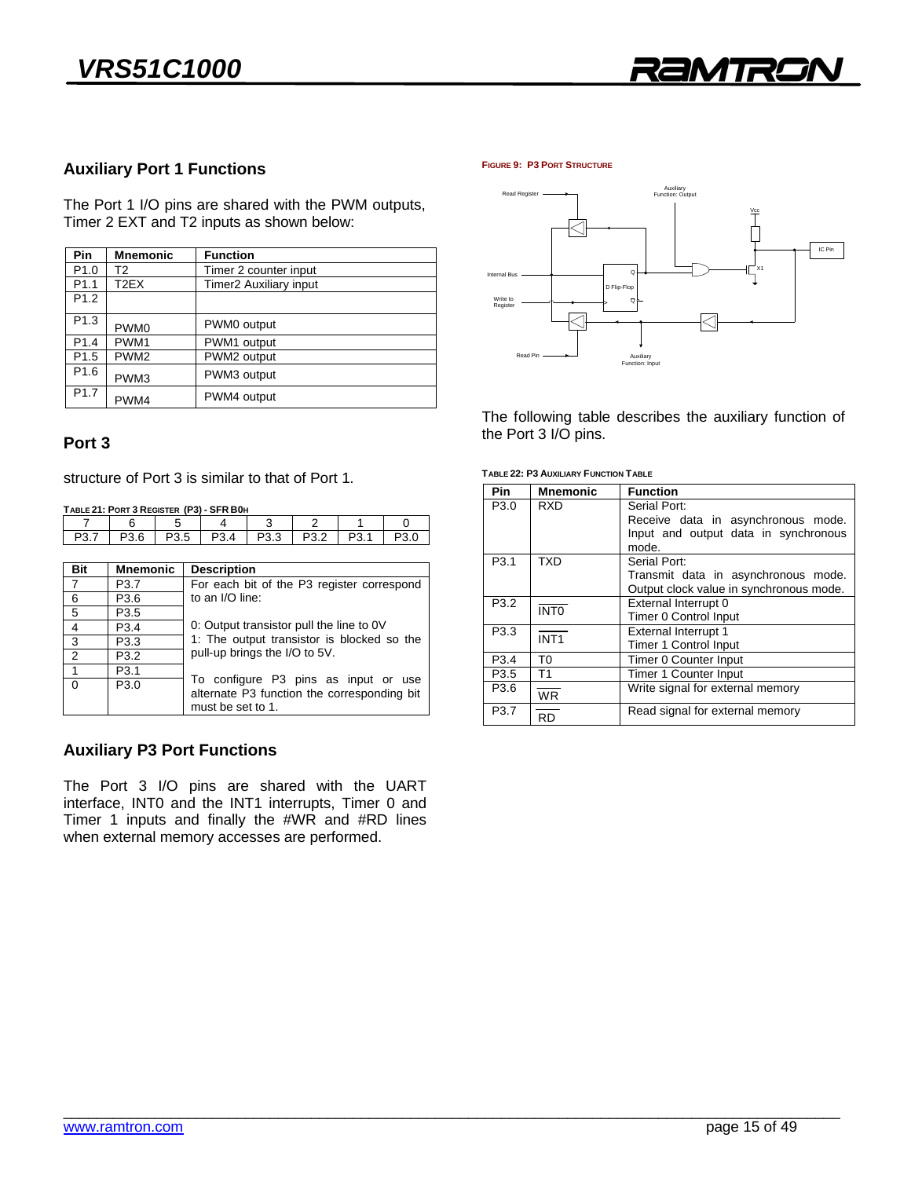## Auxiliary Port 1 Functions

The Port 1 I/O pins are shared with the PWM outputs, Timer 2 EXT and T2 inputs as shown below:

| Pin | Mnemonic | Function |
|---|---|---|
| P1.0 | T2 | Timer 2 counter input |
| P1.1 | T2EX | Timer2 Auxiliary input |
| P1.2 | | |
| P1.3 | PWM0 | PWM0 output |
| P1.4 | PWM1 | PWM1 output |
| P1.5 | PWM2 | PWM2 output |
| P1.6 | PWM3 | PWM3 output |
| P1.7 | PWM4 | PWM4 output |

## Port 3

structure of Port 3 is similar to that of Port 1.

**TABLE 21: PORT 3 REGISTER (P3) - SFR B0H**

| 7 | 6 | 5 | 4 | 3 | 2 | 1 | 0 |
|---|---|---|---|---|---|---|---|
| P3.7 | P3.6 | P3.5 | P3.4 | P3.3 | P3.2 | P3.1 | P3.0 |

| Bit | Mnemonic | Description |
|---|---|---|
| 7 | P3.7 | For each bit of the P3 register correspond to an I/O line: |
| 6 | P3.6 | |
| 5 | P3.5 | |
| 4 | P3.4 | 0: Output transistor pull the line to 0V |
| 3 | P3.3 | 1: The output transistor is blocked so the pull-up brings the I/O to 5V. |
| 2 | P3.2 | |
| 1 | P3.1 | To configure P3 pins as input or use alternate P3 function the corresponding bit must be set to 1. |
| 0 | P3.0 | |

## Auxiliary P3 Port Functions

The Port 3 I/O pins are shared with the UART interface, INT0 and the INT1 interrupts, Timer 0 and Timer 1 inputs and finally the #WR and #RD lines when external memory accesses are performed.

**FIGURE 9: P3 PORT STRUCTURE**

The following table describes the auxiliary function of the Port 3 I/O pins.

**TABLE 22: P3 AUXILIARY FUNCTION TABLE**

| Pin | Mnemonic | Function |
|---|---|---|
| P3.0 | RXD | Serial Port: Receive data in asynchronous mode. Input and output data in synchronous mode. |
| P3.1 | TXD | Serial Port: Transmit data in asynchronous mode. Output clock value in synchronous mode. |
| P3.2 | $\overline{\text{INT0}}$ | External Interrupt 0<br>Timer 0 Control Input |
| P3.3 | $\overline{\text{INT1}}$ | External Interrupt 1<br>Timer 1 Control Input |
| P3.4 | T0 | Timer 0 Counter Input |
| P3.5 | T1 | Timer 1 Counter Input |
| P3.6 | $\overline{\text{WR}}$ | Write signal for external memory |
| P3.7 | $\overline{\text{RD}}$ | Read signal for external memory |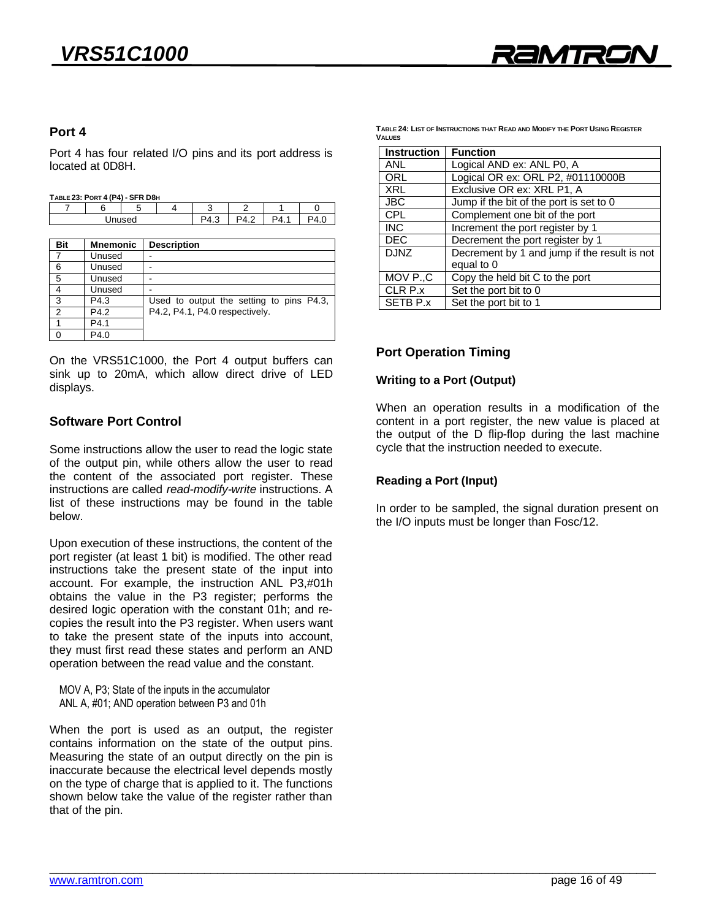## Port 4

Port 4 has four related I/O pins and its port address is located at 0D8H.

TABLE 23: PORT 4 (P4) - SFR D8H

| 7 | 6 | 5 | 4 | 3 | 2 | 1 | 0 |
|---|---|---|---|---|---|---|---|
| Unused | | | | P4.3 | P4.2 | P4.1 | P4.0 |

| Bit | Mnemonic | Description |
|---|---|---|
| 7 | Unused | - |
| 6 | Unused | - |
| 5 | Unused | - |
| 4 | Unused | - |
| 3 | P4.3 | Used to output the setting to pins P4.3, P4.2, P4.1, P4.0 respectively. |
| 2 | P4.2 | |
| 1 | P4.1 | |
| 0 | P4.0 | |

On the VRS51C1000, the Port 4 output buffers can sink up to 20mA, which allow direct drive of LED displays.

## Software Port Control

Some instructions allow the user to read the logic state of the output pin, while others allow the user to read the content of the associated port register. These instructions are called *read-modify-write* instructions. A list of these instructions may be found in the table below.

Upon execution of these instructions, the content of the port register (at least 1 bit) is modified. The other read instructions take the present state of the input into account. For example, the instruction ANL P3,#01h obtains the value in the P3 register; performs the desired logic operation with the constant 01h; and re-copies the result into the P3 register. When users want to take the present state of the inputs into account, they must first read these states and perform an AND operation between the read value and the constant.

```
MOV A, P3; State of the inputs in the accumulator
ANL A, #01; AND operation between P3 and 01h
```

When the port is used as an output, the register contains information on the state of the output pins. Measuring the state of an output directly on the pin is inaccurate because the electrical level depends mostly on the type of charge that is applied to it. The functions shown below take the value of the register rather than that of the pin.

TABLE 24: LIST OF INSTRUCTIONS THAT READ AND MODIFY THE PORT USING REGISTER VALUES

| Instruction | Function |
|---|---|
| ANL | Logical AND ex: ANL P0, A |
| ORL | Logical OR ex: ORL P2, #01110000B |
| XRL | Exclusive OR ex: XRL P1, A |
| JBC | Jump if the bit of the port is set to 0 |
| CPL | Complement one bit of the port |
| INC | Increment the port register by 1 |
| DEC | Decrement the port register by 1 |
| DJNZ | Decrement by 1 and jump if the result is not equal to 0 |
| MOV P.,C | Copy the held bit C to the port |
| CLR P.x | Set the port bit to 0 |
| SETB P.x | Set the port bit to 1 |

## Port Operation Timing

### Writing to a Port (Output)

When an operation results in a modification of the content in a port register, the new value is placed at the output of the D flip-flop during the last machine cycle that the instruction needed to execute.

### Reading a Port (Input)

In order to be sampled, the signal duration present on the I/O inputs must be longer than Fosc/12.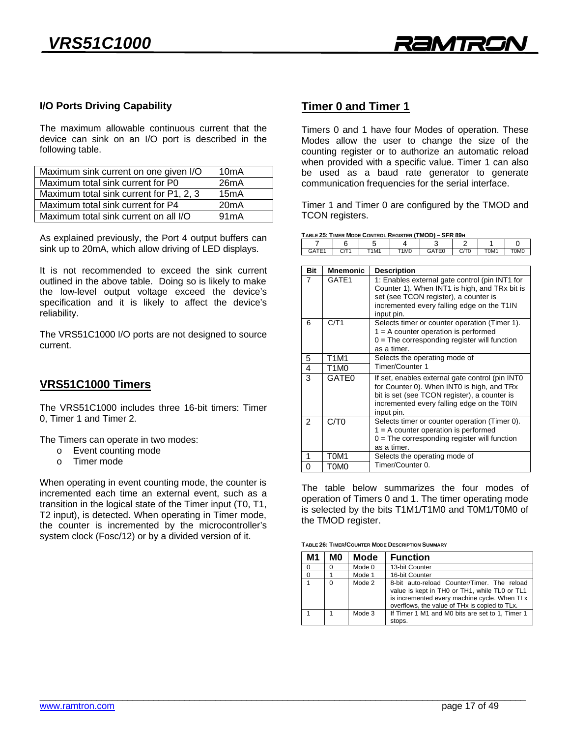### I/O Ports Driving Capability

The maximum allowable continuous current that the device can sink on an I/O port is described in the following table.

| | |
|---|---|
| Maximum sink current on one given I/O | 10mA |
| Maximum total sink current for P0 | 26mA |
| Maximum total sink current for P1, 2, 3 | 15mA |
| Maximum total sink current for P4 | 20mA |
| Maximum total sink current on all I/O | 91mA |

As explained previously, the Port 4 output buffers can sink up to 20mA, which allow driving of LED displays.

It is not recommended to exceed the sink current outlined in the above table. Doing so is likely to make the low-level output voltage exceed the device's specification and it is likely to affect the device's reliability.

The VRS51C1000 I/O ports are not designed to source current.

## VRS51C1000 Timers

The VRS51C1000 includes three 16-bit timers: Timer 0, Timer 1 and Timer 2.

The Timers can operate in two modes:

- Event counting mode
- Timer mode

When operating in event counting mode, the counter is incremented each time an external event, such as a transition in the logical state of the Timer input (T0, T1, T2 input), is detected. When operating in Timer mode, the counter is incremented by the microcontroller's system clock (Fosc/12) or by a divided version of it.

## Timer 0 and Timer 1

Timers 0 and 1 have four Modes of operation. These Modes allow the user to change the size of the counting register or to authorize an automatic reload when provided with a specific value. Timer 1 can also be used as a baud rate generator to generate communication frequencies for the serial interface.

Timer 1 and Timer 0 are configured by the TMOD and TCON registers.

**TABLE 25: TIMER MODE CONTROL REGISTER (TMOD) – SFR 89H**

| 7 | 6 | 5 | 4 | 3 | 2 | 1 | 0 |
|---|---|---|---|---|---|---|---|
| GATE1 | C/T1 | T1M1 | T1M0 | GATE0 | C/T0 | T0M1 | T0M0 |

| Bit | Mnemonic | Description |
|---|---|---|
| 7 | GATE1 | 1: Enables external gate control (pin INT1 for Counter 1). When INT1 is high, and TRx bit is set (see TCON register), a counter is incremented every falling edge on the T1IN input pin. |
| 6 | C/T1 | Selects timer or counter operation (Timer 1). 1 = A counter operation is performed 0 = The corresponding register will function as a timer. |
| 5 | T1M1 | Selects the operating mode of Timer/Counter 1 |
| 4 | T1M0 | |
| 3 | GATE0 | If set, enables external gate control (pin INT0 for Counter 0). When INT0 is high, and TRx bit is set (see TCON register), a counter is incremented every falling edge on the T0IN input pin. |
| 2 | C/T0 | Selects timer or counter operation (Timer 0). 1 = A counter operation is performed 0 = The corresponding register will function as a timer. |
| 1 | T0M1 | Selects the operating mode of Timer/Counter 0. |
| 0 | T0M0 | |

The table below summarizes the four modes of operation of Timers 0 and 1. The timer operating mode is selected by the bits T1M1/T1M0 and T0M1/T0M0 of the TMOD register.

**TABLE 26: TIMER/COUNTER MODE DESCRIPTION SUMMARY**

| M1 | M0 | Mode | Function |
|---|---|---|---|
| 0 | 0 | Mode 0 | 13-bit Counter |
| 0 | 1 | Mode 1 | 16-bit Counter |
| 1 | 0 | Mode 2 | 8-bit auto-reload Counter/Timer. The reload value is kept in TH0 or TH1, while TL0 or TL1 is incremented every machine cycle. When TLx overflows, the value of THx is copied to TLx. |
| 1 | 1 | Mode 3 | If Timer 1 M1 and M0 bits are set to 1, Timer 1 stops. |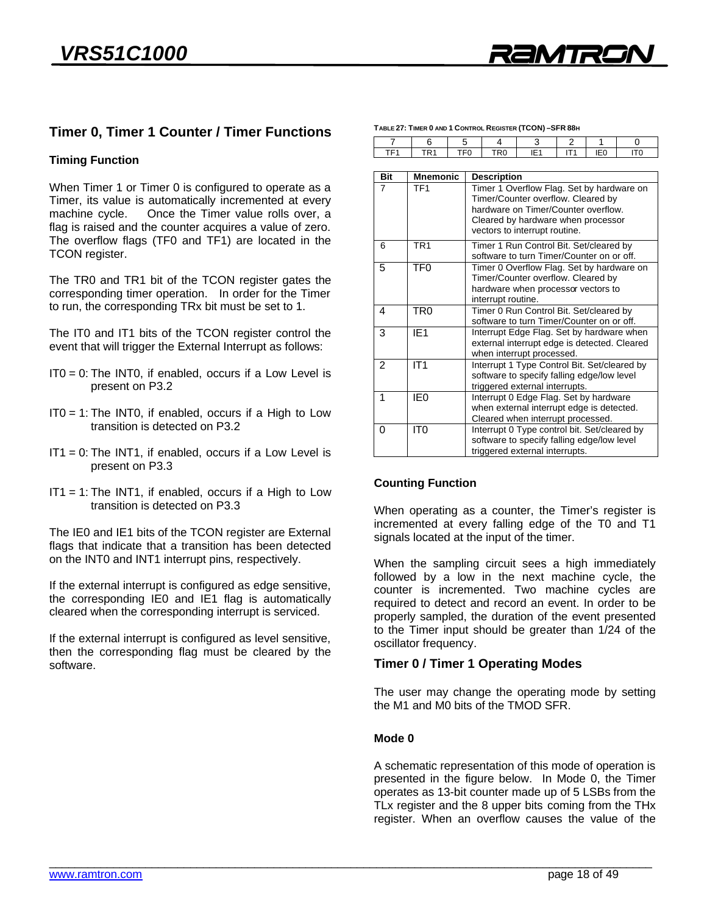## Timer 0, Timer 1 Counter / Timer Functions

### Timing Function

When Timer 1 or Timer 0 is configured to operate as a Timer, its value is automatically incremented at every machine cycle. Once the Timer value rolls over, a flag is raised and the counter acquires a value of zero. The overflow flags (TF0 and TF1) are located in the TCON register.

The TR0 and TR1 bit of the TCON register gates the corresponding timer operation. In order for the Timer to run, the corresponding TRx bit must be set to 1.

The IT0 and IT1 bits of the TCON register control the event that will trigger the External Interrupt as follows:

IT0 = 0: The INT0, if enabled, occurs if a Low Level is present on P3.2

IT0 = 1: The INT0, if enabled, occurs if a High to Low transition is detected on P3.2

IT1 = 0: The INT1, if enabled, occurs if a Low Level is present on P3.3

IT1 = 1: The INT1, if enabled, occurs if a High to Low transition is detected on P3.3

The IE0 and IE1 bits of the TCON register are External flags that indicate that a transition has been detected on the INT0 and INT1 interrupt pins, respectively.

If the external interrupt is configured as edge sensitive, the corresponding IE0 and IE1 flag is automatically cleared when the corresponding interrupt is serviced.

If the external interrupt is configured as level sensitive, then the corresponding flag must be cleared by the software.

**TABLE 27: TIMER 0 AND 1 CONTROL REGISTER (TCON) –SFR 88H**

| 7 | 6 | 5 | 4 | 3 | 2 | 1 | 0 |
|---|---|---|---|---|---|---|---|
| TF1 | TR1 | TF0 | TR0 | IE1 | IT1 | IE0 | IT0 |

| Bit | Mnemonic | Description |
|---|---|---|
| 7 | TF1 | Timer 1 Overflow Flag. Set by hardware on Timer/Counter overflow. Cleared by hardware on Timer/Counter overflow. Cleared by hardware when processor vectors to interrupt routine. |
| 6 | TR1 | Timer 1 Run Control Bit. Set/cleared by software to turn Timer/Counter on or off. |
| 5 | TF0 | Timer 0 Overflow Flag. Set by hardware on Timer/Counter overflow. Cleared by hardware when processor vectors to interrupt routine. |
| 4 | TR0 | Timer 0 Run Control Bit. Set/cleared by software to turn Timer/Counter on or off. |
| 3 | IE1 | Interrupt Edge Flag. Set by hardware when external interrupt edge is detected. Cleared when interrupt processed. |
| 2 | IT1 | Interrupt 1 Type Control Bit. Set/cleared by software to specify falling edge/low level triggered external interrupts. |
| 1 | IE0 | Interrupt 0 Edge Flag. Set by hardware when external interrupt edge is detected. Cleared when interrupt processed. |
| 0 | IT0 | Interrupt 0 Type control bit. Set/cleared by software to specify falling edge/low level triggered external interrupts. |

### Counting Function

When operating as a counter, the Timer's register is incremented at every falling edge of the T0 and T1 signals located at the input of the timer.

When the sampling circuit sees a high immediately followed by a low in the next machine cycle, the counter is incremented. Two machine cycles are required to detect and record an event. In order to be properly sampled, the duration of the event presented to the Timer input should be greater than 1/24 of the oscillator frequency.

### Timer 0 / Timer 1 Operating Modes

The user may change the operating mode by setting the M1 and M0 bits of the TMOD SFR.

#### Mode 0

A schematic representation of this mode of operation is presented in the figure below. In Mode 0, the Timer operates as 13-bit counter made up of 5 LSBs from the TLx register and the 8 upper bits coming from the THx register. When an overflow causes the value of the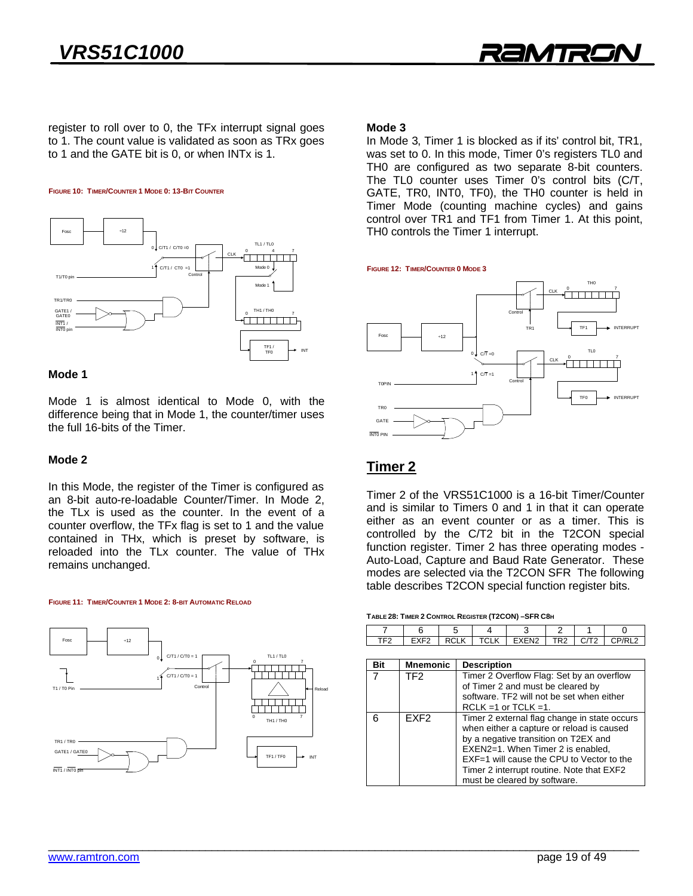register to roll over to 0, the TFx interrupt signal goes to 1. The count value is validated as soon as TRx goes to 1 and the GATE bit is 0, or when INTx is 1.

**FIGURE 10: TIMER/COUNTER 1 MODE 0: 13-BIT COUNTER**

### Mode 1

Mode 1 is almost identical to Mode 0, with the difference being that in Mode 1, the counter/timer uses the full 16-bits of the Timer.

### Mode 2

In this Mode, the register of the Timer is configured as an 8-bit auto-re-loadable Counter/Timer. In Mode 2, the TLx is used as the counter. In the event of a counter overflow, the TFx flag is set to 1 and the value contained in THx, which is preset by software, is reloaded into the TLx counter. The value of THx remains unchanged.

**FIGURE 11: TIMER/COUNTER 1 MODE 2: 8-BIT AUTOMATIC RELOAD**

### Mode 3

In Mode 3, Timer 1 is blocked as if its' control bit, TR1, was set to 0. In this mode, Timer 0's registers TL0 and TH0 are configured as two separate 8-bit counters. The TL0 counter uses Timer 0's control bits (C/T, GATE, TR0, INT0, TF0), the TH0 counter is held in Timer Mode (counting machine cycles) and gains control over TR1 and TF1 from Timer 1. At this point, TH0 controls the Timer 1 interrupt.

**FIGURE 12: TIMER/COUNTER 0 MODE 3**

## Timer 2

Timer 2 of the VRS51C1000 is a 16-bit Timer/Counter and is similar to Timers 0 and 1 in that it can operate either as an event counter or as a timer. This is controlled by the C/T2 bit in the T2CON special function register. Timer 2 has three operating modes - Auto-Load, Capture and Baud Rate Generator. These modes are selected via the T2CON SFR The following table describes T2CON special function register bits.

**TABLE 28: TIMER 2 CONTROL REGISTER (T2CON) –SFR C8H**

| 7 | 6 | 5 | 4 | 3 | 2 | 1 | 0 |
|---|---|---|---|---|---|---|---|
| TF2 | EXF2 | RCLK | TCLK | EXEN2 | TR2 | C/T2 | CP/RL2 |

| Bit | Mnemonic | Description |
|---|---|---|
| 7 | TF2 | Timer 2 Overflow Flag: Set by an overflow of Timer 2 and must be cleared by software. TF2 will not be set when either RCLK =1 or TCLK =1. |
| 6 | EXF2 | Timer 2 external flag change in state occurs when either a capture or reload is caused by a negative transition on T2EX and EXEN2=1. When Timer 2 is enabled, EXF=1 will cause the CPU to Vector to the Timer 2 interrupt routine. Note that EXF2 must be cleared by software. |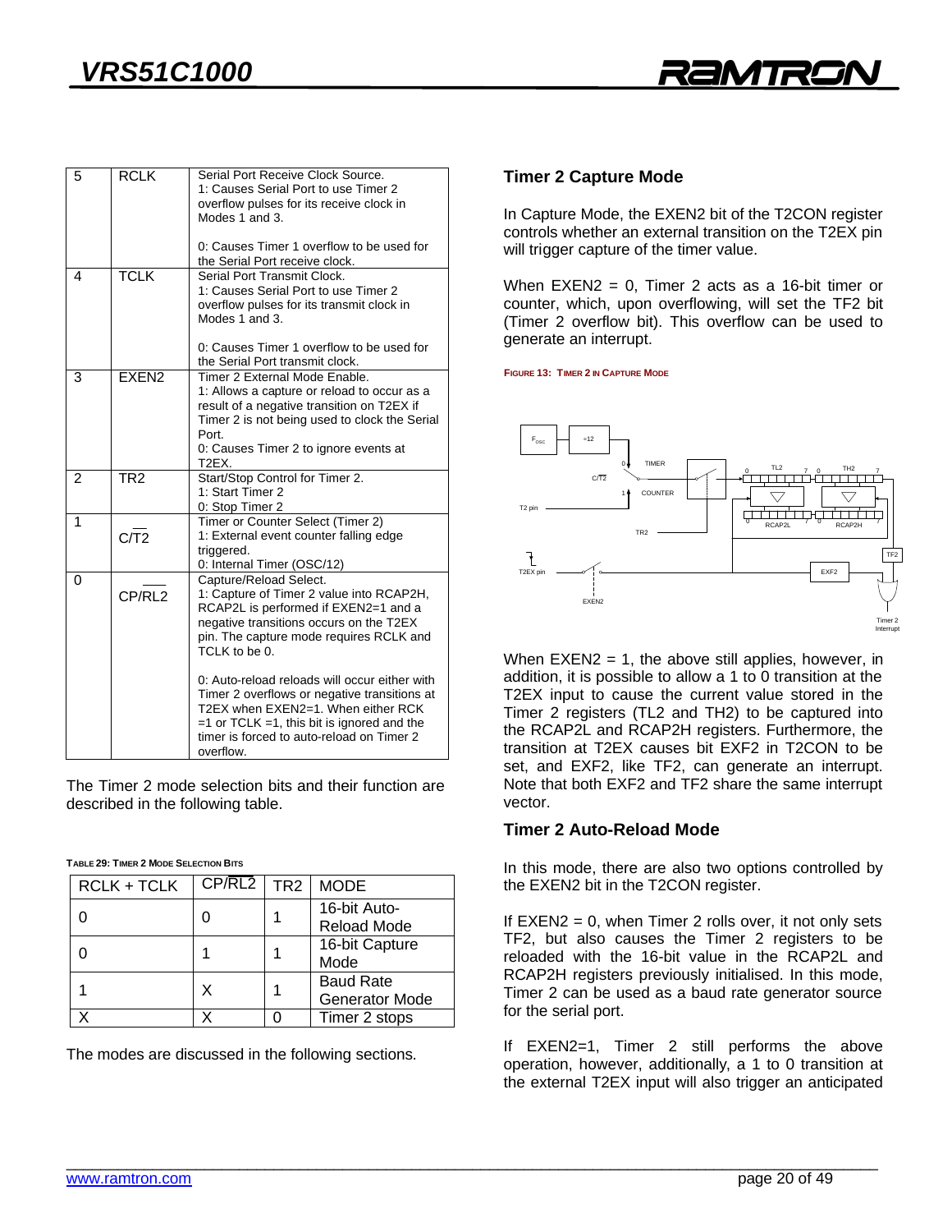| 5 | RCLK | Serial Port Receive Clock Source.<br>1: Causes Serial Port to use Timer 2 overflow pulses for its receive clock in Modes 1 and 3.<br><br>0: Causes Timer 1 overflow to be used for the Serial Port receive clock. |
|---|---|---|
| 4 | TCLK | Serial Port Transmit Clock.<br>1: Causes Serial Port to use Timer 2 overflow pulses for its transmit clock in Modes 1 and 3.<br><br>0: Causes Timer 1 overflow to be used for the Serial Port transmit clock. |
| 3 | EXEN2 | Timer 2 External Mode Enable.<br>1: Allows a capture or reload to occur as a result of a negative transition on T2EX if Timer 2 is not being used to clock the Serial Port.<br>0: Causes Timer 2 to ignore events at T2EX. |
| 2 | TR2 | Start/Stop Control for Timer 2.<br>1: Start Timer 2<br>0: Stop Timer 2 |
| 1 | C/$\overline{T2}$ | Timer or Counter Select (Timer 2)<br>1: External event counter falling edge triggered.<br>0: Internal Timer (OSC/12) |
| 0 | CP/$\overline{RL2}$ | Capture/Reload Select.<br>1: Capture of Timer 2 value into RCAP2H, RCAP2L is performed if EXEN2=1 and a negative transitions occurs on the T2EX pin. The capture mode requires RCLK and TCLK to be 0.<br><br>0: Auto-reload reloads will occur either with Timer 2 overflows or negative transitions at T2EX when EXEN2=1. When either RCK =1 or TCLK =1, this bit is ignored and the timer is forced to auto-reload on Timer 2 overflow. |

The Timer 2 mode selection bits and their function are described in the following table.

TABLE 29: TIMER 2 MODE SELECTION BITS

| RCLK + TCLK | CP/$\overline{RL2}$ | TR2 | MODE |
|---|---|---|---|
| 0 | 0 | 1 | 16-bit Auto-Reload Mode |
| 0 | 1 | 1 | 16-bit Capture Mode |
| 1 | X | 1 | Baud Rate Generator Mode |
| X | X | 0 | Timer 2 stops |

The modes are discussed in the following sections.

### Timer 2 Capture Mode

In Capture Mode, the EXEN2 bit of the T2CON register controls whether an external transition on the T2EX pin will trigger capture of the timer value.

When EXEN2 = 0, Timer 2 acts as a 16-bit timer or counter, which, upon overflowing, will set the TF2 bit (Timer 2 overflow bit). This overflow can be used to generate an interrupt.

FIGURE 13: TIMER 2 IN CAPTURE MODE

When EXEN2 = 1, the above still applies, however, in addition, it is possible to allow a 1 to 0 transition at the T2EX input to cause the current value stored in the Timer 2 registers (TL2 and TH2) to be captured into the RCAP2L and RCAP2H registers. Furthermore, the transition at T2EX causes bit EXF2 in T2CON to be set, and EXF2, like TF2, can generate an interrupt. Note that both EXF2 and TF2 share the same interrupt vector.

### Timer 2 Auto-Reload Mode

In this mode, there are also two options controlled by the EXEN2 bit in the T2CON register.

If EXEN2 = 0, when Timer 2 rolls over, it not only sets TF2, but also causes the Timer 2 registers to be reloaded with the 16-bit value in the RCAP2L and RCAP2H registers previously initialised. In this mode, Timer 2 can be used as a baud rate generator source for the serial port.

If EXEN2=1, Timer 2 still performs the above operation, however, additionally, a 1 to 0 transition at the external T2EX input will also trigger an anticipated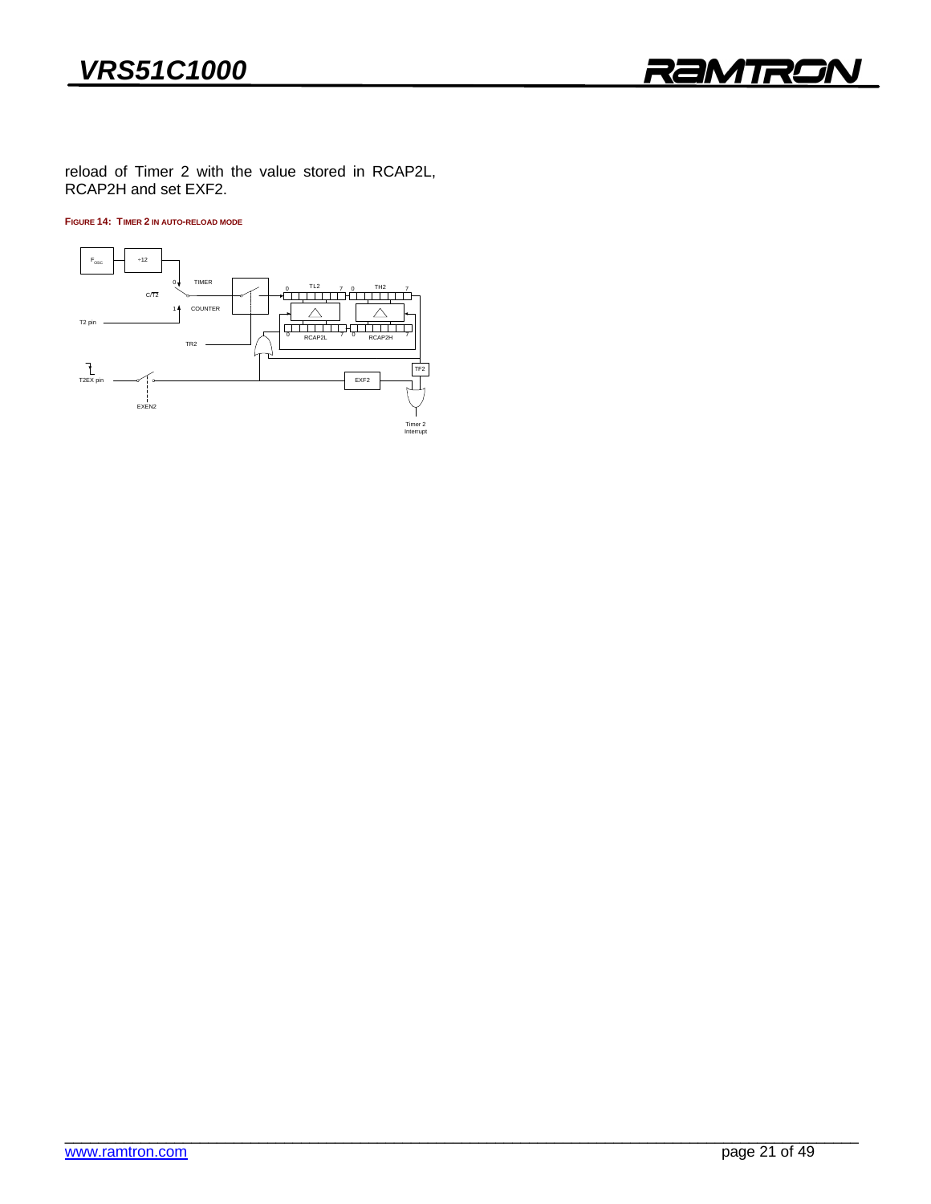reload of Timer 2 with the value stored in RCAP2L, RCAP2H and set EXF2.

**FIGURE 14: TIMER 2 IN AUTO-RELOAD MODE**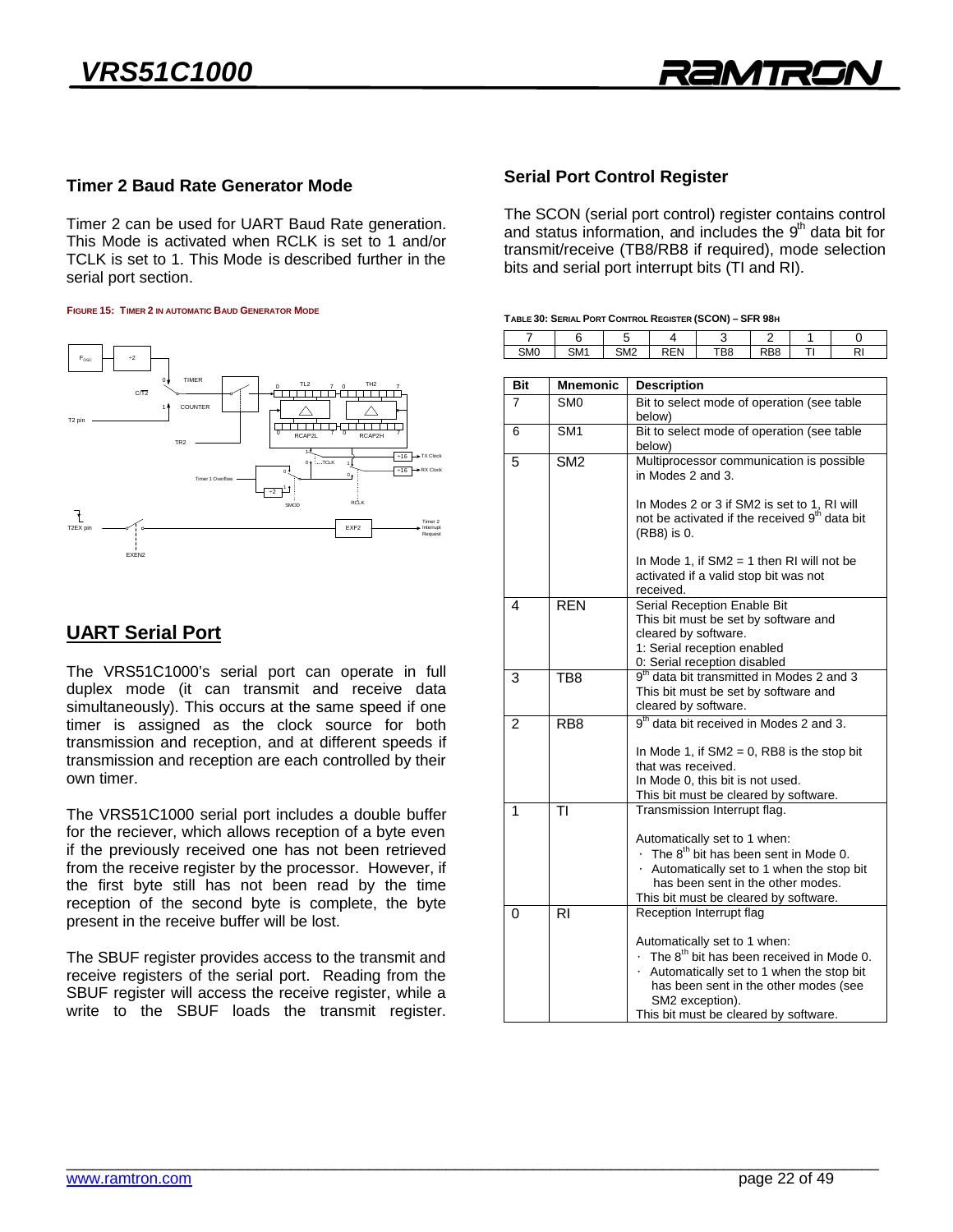## Timer 2 Baud Rate Generator Mode

Timer 2 can be used for UART Baud Rate generation. This Mode is activated when RCLK is set to 1 and/or TCLK is set to 1. This Mode is described further in the serial port section.

**FIGURE 15: TIMER 2 IN AUTOMATIC BAUD GENERATOR MODE**

## UART Serial Port

The VRS51C1000's serial port can operate in full duplex mode (it can transmit and receive data simultaneously). This occurs at the same speed if one timer is assigned as the clock source for both transmission and reception, and at different speeds if transmission and reception are each controlled by their own timer.

The VRS51C1000 serial port includes a double buffer for the reciever, which allows reception of a byte even if the previously received one has not been retrieved from the receive register by the processor. However, if the first byte still has not been read by the time reception of the second byte is complete, the byte present in the receive buffer will be lost.

The SBUF register provides access to the transmit and receive registers of the serial port. Reading from the SBUF register will access the receive register, while a write to the SBUF loads the transmit register.

## Serial Port Control Register

The SCON (serial port control) register contains control and status information, and includes the 9th data bit for transmit/receive (TB8/RB8 if required), mode selection bits and serial port interrupt bits (TI and RI).

**TABLE 30: SERIAL PORT CONTROL REGISTER (SCON) – SFR 98H**

| 7 | 6 | 5 | 4 | 3 | 2 | 1 | 0 |
|---|---|---|---|---|---|---|---|
| SM0 | SM1 | SM2 | REN | TB8 | RB8 | TI | RI |

| Bit | Mnemonic | Description |
|---|---|---|
| 7 | SM0 | Bit to select mode of operation (see table below) |
| 6 | SM1 | Bit to select mode of operation (see table below) |
| 5 | SM2 | Multiprocessor communication is possible in Modes 2 and 3.<br><br>In Modes 2 or 3 if SM2 is set to 1, RI will not be activated if the received 9th data bit (RB8) is 0.<br><br>In Mode 1, if SM2 = 1 then RI will not be activated if a valid stop bit was not received. |
| 4 | REN | Serial Reception Enable Bit<br>This bit must be set by software and cleared by software.<br>1: Serial reception enabled<br>0: Serial reception disabled |
| 3 | TB8 | 9th data bit transmitted in Modes 2 and 3<br>This bit must be set by software and cleared by software. |
| 2 | RB8 | 9th data bit received in Modes 2 and 3.<br><br>In Mode 1, if SM2 = 0, RB8 is the stop bit that was received.<br>In Mode 0, this bit is not used.<br>This bit must be cleared by software. |
| 1 | TI | Transmission Interrupt flag.<br><br>Automatically set to 1 when:<br>· The 8th bit has been sent in Mode 0.<br>· Automatically set to 1 when the stop bit has been sent in the other modes.<br>This bit must be cleared by software. |
| 0 | RI | Reception Interrupt flag<br><br>Automatically set to 1 when:<br>· The 8th bit has been received in Mode 0.<br>· Automatically set to 1 when the stop bit has been sent in the other modes (see SM2 exception).<br>This bit must be cleared by software. |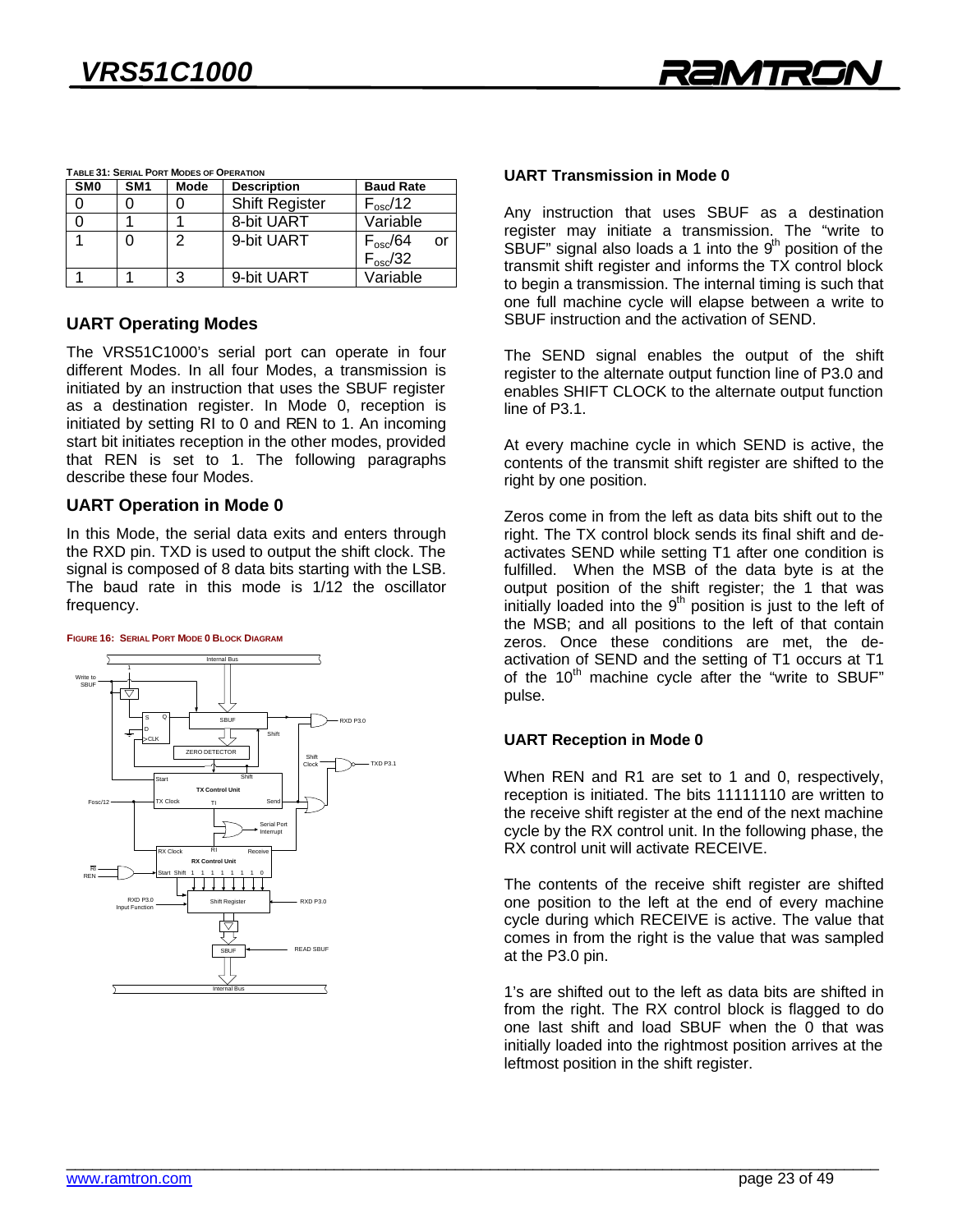**Table 31: Serial Port Modes of Operation**

| SM0 | SM1 | Mode | Description | Baud Rate |
|---|---|---|---|---|
| 0 | 0 | 0 | Shift Register | $F_{osc}/12$ |
| 0 | 1 | 1 | 8-bit UART | Variable |
| 1 | 0 | 2 | 9-bit UART | $F_{osc}/64$ or $F_{osc}/32$ |
| 1 | 1 | 3 | 9-bit UART | Variable |

## UART Operating Modes

The VRS51C1000's serial port can operate in four different Modes. In all four Modes, a transmission is initiated by an instruction that uses the SBUF register as a destination register. In Mode 0, reception is initiated by setting RI to 0 and REN to 1. An incoming start bit initiates reception in the other modes, provided that REN is set to 1. The following paragraphs describe these four Modes.

## UART Operation in Mode 0

In this Mode, the serial data exits and enters through the RXD pin. TXD is used to output the shift clock. The signal is composed of 8 data bits starting with the LSB. The baud rate in this mode is 1/12 the oscillator frequency.

**Figure 16: Serial Port Mode 0 Block Diagram**

### UART Transmission in Mode 0

Any instruction that uses SBUF as a destination register may initiate a transmission. The "write to SBUF" signal also loads a 1 into the 9th position of the transmit shift register and informs the TX control block to begin a transmission. The internal timing is such that one full machine cycle will elapse between a write to SBUF instruction and the activation of SEND.

The SEND signal enables the output of the shift register to the alternate output function line of P3.0 and enables SHIFT CLOCK to the alternate output function line of P3.1.

At every machine cycle in which SEND is active, the contents of the transmit shift register are shifted to the right by one position.

Zeros come in from the left as data bits shift out to the right. The TX control block sends its final shift and de-activates SEND while setting T1 after one condition is fulfilled. When the MSB of the data byte is at the output position of the shift register; the 1 that was initially loaded into the 9th position is just to the left of the MSB; and all positions to the left of that contain zeros. Once these conditions are met, the de-activation of SEND and the setting of T1 occurs at T1 of the 10th machine cycle after the "write to SBUF" pulse.

### UART Reception in Mode 0

When REN and R1 are set to 1 and 0, respectively, reception is initiated. The bits 11111110 are written to the receive shift register at the end of the next machine cycle by the RX control unit. In the following phase, the RX control unit will activate RECEIVE.

The contents of the receive shift register are shifted one position to the left at the end of every machine cycle during which RECEIVE is active. The value that comes in from the right is the value that was sampled at the P3.0 pin.

1's are shifted out to the left as data bits are shifted in from the right. The RX control block is flagged to do one last shift and load SBUF when the 0 that was initially loaded into the rightmost position arrives at the leftmost position in the shift register.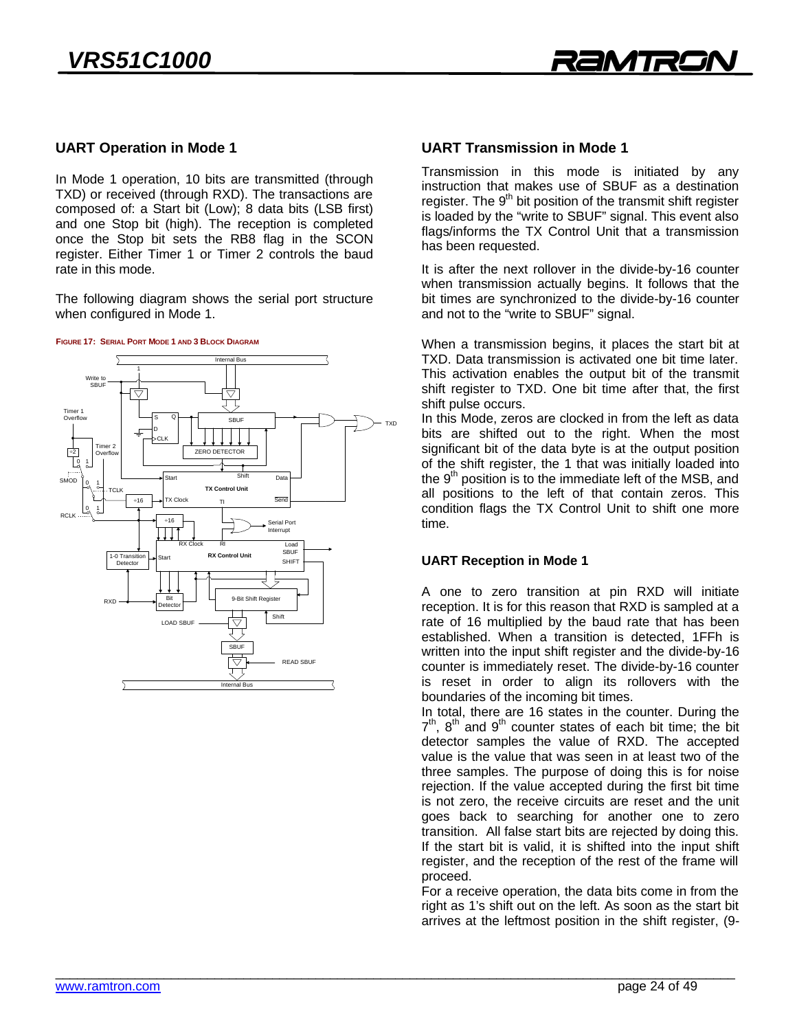## UART Operation in Mode 1

In Mode 1 operation, 10 bits are transmitted (through TXD) or received (through RXD). The transactions are composed of: a Start bit (Low); 8 data bits (LSB first) and one Stop bit (high). The reception is completed once the Stop bit sets the RB8 flag in the SCON register. Either Timer 1 or Timer 2 controls the baud rate in this mode.

The following diagram shows the serial port structure when configured in Mode 1.

**FIGURE 17: SERIAL PORT MODE 1 AND 3 BLOCK DIAGRAM**

## UART Transmission in Mode 1

Transmission in this mode is initiated by any instruction that makes use of SBUF as a destination register. The 9th bit position of the transmit shift register is loaded by the "write to SBUF" signal. This event also flags/informs the TX Control Unit that a transmission has been requested.

It is after the next rollover in the divide-by-16 counter when transmission actually begins. It follows that the bit times are synchronized to the divide-by-16 counter and not to the "write to SBUF" signal.

When a transmission begins, it places the start bit at TXD. Data transmission is activated one bit time later. This activation enables the output bit of the transmit shift register to TXD. One bit time after that, the first shift pulse occurs.

In this Mode, zeros are clocked in from the left as data bits are shifted out to the right. When the most significant bit of the data byte is at the output position of the shift register, the 1 that was initially loaded into the 9th position is to the immediate left of the MSB, and all positions to the left of that contain zeros. This condition flags the TX Control Unit to shift one more time.

## UART Reception in Mode 1

A one to zero transition at pin RXD will initiate reception. It is for this reason that RXD is sampled at a rate of 16 multiplied by the baud rate that has been established. When a transition is detected, 1FFh is written into the input shift register and the divide-by-16 counter is immediately reset. The divide-by-16 counter is reset in order to align its rollovers with the boundaries of the incoming bit times.

In total, there are 16 states in the counter. During the 7th, 8th and 9th counter states of each bit time; the bit detector samples the value of RXD. The accepted value is the value that was seen in at least two of the three samples. The purpose of doing this is for noise rejection. If the value accepted during the first bit time is not zero, the receive circuits are reset and the unit goes back to searching for another one to zero transition. All false start bits are rejected by doing this. If the start bit is valid, it is shifted into the input shift register, and the reception of the rest of the frame will proceed.

For a receive operation, the data bits come in from the right as 1's shift out on the left. As soon as the start bit arrives at the leftmost position in the shift register, (9-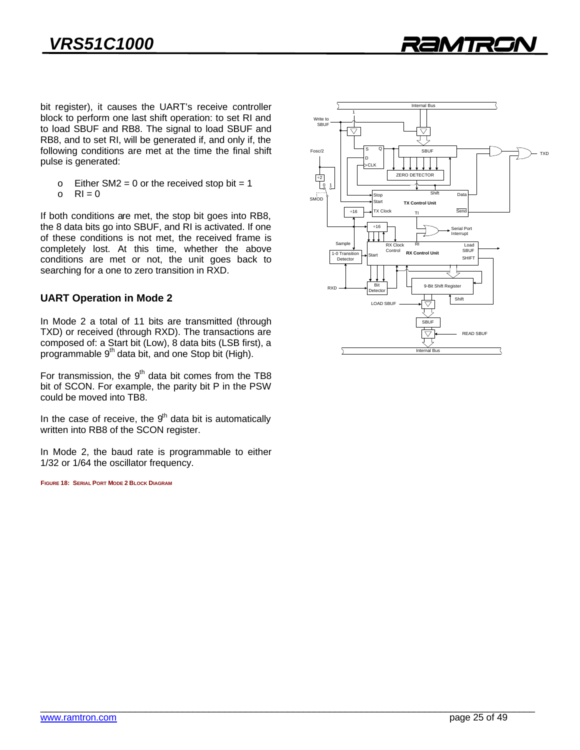bit register), it causes the UART's receive controller block to perform one last shift operation: to set RI and to load SBUF and RB8. The signal to load SBUF and RB8, and to set RI, will be generated if, and only if, the following conditions are met at the time the final shift pulse is generated:

- Either SM2 = 0 or the received stop bit = 1
- RI = 0

If both conditions are met, the stop bit goes into RB8, the 8 data bits go into SBUF, and RI is activated. If one of these conditions is not met, the received frame is completely lost. At this time, whether the above conditions are met or not, the unit goes back to searching for a one to zero transition in RXD.

## UART Operation in Mode 2

In Mode 2 a total of 11 bits are transmitted (through TXD) or received (through RXD). The transactions are composed of: a Start bit (Low), 8 data bits (LSB first), a programmable 9th data bit, and one Stop bit (High).

For transmission, the 9th data bit comes from the TB8 bit of SCON. For example, the parity bit P in the PSW could be moved into TB8.

In the case of receive, the 9th data bit is automatically written into RB8 of the SCON register.

In Mode 2, the baud rate is programmable to either 1/32 or 1/64 the oscillator frequency.

**FIGURE 18: SERIAL PORT MODE 2 BLOCK DIAGRAM**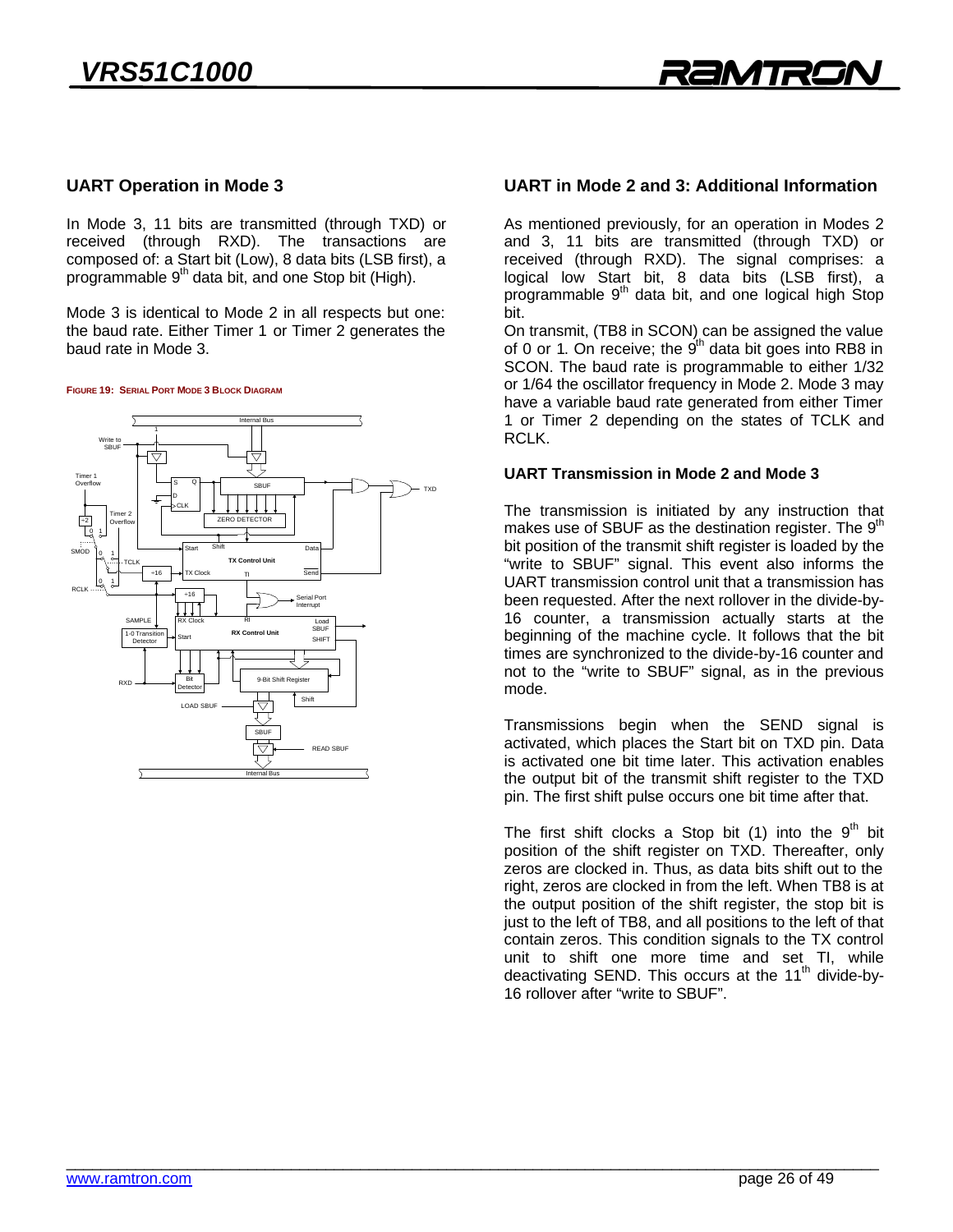## UART Operation in Mode 3

In Mode 3, 11 bits are transmitted (through TXD) or received (through RXD). The transactions are composed of: a Start bit (Low), 8 data bits (LSB first), a programmable 9th data bit, and one Stop bit (High).

Mode 3 is identical to Mode 2 in all respects but one: the baud rate. Either Timer 1 or Timer 2 generates the baud rate in Mode 3.

**FIGURE 19: SERIAL PORT MODE 3 BLOCK DIAGRAM**

## UART in Mode 2 and 3: Additional Information

As mentioned previously, for an operation in Modes 2 and 3, 11 bits are transmitted (through TXD) or received (through RXD). The signal comprises: a logical low Start bit, 8 data bits (LSB first), a programmable 9th data bit, and one logical high Stop bit.

On transmit, (TB8 in SCON) can be assigned the value of 0 or 1. On receive; the 9th data bit goes into RB8 in SCON. The baud rate is programmable to either 1/32 or 1/64 the oscillator frequency in Mode 2. Mode 3 may have a variable baud rate generated from either Timer 1 or Timer 2 depending on the states of TCLK and RCLK.

### UART Transmission in Mode 2 and Mode 3

The transmission is initiated by any instruction that makes use of SBUF as the destination register. The 9th bit position of the transmit shift register is loaded by the "write to SBUF" signal. This event also informs the UART transmission control unit that a transmission has been requested. After the next rollover in the divide-by-16 counter, a transmission actually starts at the beginning of the machine cycle. It follows that the bit times are synchronized to the divide-by-16 counter and not to the "write to SBUF" signal, as in the previous mode.

Transmissions begin when the SEND signal is activated, which places the Start bit on TXD pin. Data is activated one bit time later. This activation enables the output bit of the transmit shift register to the TXD pin. The first shift pulse occurs one bit time after that.

The first shift clocks a Stop bit (1) into the 9th bit position of the shift register on TXD. Thereafter, only zeros are clocked in. Thus, as data bits shift out to the right, zeros are clocked in from the left. When TB8 is at the output position of the shift register, the stop bit is just to the left of TB8, and all positions to the left of that contain zeros. This condition signals to the TX control unit to shift one more time and set TI, while deactivating SEND. This occurs at the 11th divide-by-16 rollover after "write to SBUF".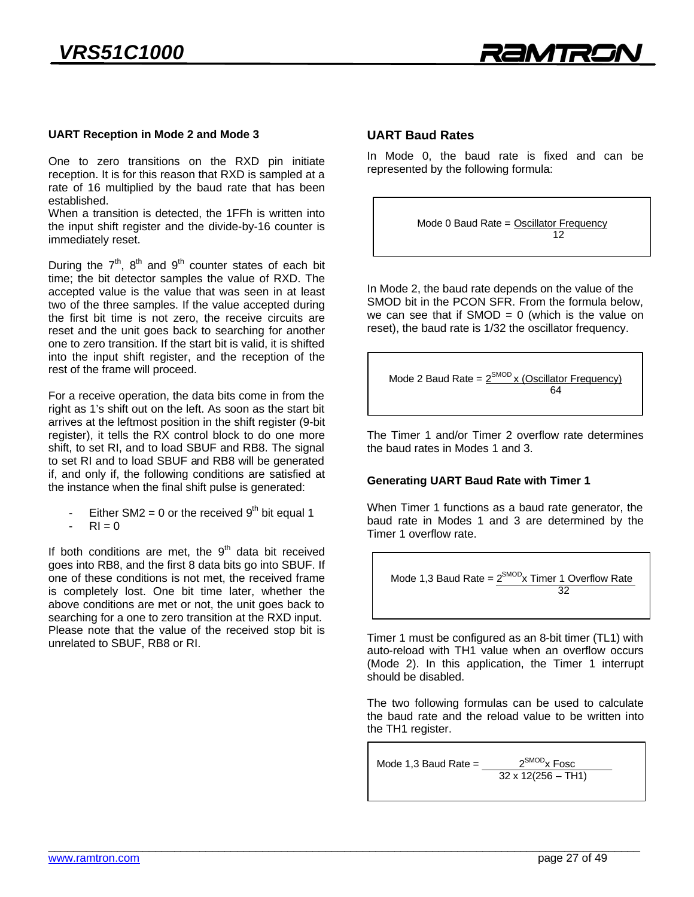### UART Reception in Mode 2 and Mode 3

One to zero transitions on the RXD pin initiate reception. It is for this reason that RXD is sampled at a rate of 16 multiplied by the baud rate that has been established.
When a transition is detected, the 1FFh is written into the input shift register and the divide-by-16 counter is immediately reset.

During the 7th, 8th and 9th counter states of each bit time; the bit detector samples the value of RXD. The accepted value is the value that was seen in at least two of the three samples. If the value accepted during the first bit time is not zero, the receive circuits are reset and the unit goes back to searching for another one to zero transition. If the start bit is valid, it is shifted into the input shift register, and the reception of the rest of the frame will proceed.

For a receive operation, the data bits come in from the right as 1's shift out on the left. As soon as the start bit arrives at the leftmost position in the shift register (9-bit register), it tells the RX control block to do one more shift, to set RI, and to load SBUF and RB8. The signal to set RI and to load SBUF and RB8 will be generated if, and only if, the following conditions are satisfied at the instance when the final shift pulse is generated:

- Either SM2 = 0 or the received 9th bit equal 1
- RI = 0

If both conditions are met, the 9th data bit received goes into RB8, and the first 8 data bits go into SBUF. If one of these conditions is not met, the received frame is completely lost. One bit time later, whether the above conditions are met or not, the unit goes back to searching for a one to zero transition at the RXD input. Please note that the value of the received stop bit is unrelated to SBUF, RB8 or RI.

## UART Baud Rates

In Mode 0, the baud rate is fixed and can be represented by the following formula:

$$\text{Mode 0 Baud Rate} = \frac{\text{Oscillator Frequency}}{12}$$

In Mode 2, the baud rate depends on the value of the SMOD bit in the PCON SFR. From the formula below, we can see that if SMOD = 0 (which is the value on reset), the baud rate is 1/32 the oscillator frequency.

$$\text{Mode 2 Baud Rate} = \frac{2^{SMOD} \times (\text{Oscillator Frequency})}{64}$$

The Timer 1 and/or Timer 2 overflow rate determines the baud rates in Modes 1 and 3.

### Generating UART Baud Rate with Timer 1

When Timer 1 functions as a baud rate generator, the baud rate in Modes 1 and 3 are determined by the Timer 1 overflow rate.

$$\text{Mode 1,3 Baud Rate} = \frac{2^{SMOD} \times \text{Timer 1 Overflow Rate}}{32}$$

Timer 1 must be configured as an 8-bit timer (TL1) with auto-reload with TH1 value when an overflow occurs (Mode 2). In this application, the Timer 1 interrupt should be disabled.

The two following formulas can be used to calculate the baud rate and the reload value to be written into the TH1 register.

$$\text{Mode 1,3 Baud Rate} = \frac{2^{SMOD} \times \text{Fosc}}{32 \times 12(256 - \text{TH1})}$$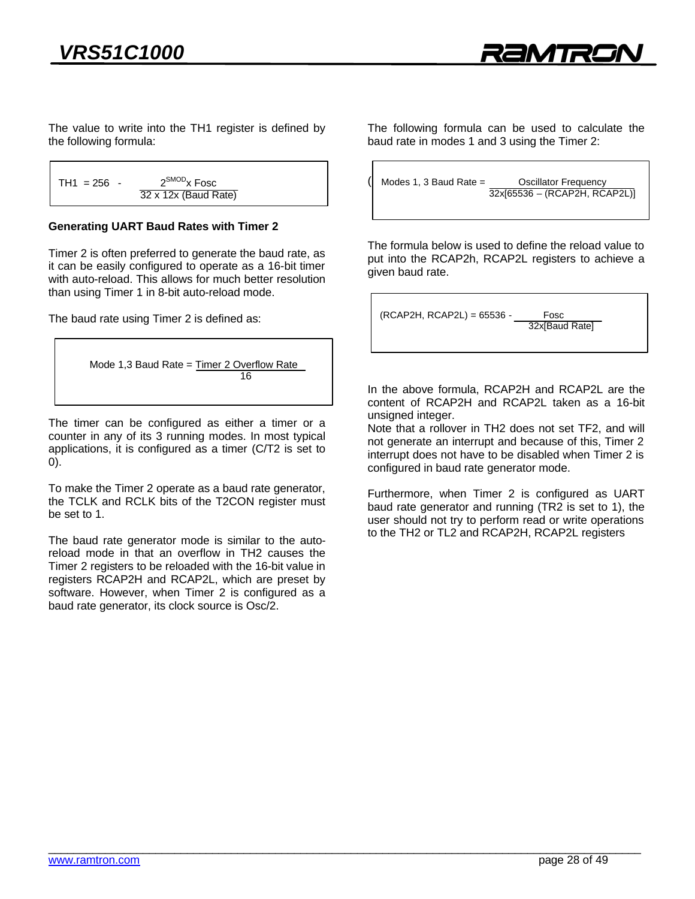The value to write into the TH1 register is defined by the following formula:

$$TH1 = 256 - \frac{2^{SMOD} \times Fosc}{32 \times 12x\,(Baud\ Rate)}$$

### Generating UART Baud Rates with Timer 2

Timer 2 is often preferred to generate the baud rate, as it can be easily configured to operate as a 16-bit timer with auto-reload. This allows for much better resolution than using Timer 1 in 8-bit auto-reload mode.

The baud rate using Timer 2 is defined as:

$$\text{Mode 1,3 Baud Rate} = \frac{\text{Timer 2 Overflow Rate}}{16}$$

The timer can be configured as either a timer or a counter in any of its 3 running modes. In most typical applications, it is configured as a timer (C/T2 is set to 0).

To make the Timer 2 operate as a baud rate generator, the TCLK and RCLK bits of the T2CON register must be set to 1.

The baud rate generator mode is similar to the auto-reload mode in that an overflow in TH2 causes the Timer 2 registers to be reloaded with the 16-bit value in registers RCAP2H and RCAP2L, which are preset by software. However, when Timer 2 is configured as a baud rate generator, its clock source is Osc/2.

The following formula can be used to calculate the baud rate in modes 1 and 3 using the Timer 2:

$$\text{Modes 1, 3 Baud Rate} = \frac{\text{Oscillator Frequency}}{32x[65536 - (RCAP2H, RCAP2L)]}$$

The formula below is used to define the reload value to put into the RCAP2h, RCAP2L registers to achieve a given baud rate.

$$(RCAP2H, RCAP2L) = 65536 - \frac{Fosc}{32x[Baud\ Rate]}$$

In the above formula, RCAP2H and RCAP2L are the content of RCAP2H and RCAP2L taken as a 16-bit unsigned integer.

Note that a rollover in TH2 does not set TF2, and will not generate an interrupt and because of this, Timer 2 interrupt does not have to be disabled when Timer 2 is configured in baud rate generator mode.

Furthermore, when Timer 2 is configured as UART baud rate generator and running (TR2 is set to 1), the user should not try to perform read or write operations to the TH2 or TL2 and RCAP2H, RCAP2L registers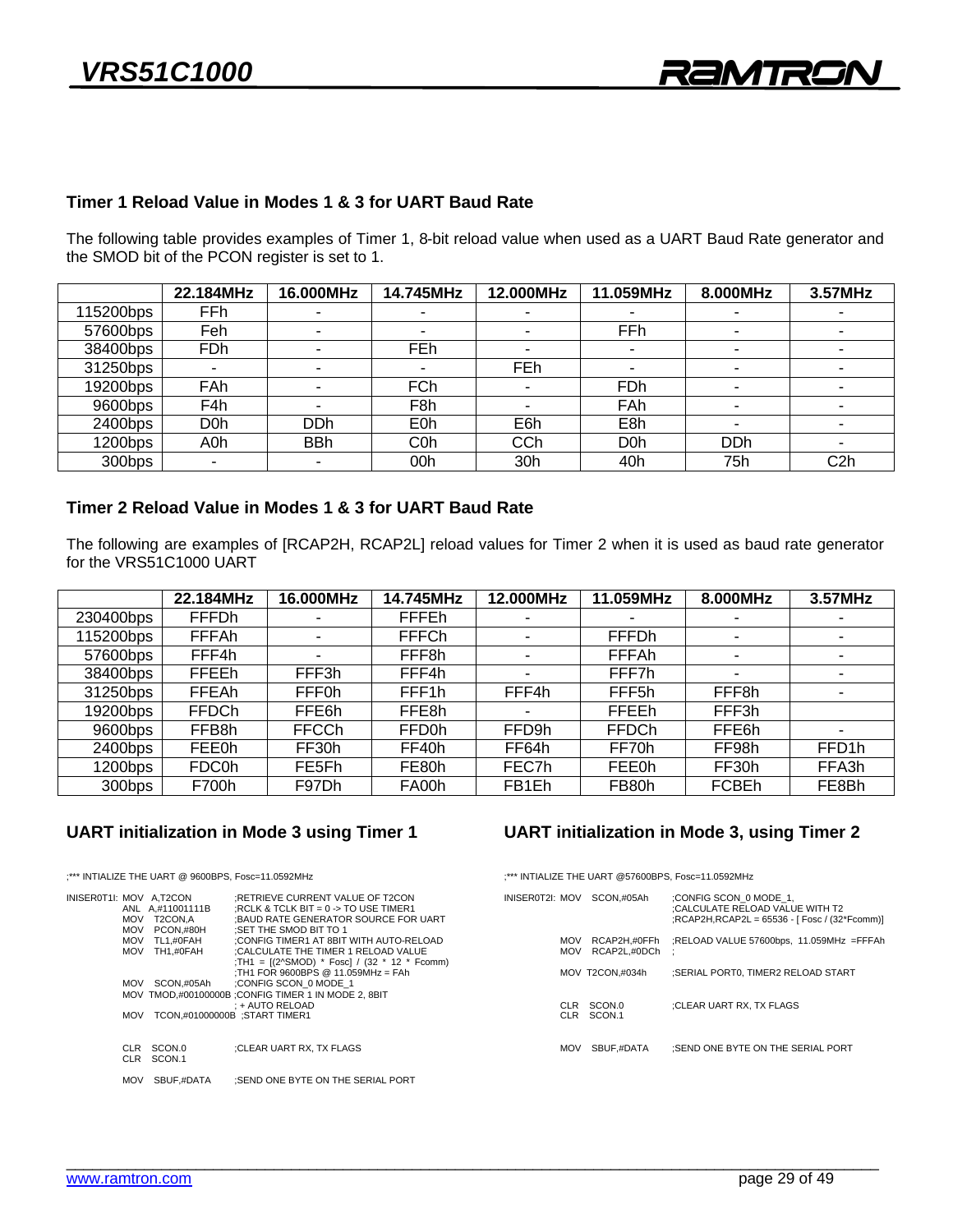## Timer 1 Reload Value in Modes 1 & 3 for UART Baud Rate

The following table provides examples of Timer 1, 8-bit reload value when used as a UART Baud Rate generator and the SMOD bit of the PCON register is set to 1.

| | 22.184MHz | 16.000MHz | 14.745MHz | 12.000MHz | 11.059MHz | 8.000MHz | 3.57MHz |
|---|---|---|---|---|---|---|---|
| 115200bps | FFh | - | - | - | - | - | - |
| 57600bps | Feh | - | - | - | FFh | - | - |
| 38400bps | FDh | - | FEh | - | - | - | - |
| 31250bps | - | - | - | FEh | - | - | - |
| 19200bps | FAh | - | FCh | - | FDh | - | - |
| 9600bps | F4h | - | F8h | - | FAh | - | - |
| 2400bps | D0h | DDh | E0h | E6h | E8h | - | - |
| 1200bps | A0h | BBh | C0h | CCh | D0h | DDh | - |
| 300bps | - | - | 00h | 30h | 40h | 75h | C2h |

## Timer 2 Reload Value in Modes 1 & 3 for UART Baud Rate

The following are examples of [RCAP2H, RCAP2L] reload values for Timer 2 when it is used as baud rate generator for the VRS51C1000 UART

| | 22.184MHz | 16.000MHz | 14.745MHz | 12.000MHz | 11.059MHz | 8.000MHz | 3.57MHz |
|---|---|---|---|---|---|---|---|
| 230400bps | FFFDh | - | FFFEh | - | - | - | - |
| 115200bps | FFFAh | - | FFFCh | - | FFFDh | - | - |
| 57600bps | FFF4h | - | FFF8h | - | FFFAh | - | - |
| 38400bps | FFEEh | FFF3h | FFF4h | - | FFF7h | - | - |
| 31250bps | FFEAh | FFF0h | FFF1h | FFF4h | FFF5h | FFF8h | - |
| 19200bps | FFDCh | FFE6h | FFE8h | - | FFEEh | FFF3h | |
| 9600bps | FFB8h | FFCCh | FFD0h | FFD9h | FFDCh | FFE6h | - |
| 2400bps | FEE0h | FF30h | FF40h | FF64h | FF70h | FF98h | FFD1h |
| 1200bps | FDC0h | FE5Fh | FE80h | FEC7h | FEE0h | FF30h | FFA3h |
| 300bps | F700h | F97Dh | FA00h | FB1Eh | FB80h | FCBEh | FE8Bh |

## UART initialization in Mode 3 using Timer 1

```
;*** INTIALIZE THE UART @ 9600BPS, Fosc=11.0592MHz

INISER0T1I: MOV  A,T2CON            ;RETRIEVE CURRENT VALUE OF T2CON
            ANL  A,#11001111B       ;RCLK & TCLK BIT = 0 -> TO USE TIMER1
            MOV  T2CON,A            ;BAUD RATE GENERATOR SOURCE FOR UART
            MOV  PCON,#80H          ;SET THE SMOD BIT TO 1
            MOV  TL1,#0FAH          ;CONFIG TIMER1 AT 8BIT WITH AUTO-RELOAD
            MOV  TH1,#0FAH          ;CALCULATE THE TIMER 1 RELOAD VALUE
                                    ;TH1 = [(2^SMOD) * Fosc] / (32 * 12 * Fcomm)
                                    ;TH1 FOR 9600BPS @ 11.059MHz = FAh
            MOV  SCON,#05Ah         ;CONFIG SCON_0 MODE_1
            MOV  TMOD,#00100000B    ;CONFIG TIMER 1 IN MODE 2, 8BIT
                                    ; + AUTO RELOAD
            MOV  TCON,#01000000B    ;START TIMER1


            CLR  SCON.0             ;CLEAR UART RX, TX FLAGS
            CLR  SCON.1

            MOV  SBUF,#DATA         ;SEND ONE BYTE ON THE SERIAL PORT
```

## UART initialization in Mode 3, using Timer 2

```
;*** INTIALIZE THE UART @57600BPS, Fosc=11.0592MHz

INISER0T2I: MOV  SCON,#05Ah         ;CONFIG SCON_0 MODE_1,
                                    ;CALCULATE RELOAD VALUE WITH T2
                                    ;RCAP2H,RCAP2L = 65536 - [ Fosc / (32*Fcomm)]

            MOV  RCAP2H,#0FFh       ;RELOAD VALUE 57600bps, 11.059MHz =FFFAh
            MOV  RCAP2L,#0DCh       ;

            MOV  T2CON,#034h        ;SERIAL PORT0, TIMER2 RELOAD START

            CLR  SCON.0             ;CLEAR UART RX, TX FLAGS
            CLR  SCON.1

            MOV  SBUF,#DATA         ;SEND ONE BYTE ON THE SERIAL PORT
```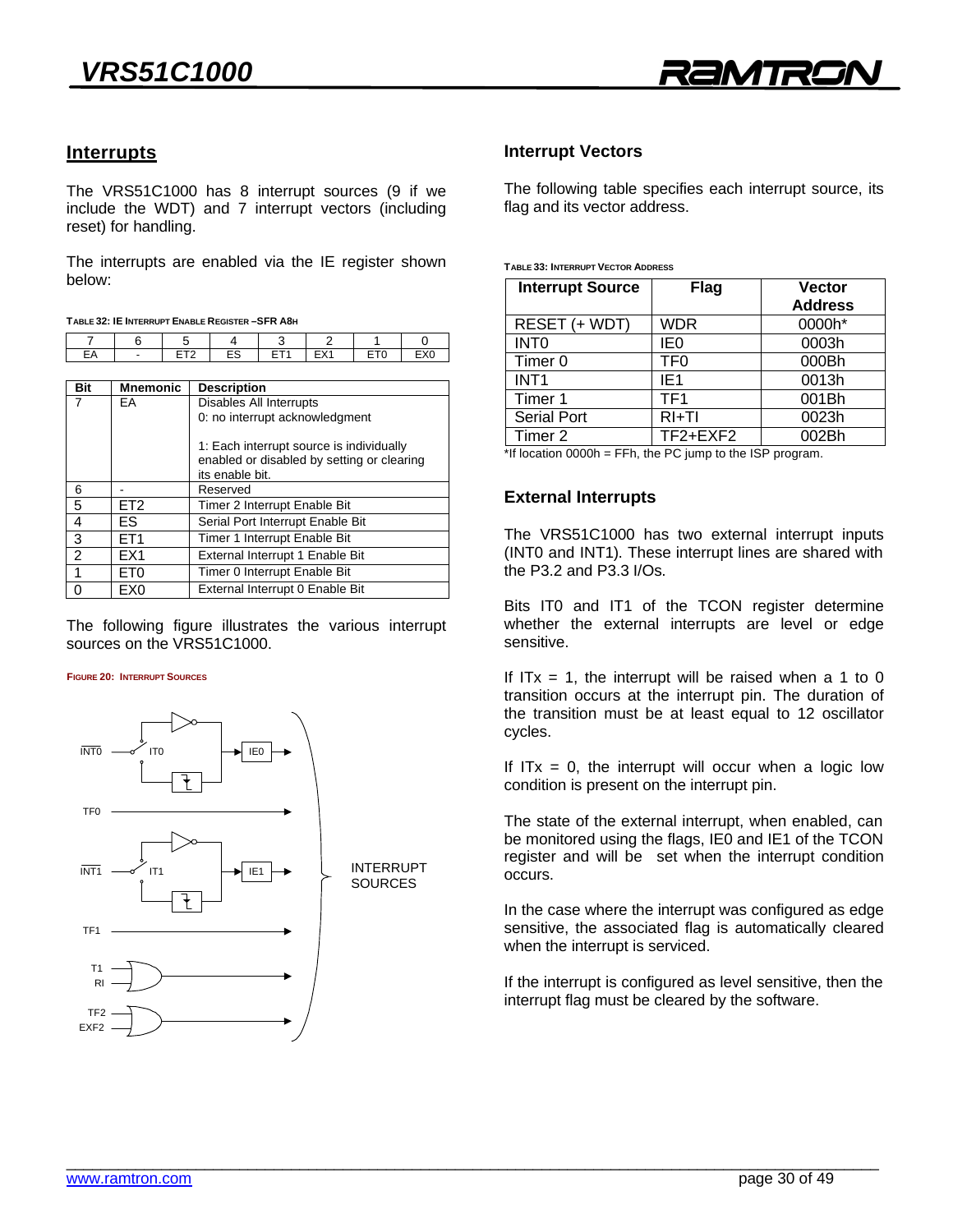## Interrupts

The VRS51C1000 has 8 interrupt sources (9 if we include the WDT) and 7 interrupt vectors (including reset) for handling.

The interrupts are enabled via the IE register shown below:

TABLE 32: IE INTERRUPT ENABLE REGISTER –SFR A8H

| 7 | 6 | 5 | 4 | 3 | 2 | 1 | 0 |
|---|---|---|---|---|---|---|---|
| EA | - | ET2 | ES | ET1 | EX1 | ET0 | EX0 |

| Bit | Mnemonic | Description |
|---|---|---|
| 7 | EA | Disables All Interrupts<br>0: no interrupt acknowledgment<br><br>1: Each interrupt source is individually enabled or disabled by setting or clearing its enable bit. |
| 6 | - | Reserved |
| 5 | ET2 | Timer 2 Interrupt Enable Bit |
| 4 | ES | Serial Port Interrupt Enable Bit |
| 3 | ET1 | Timer 1 Interrupt Enable Bit |
| 2 | EX1 | External Interrupt 1 Enable Bit |
| 1 | ET0 | Timer 0 Interrupt Enable Bit |
| 0 | EX0 | External Interrupt 0 Enable Bit |

The following figure illustrates the various interrupt sources on the VRS51C1000.

FIGURE 20: INTERRUPT SOURCES

### Interrupt Vectors

The following table specifies each interrupt source, its flag and its vector address.

TABLE 33: INTERRUPT VECTOR ADDRESS

| Interrupt Source | Flag | Vector Address |
|---|---|---|
| RESET (+ WDT) | WDR | 0000h* |
| INT0 | IE0 | 0003h |
| Timer 0 | TF0 | 000Bh |
| INT1 | IE1 | 0013h |
| Timer 1 | TF1 | 001Bh |
| Serial Port | RI+TI | 0023h |
| Timer 2 | TF2+EXF2 | 002Bh |

*If location 0000h = FFh, the PC jump to the ISP program.

### External Interrupts

The VRS51C1000 has two external interrupt inputs (INT0 and INT1). These interrupt lines are shared with the P3.2 and P3.3 I/Os.

Bits IT0 and IT1 of the TCON register determine whether the external interrupts are level or edge sensitive.

If ITx = 1, the interrupt will be raised when a 1 to 0 transition occurs at the interrupt pin. The duration of the transition must be at least equal to 12 oscillator cycles.

If ITx = 0, the interrupt will occur when a logic low condition is present on the interrupt pin.

The state of the external interrupt, when enabled, can be monitored using the flags, IE0 and IE1 of the TCON register and will be set when the interrupt condition occurs.

In the case where the interrupt was configured as edge sensitive, the associated flag is automatically cleared when the interrupt is serviced.

If the interrupt is configured as level sensitive, then the interrupt flag must be cleared by the software.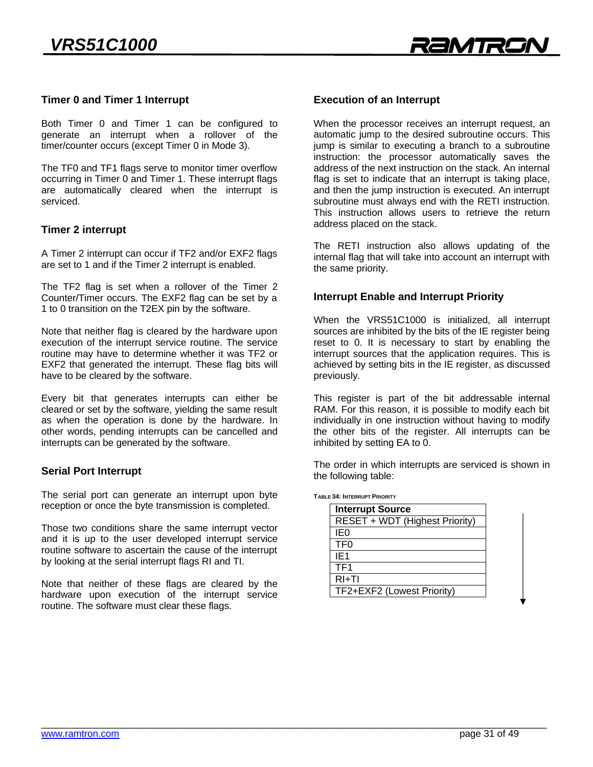### Timer 0 and Timer 1 Interrupt

Both Timer 0 and Timer 1 can be configured to generate an interrupt when a rollover of the timer/counter occurs (except Timer 0 in Mode 3).

The TF0 and TF1 flags serve to monitor timer overflow occurring in Timer 0 and Timer 1. These interrupt flags are automatically cleared when the interrupt is serviced.

### Timer 2 interrupt

A Timer 2 interrupt can occur if TF2 and/or EXF2 flags are set to 1 and if the Timer 2 interrupt is enabled.

The TF2 flag is set when a rollover of the Timer 2 Counter/Timer occurs. The EXF2 flag can be set by a 1 to 0 transition on the T2EX pin by the software.

Note that neither flag is cleared by the hardware upon execution of the interrupt service routine. The service routine may have to determine whether it was TF2 or EXF2 that generated the interrupt. These flag bits will have to be cleared by the software.

Every bit that generates interrupts can either be cleared or set by the software, yielding the same result as when the operation is done by the hardware. In other words, pending interrupts can be cancelled and interrupts can be generated by the software.

### Serial Port Interrupt

The serial port can generate an interrupt upon byte reception or once the byte transmission is completed.

Those two conditions share the same interrupt vector and it is up to the user developed interrupt service routine software to ascertain the cause of the interrupt by looking at the serial interrupt flags RI and TI.

Note that neither of these flags are cleared by the hardware upon execution of the interrupt service routine. The software must clear these flags.

### Execution of an Interrupt

When the processor receives an interrupt request, an automatic jump to the desired subroutine occurs. This jump is similar to executing a branch to a subroutine instruction: the processor automatically saves the address of the next instruction on the stack. An internal flag is set to indicate that an interrupt is taking place, and then the jump instruction is executed. An interrupt subroutine must always end with the RETI instruction. This instruction allows users to retrieve the return address placed on the stack.

The RETI instruction also allows updating of the internal flag that will take into account an interrupt with the same priority.

### Interrupt Enable and Interrupt Priority

When the VRS51C1000 is initialized, all interrupt sources are inhibited by the bits of the IE register being reset to 0. It is necessary to start by enabling the interrupt sources that the application requires. This is achieved by setting bits in the IE register, as discussed previously.

This register is part of the bit addressable internal RAM. For this reason, it is possible to modify each bit individually in one instruction without having to modify the other bits of the register. All interrupts can be inhibited by setting EA to 0.

The order in which interrupts are serviced is shown in the following table:

TABLE 34: INTERRUPT PRIORITY

| Interrupt Source |
|---|
| RESET + WDT (Highest Priority) |
| IE0 |
| TF0 |
| IE1 |
| TF1 |
| RI+TI |
| TF2+EXF2 (Lowest Priority) |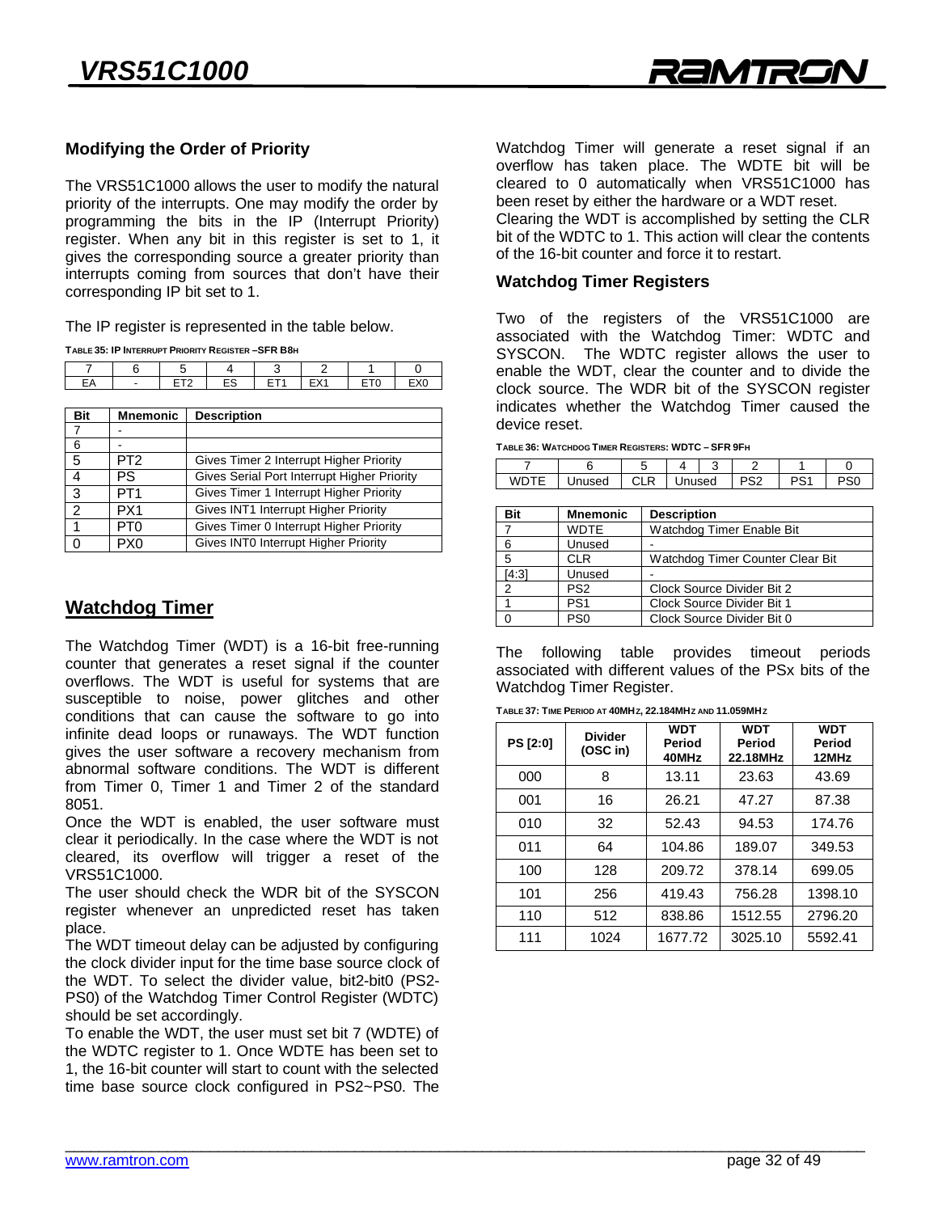### Modifying the Order of Priority

The VRS51C1000 allows the user to modify the natural priority of the interrupts. One may modify the order by programming the bits in the IP (Interrupt Priority) register. When any bit in this register is set to 1, it gives the corresponding source a greater priority than interrupts coming from sources that don't have their corresponding IP bit set to 1.

The IP register is represented in the table below.

**TABLE 35: IP INTERRUPT PRIORITY REGISTER –SFR B8H**

| 7 | 6 | 5 | 4 | 3 | 2 | 1 | 0 |
|---|---|---|---|---|---|---|---|
| EA | - | ET2 | ES | ET1 | EX1 | ET0 | EX0 |

| Bit | Mnemonic | Description |
|---|---|---|
| 7 | - | |
| 6 | - | |
| 5 | PT2 | Gives Timer 2 Interrupt Higher Priority |
| 4 | PS | Gives Serial Port Interrupt Higher Priority |
| 3 | PT1 | Gives Timer 1 Interrupt Higher Priority |
| 2 | PX1 | Gives INT1 Interrupt Higher Priority |
| 1 | PT0 | Gives Timer 0 Interrupt Higher Priority |
| 0 | PX0 | Gives INT0 Interrupt Higher Priority |

## Watchdog Timer

The Watchdog Timer (WDT) is a 16-bit free-running counter that generates a reset signal if the counter overflows. The WDT is useful for systems that are susceptible to noise, power glitches and other conditions that can cause the software to go into infinite dead loops or runaways. The WDT function gives the user software a recovery mechanism from abnormal software conditions. The WDT is different from Timer 0, Timer 1 and Timer 2 of the standard 8051.

Once the WDT is enabled, the user software must clear it periodically. In the case where the WDT is not cleared, its overflow will trigger a reset of the VRS51C1000.

The user should check the WDR bit of the SYSCON register whenever an unpredicted reset has taken place.

The WDT timeout delay can be adjusted by configuring the clock divider input for the time base source clock of the WDT. To select the divider value, bit2-bit0 (PS2-PS0) of the Watchdog Timer Control Register (WDTC) should be set accordingly.

To enable the WDT, the user must set bit 7 (WDTE) of the WDTC register to 1. Once WDTE has been set to 1, the 16-bit counter will start to count with the selected time base source clock configured in PS2~PS0. The Watchdog Timer will generate a reset signal if an overflow has taken place. The WDTE bit will be cleared to 0 automatically when VRS51C1000 has been reset by either the hardware or a WDT reset.

Clearing the WDT is accomplished by setting the CLR bit of the WDTC to 1. This action will clear the contents of the 16-bit counter and force it to restart.

### Watchdog Timer Registers

Two of the registers of the VRS51C1000 are associated with the Watchdog Timer: WDTC and SYSCON. The WDTC register allows the user to enable the WDT, clear the counter and to divide the clock source. The WDR bit of the SYSCON register indicates whether the Watchdog Timer caused the device reset.

**TABLE 36: WATCHDOG TIMER REGISTERS: WDTC – SFR 9FH**

| 7 | 6 | 5 | 4 | 3 | 2 | 1 | 0 |
|---|---|---|---|---|---|---|---|
| WDTE | Unused | CLR | Unused | | PS2 | PS1 | PS0 |

| Bit | Mnemonic | Description |
|---|---|---|
| 7 | WDTE | Watchdog Timer Enable Bit |
| 6 | Unused | - |
| 5 | CLR | Watchdog Timer Counter Clear Bit |
| [4:3] | Unused | - |
| 2 | PS2 | Clock Source Divider Bit 2 |
| 1 | PS1 | Clock Source Divider Bit 1 |
| 0 | PS0 | Clock Source Divider Bit 0 |

The following table provides timeout periods associated with different values of the PSx bits of the Watchdog Timer Register.

**TABLE 37: TIME PERIOD AT 40MHZ, 22.184MHZ AND 11.059MHZ**

| PS [2:0] | Divider (OSC in) | WDT Period 40MHz | WDT Period 22.18MHz | WDT Period 12MHz |
|---|---|---|---|---|
| 000 | 8 | 13.11 | 23.63 | 43.69 |
| 001 | 16 | 26.21 | 47.27 | 87.38 |
| 010 | 32 | 52.43 | 94.53 | 174.76 |
| 011 | 64 | 104.86 | 189.07 | 349.53 |
| 100 | 128 | 209.72 | 378.14 | 699.05 |
| 101 | 256 | 419.43 | 756.28 | 1398.10 |
| 110 | 512 | 838.86 | 1512.55 | 2796.20 |
| 111 | 1024 | 1677.72 | 3025.10 | 5592.41 |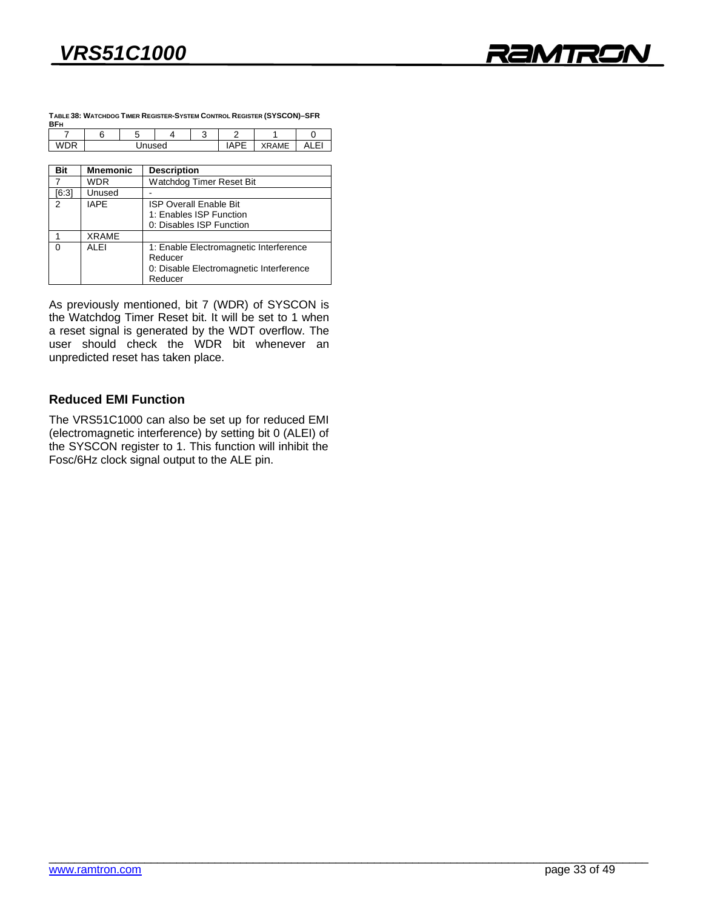**TABLE 38: WATCHDOG TIMER REGISTER-SYSTEM CONTROL REGISTER (SYSCON)–SFR BFH**

| 7 | 6 | 5 | 4 | 3 | 2 | 1 | 0 |
|---|---|---|---|---|---|---|---|
| WDR | Unused | | | | IAPE | XRAME | ALEI |

| Bit | Mnemonic | Description |
|---|---|---|
| 7 | WDR | Watchdog Timer Reset Bit |
| [6:3] | Unused | - |
| 2 | IAPE | ISP Overall Enable Bit<br>1: Enables ISP Function<br>0: Disables ISP Function |
| 1 | XRAME | |
| 0 | ALEI | 1: Enable Electromagnetic Interference Reducer<br>0: Disable Electromagnetic Interference Reducer |

As previously mentioned, bit 7 (WDR) of SYSCON is the Watchdog Timer Reset bit. It will be set to 1 when a reset signal is generated by the WDT overflow. The user should check the WDR bit whenever an unpredicted reset has taken place.

### Reduced EMI Function

The VRS51C1000 can also be set up for reduced EMI (electromagnetic interference) by setting bit 0 (ALEI) of the SYSCON register to 1. This function will inhibit the Fosc/6Hz clock signal output to the ALE pin.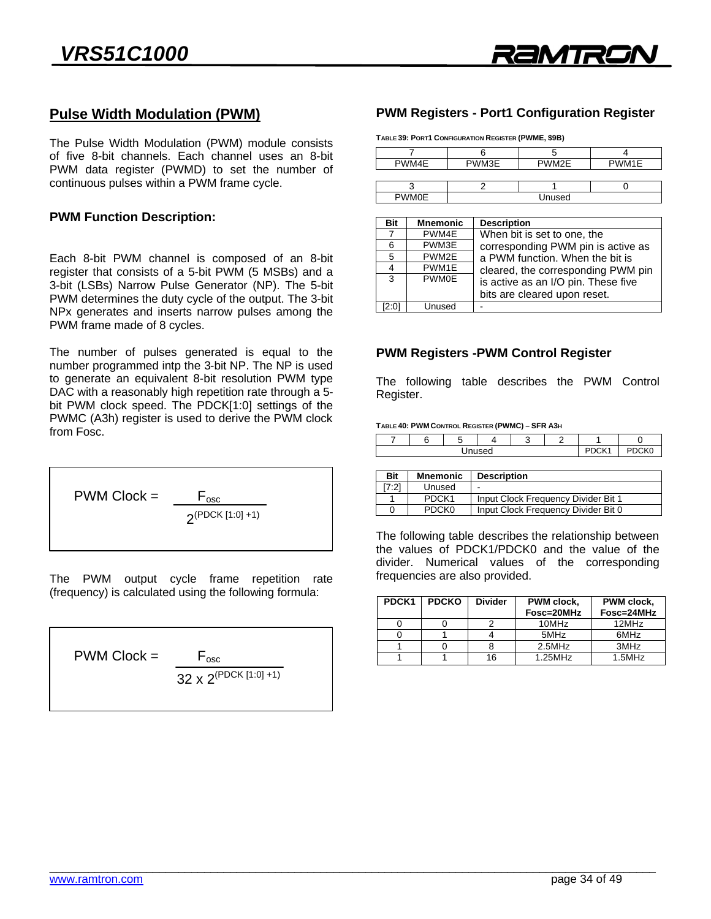## Pulse Width Modulation (PWM)

The Pulse Width Modulation (PWM) module consists of five 8-bit channels. Each channel uses an 8-bit PWM data register (PWMD) to set the number of continuous pulses within a PWM frame cycle.

### PWM Function Description:

Each 8-bit PWM channel is composed of an 8-bit register that consists of a 5-bit PWM (5 MSBs) and a 3-bit (LSBs) Narrow Pulse Generator (NP). The 5-bit PWM determines the duty cycle of the output. The 3-bit NPx generates and inserts narrow pulses among the PWM frame made of 8 cycles.

The number of pulses generated is equal to the number programmed intp the 3-bit NP. The NP is used to generate an equivalent 8-bit resolution PWM type DAC with a reasonably high repetition rate through a 5-bit PWM clock speed. The PDCK[1:0] settings of the PWMC (A3h) register is used to derive the PWM clock from Fosc.

$$\text{PWM Clock} = \frac{F_{osc}}{2^{(PDCK\,[1:0]\,+1)}}$$

The PWM output cycle frame repetition rate (frequency) is calculated using the following formula:

$$\text{PWM Clock} = \frac{F_{osc}}{32 \times 2^{(PDCK\,[1:0]\,+1)}}$$

### PWM Registers - Port1 Configuration Register

TABLE 39: PORT1 CONFIGURATION REGISTER (PWME, $9B)

| 7 | 6 | 5 | 4 |
|---|---|---|---|
| PWM4E | PWM3E | PWM2E | PWM1E |

| 3 | 2 | 1 | 0 |
|---|---|---|---|
| PWM0E | Unused | | |

| Bit | Mnemonic | Description |
|---|---|---|
| 7 | PWM4E | When bit is set to one, the corresponding PWM pin is active as a PWM function. When the bit is cleared, the corresponding PWM pin is active as an I/O pin. These five bits are cleared upon reset. |
| 6 | PWM3E | |
| 5 | PWM2E | |
| 4 | PWM1E | |
| 3 | PWM0E | |
| [2:0] | Unused | - |

### PWM Registers -PWM Control Register

The following table describes the PWM Control Register.

TABLE 40: PWM CONTROL REGISTER (PWMC) – SFR A3H

| 7 | 6 | 5 | 4 | 3 | 2 | 1 | 0 |
|---|---|---|---|---|---|---|---|
| Unused | | | | | | PDCK1 | PDCK0 |

| Bit | Mnemonic | Description |
|---|---|---|
| [7:2] | Unused | - |
| 1 | PDCK1 | Input Clock Frequency Divider Bit 1 |
| 0 | PDCK0 | Input Clock Frequency Divider Bit 0 |

The following table describes the relationship between the values of PDCK1/PDCK0 and the value of the divider. Numerical values of the corresponding frequencies are also provided.

| PDCK1 | PDCKO | Divider | PWM clock, Fosc=20MHz | PWM clock, Fosc=24MHz |
|---|---|---|---|---|
| 0 | 0 | 2 | 10MHz | 12MHz |
| 0 | 1 | 4 | 5MHz | 6MHz |
| 1 | 0 | 8 | 2.5MHz | 3MHz |
| 1 | 1 | 16 | 1.25MHz | 1.5MHz |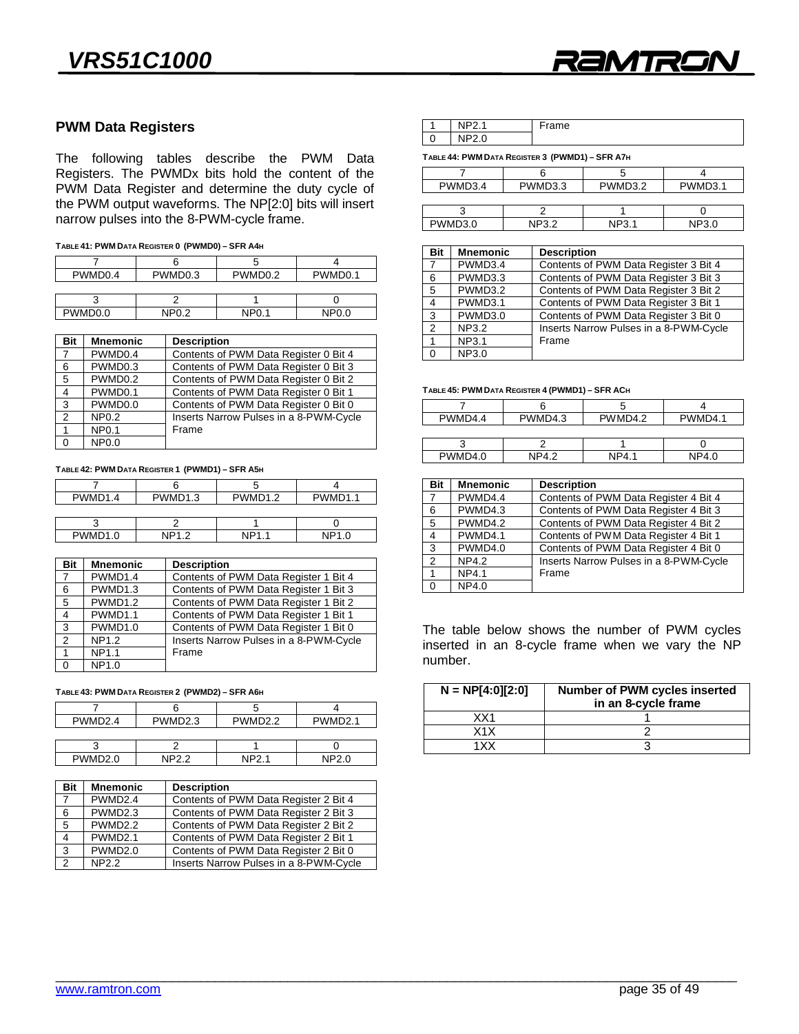## PWM Data Registers

The following tables describe the PWM Data Registers. The PWMDx bits hold the content of the PWM Data Register and determine the duty cycle of the PWM output waveforms. The NP[2:0] bits will insert narrow pulses into the 8-PWM-cycle frame.

**TABLE 41: PWM DATA REGISTER 0 (PWMD0) – SFR A4H**

| 7 | 6 | 5 | 4 |
|---|---|---|---|
| PWMD0.4 | PWMD0.3 | PWMD0.2 | PWMD0.1 |

| 3 | 2 | 1 | 0 |
|---|---|---|---|
| PWMD0.0 | NP0.2 | NP0.1 | NP0.0 |

| Bit | Mnemonic | Description |
|---|---|---|
| 7 | PWMD0.4 | Contents of PWM Data Register 0 Bit 4 |
| 6 | PWMD0.3 | Contents of PWM Data Register 0 Bit 3 |
| 5 | PWMD0.2 | Contents of PWM Data Register 0 Bit 2 |
| 4 | PWMD0.1 | Contents of PWM Data Register 0 Bit 1 |
| 3 | PWMD0.0 | Contents of PWM Data Register 0 Bit 0 |
| 2 | NP0.2 | Inserts Narrow Pulses in a 8-PWM-Cycle Frame |
| 1 | NP0.1 | |
| 0 | NP0.0 | |

**TABLE 42: PWM DATA REGISTER 1 (PWMD1) – SFR A5H**

| 7 | 6 | 5 | 4 |
|---|---|---|---|
| PWMD1.4 | PWMD1.3 | PWMD1.2 | PWMD1.1 |

| 3 | 2 | 1 | 0 |
|---|---|---|---|
| PWMD1.0 | NP1.2 | NP1.1 | NP1.0 |

| Bit | Mnemonic | Description |
|---|---|---|
| 7 | PWMD1.4 | Contents of PWM Data Register 1 Bit 4 |
| 6 | PWMD1.3 | Contents of PWM Data Register 1 Bit 3 |
| 5 | PWMD1.2 | Contents of PWM Data Register 1 Bit 2 |
| 4 | PWMD1.1 | Contents of PWM Data Register 1 Bit 1 |
| 3 | PWMD1.0 | Contents of PWM Data Register 1 Bit 0 |
| 2 | NP1.2 | Inserts Narrow Pulses in a 8-PWM-Cycle Frame |
| 1 | NP1.1 | |
| 0 | NP1.0 | |

**TABLE 43: PWM DATA REGISTER 2 (PWMD2) – SFR A6H**

| 7 | 6 | 5 | 4 |
|---|---|---|---|
| PWMD2.4 | PWMD2.3 | PWMD2.2 | PWMD2.1 |

| 3 | 2 | 1 | 0 |
|---|---|---|---|
| PWMD2.0 | NP2.2 | NP2.1 | NP2.0 |

| Bit | Mnemonic | Description |
|---|---|---|
| 7 | PWMD2.4 | Contents of PWM Data Register 2 Bit 4 |
| 6 | PWMD2.3 | Contents of PWM Data Register 2 Bit 3 |
| 5 | PWMD2.2 | Contents of PWM Data Register 2 Bit 2 |
| 4 | PWMD2.1 | Contents of PWM Data Register 2 Bit 1 |
| 3 | PWMD2.0 | Contents of PWM Data Register 2 Bit 0 |
| 2 | NP2.2 | Inserts Narrow Pulses in a 8-PWM-Cycle Frame |
| 1 | NP2.1 | |
| 0 | NP2.0 | |

**TABLE 44: PWM DATA REGISTER 3 (PWMD1) – SFR A7H**

| 7 | 6 | 5 | 4 |
|---|---|---|---|
| PWMD3.4 | PWMD3.3 | PWMD3.2 | PWMD3.1 |

| 3 | 2 | 1 | 0 |
|---|---|---|---|
| PWMD3.0 | NP3.2 | NP3.1 | NP3.0 |

| Bit | Mnemonic | Description |
|---|---|---|
| 7 | PWMD3.4 | Contents of PWM Data Register 3 Bit 4 |
| 6 | PWMD3.3 | Contents of PWM Data Register 3 Bit 3 |
| 5 | PWMD3.2 | Contents of PWM Data Register 3 Bit 2 |
| 4 | PWMD3.1 | Contents of PWM Data Register 3 Bit 1 |
| 3 | PWMD3.0 | Contents of PWM Data Register 3 Bit 0 |
| 2 | NP3.2 | Inserts Narrow Pulses in a 8-PWM-Cycle Frame |
| 1 | NP3.1 | |
| 0 | NP3.0 | |

**TABLE 45: PWM DATA REGISTER 4 (PWMD1) – SFR ACH**

| 7 | 6 | 5 | 4 |
|---|---|---|---|
| PWMD4.4 | PWMD4.3 | PWMD4.2 | PWMD4.1 |

| 3 | 2 | 1 | 0 |
|---|---|---|---|
| PWMD4.0 | NP4.2 | NP4.1 | NP4.0 |

| Bit | Mnemonic | Description |
|---|---|---|
| 7 | PWMD4.4 | Contents of PWM Data Register 4 Bit 4 |
| 6 | PWMD4.3 | Contents of PWM Data Register 4 Bit 3 |
| 5 | PWMD4.2 | Contents of PWM Data Register 4 Bit 2 |
| 4 | PWMD4.1 | Contents of PWM Data Register 4 Bit 1 |
| 3 | PWMD4.0 | Contents of PWM Data Register 4 Bit 0 |
| 2 | NP4.2 | Inserts Narrow Pulses in a 8-PWM-Cycle Frame |
| 1 | NP4.1 | |
| 0 | NP4.0 | |

The table below shows the number of PWM cycles inserted in an 8-cycle frame when we vary the NP number.

| N = NP[4:0][2:0] | Number of PWM cycles inserted in an 8-cycle frame |
|---|---|
| XX1 | 1 |
| X1X | 2 |
| 1XX | 3 |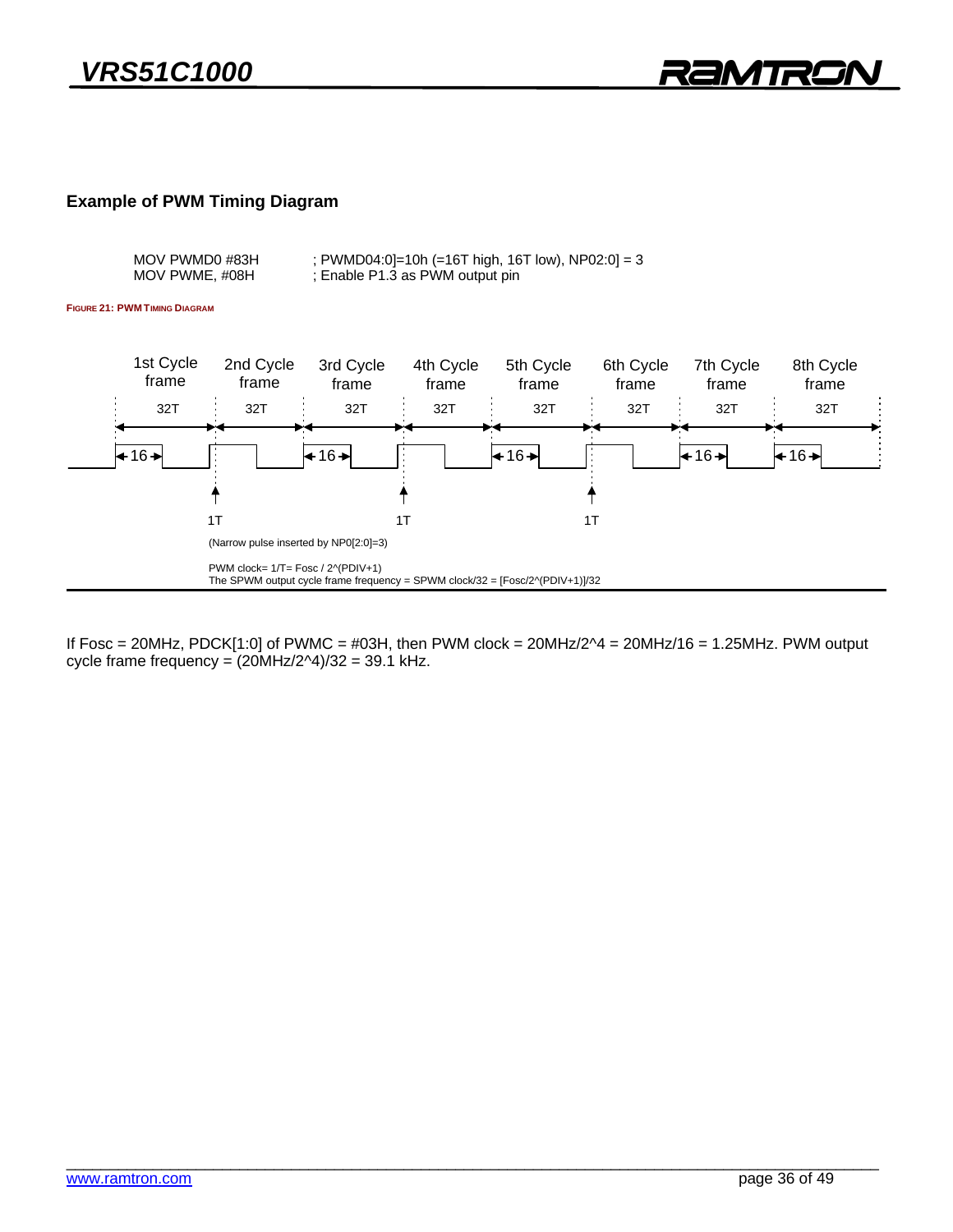## Example of PWM Timing Diagram

```
MOV PWMD0 #83H      ; PWMD04:0]=10h (=16T high, 16T low), NP02:0] = 3
MOV PWME, #08H      ; Enable P1.3 as PWM output pin
```

**FIGURE 21: PWM TIMING DIAGRAM**

1st Cycle frame, 2nd Cycle frame, 3rd Cycle frame, 4th Cycle frame, 5th Cycle frame, 6th Cycle frame, 7th Cycle frame, 8th Cycle frame

32T 32T 32T 32T 32T 32T 32T 32T

16 16 16 16 16

1T 1T 1T

(Narrow pulse inserted by NP0[2:0]=3)

PWM clock= 1/T= Fosc / 2^(PDIV+1)
The SPWM output cycle frame frequency = SPWM clock/32 = [Fosc/2^(PDIV+1)]/32

If Fosc = 20MHz, PDCK[1:0] of PWMC = #03H, then PWM clock = 20MHz/2^4 = 20MHz/16 = 1.25MHz. PWM output cycle frame frequency = (20MHz/2^4)/32 = 39.1 kHz.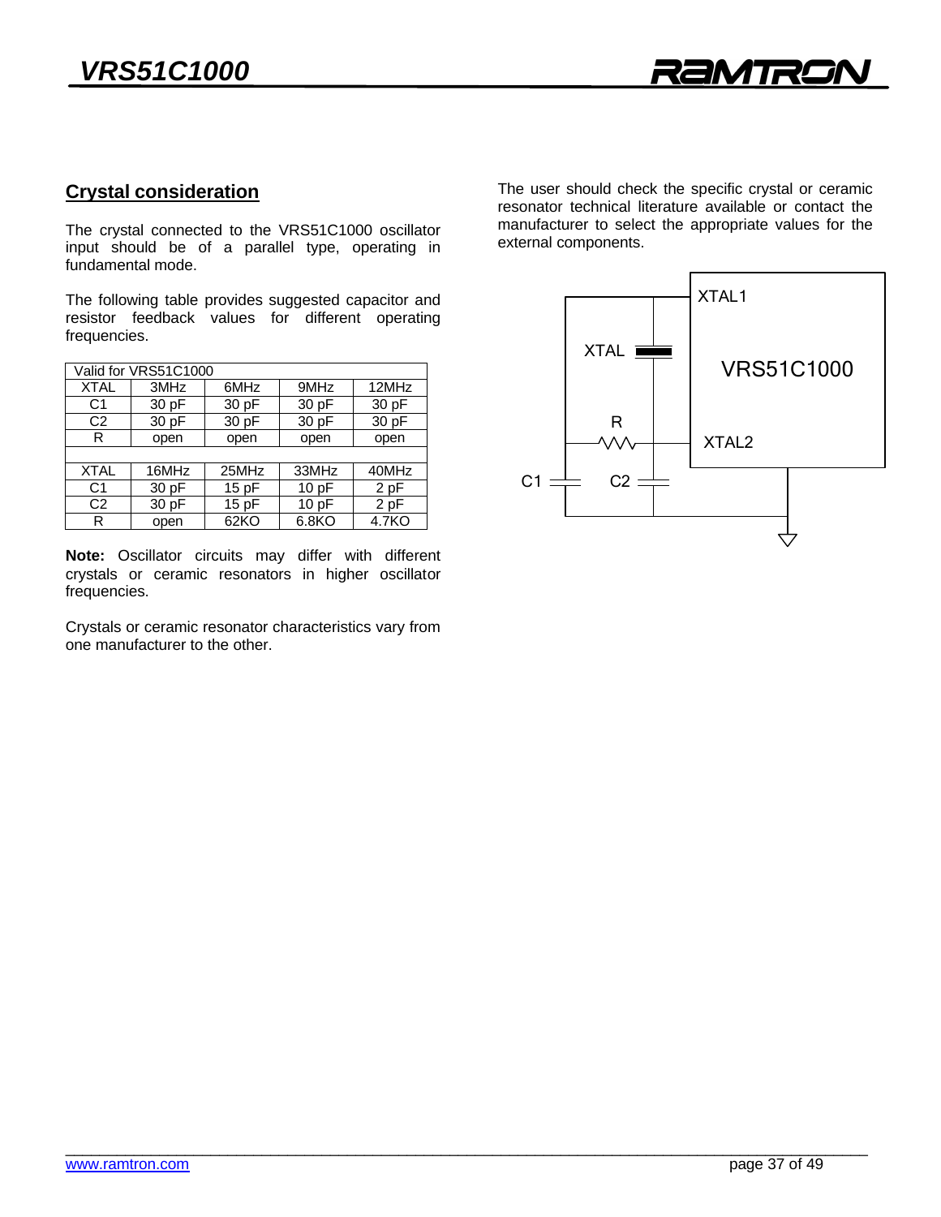## Crystal consideration

The crystal connected to the VRS51C1000 oscillator input should be of a parallel type, operating in fundamental mode.

The following table provides suggested capacitor and resistor feedback values for different operating frequencies.

| Valid for VRS51C1000 | | | | |
|---|---|---|---|---|
| XTAL | 3MHz | 6MHz | 9MHz | 12MHz |
| C1 | 30 pF | 30 pF | 30 pF | 30 pF |
| C2 | 30 pF | 30 pF | 30 pF | 30 pF |
| R | open | open | open | open |
| | | | | |
| XTAL | 16MHz | 25MHz | 33MHz | 40MHz |
| C1 | 30 pF | 15 pF | 10 pF | 2 pF |
| C2 | 30 pF | 15 pF | 10 pF | 2 pF |
| R | open | 62KO | 6.8KO | 4.7KO |

**Note:** Oscillator circuits may differ with different crystals or ceramic resonators in higher oscillator frequencies.

Crystals or ceramic resonator characteristics vary from one manufacturer to the other.

The user should check the specific crystal or ceramic resonator technical literature available or contact the manufacturer to select the appropriate values for the external components.

XTAL1

XTAL

VRS51C1000

R

XTAL2

C1 C2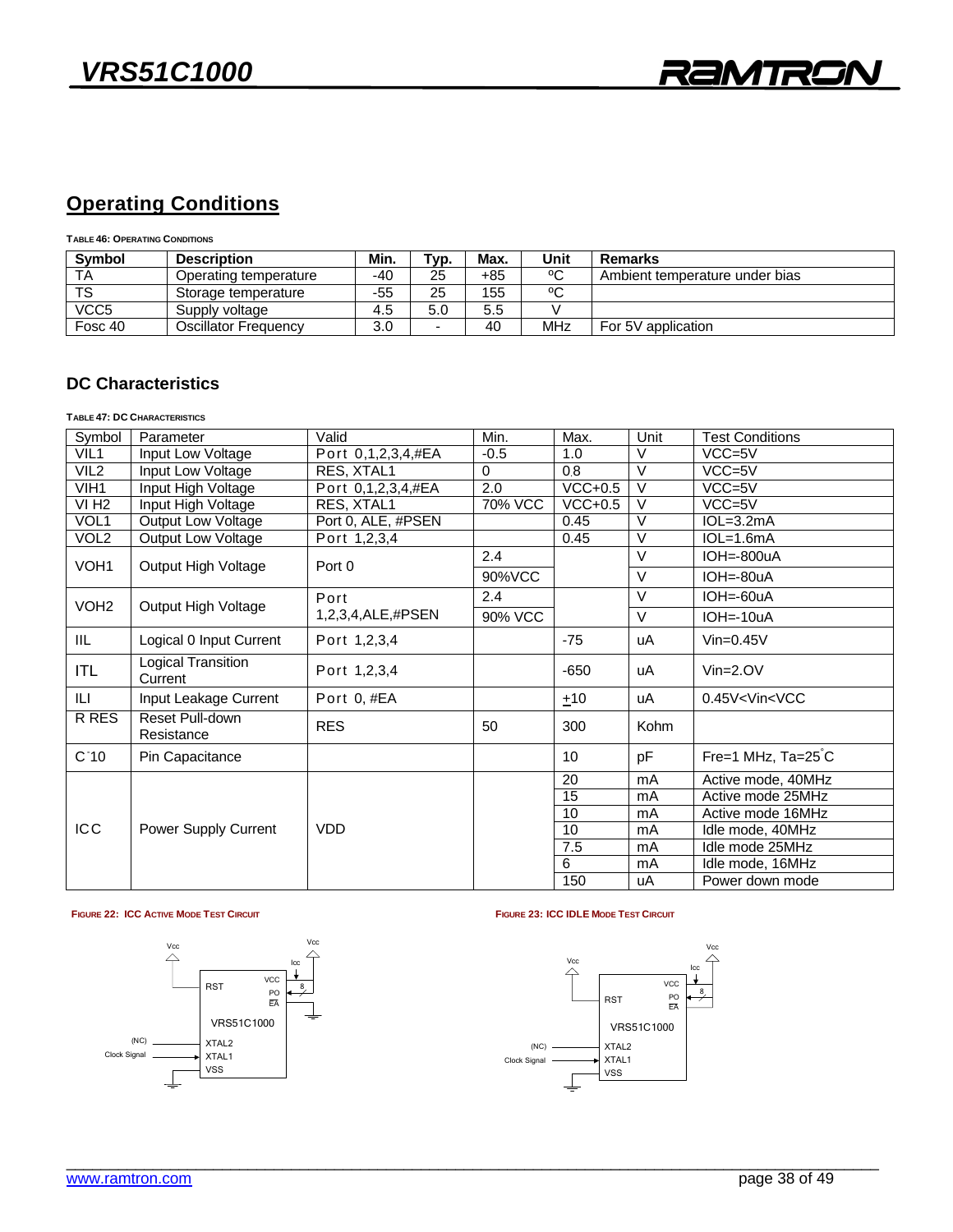## Operating Conditions

TABLE 46: OPERATING CONDITIONS

| Symbol | Description | Min. | Typ. | Max. | Unit | Remarks |
|---|---|---|---|---|---|---|
| TA | Operating temperature | -40 | 25 | +85 | ºC | Ambient temperature under bias |
| TS | Storage temperature | -55 | 25 | 155 | ºC | |
| VCC5 | Supply voltage | 4.5 | 5.0 | 5.5 | V | |
| Fosc 40 | Oscillator Frequency | 3.0 | - | 40 | MHz | For 5V application |

### DC Characteristics

TABLE 47: DC CHARACTERISTICS

| Symbol | Parameter | Valid | Min. | Max. | Unit | Test Conditions |
|---|---|---|---|---|---|---|
| VIL1 | Input Low Voltage | Port 0,1,2,3,4,#EA | -0.5 | 1.0 | V | VCC=5V |
| VIL2 | Input Low Voltage | RES, XTAL1 | 0 | 0.8 | V | VCC=5V |
| VIH1 | Input High Voltage | Port 0,1,2,3,4,#EA | 2.0 | VCC+0.5 | V | VCC=5V |
| VI H2 | Input High Voltage | RES, XTAL1 | 70% VCC | VCC+0.5 | V | VCC=5V |
| VOL1 | Output Low Voltage | Port 0, ALE, #PSEN | | 0.45 | V | IOL=3.2mA |
| VOL2 | Output Low Voltage | Port 1,2,3,4 | | 0.45 | V | IOL=1.6mA |
| VOH1 | Output High Voltage | Port 0 | 2.4 | | V | IOH=-800uA |
| | | | 90%VCC | | V | IOH=-80uA |
| VOH2 | Output High Voltage | Port 1,2,3,4,ALE,#PSEN | 2.4 | | V | IOH=-60uA |
| | | | 90% VCC | | V | IOH=-10uA |
| IIL | Logical 0 Input Current | Port 1,2,3,4 | | -75 | uA | Vin=0.45V |
| ITL | Logical Transition Current | Port 1,2,3,4 | | -650 | uA | Vin=2.OV |
| ILI | Input Leakage Current | Port 0, #EA | | ±10 | uA | 0.45V<Vin<VCC |
| R RES | Reset Pull-down Resistance | RES | 50 | 300 | Kohm | |
| C˙10 | Pin Capacitance | | | 10 | pF | Fre=1 MHz, Ta=25˚C |
| ICC | Power Supply Current | VDD | | 20 | mA | Active mode, 40MHz |
| | | | | 15 | mA | Active mode 25MHz |
| | | | | 10 | mA | Active mode 16MHz |
| | | | | 10 | mA | Idle mode, 40MHz |
| | | | | 7.5 | mA | Idle mode 25MHz |
| | | | | 6 | mA | Idle mode, 16MHz |
| | | | | 150 | uA | Power down mode |

FIGURE 22: ICC ACTIVE MODE TEST CIRCUIT

FIGURE 23: ICC IDLE MODE TEST CIRCUIT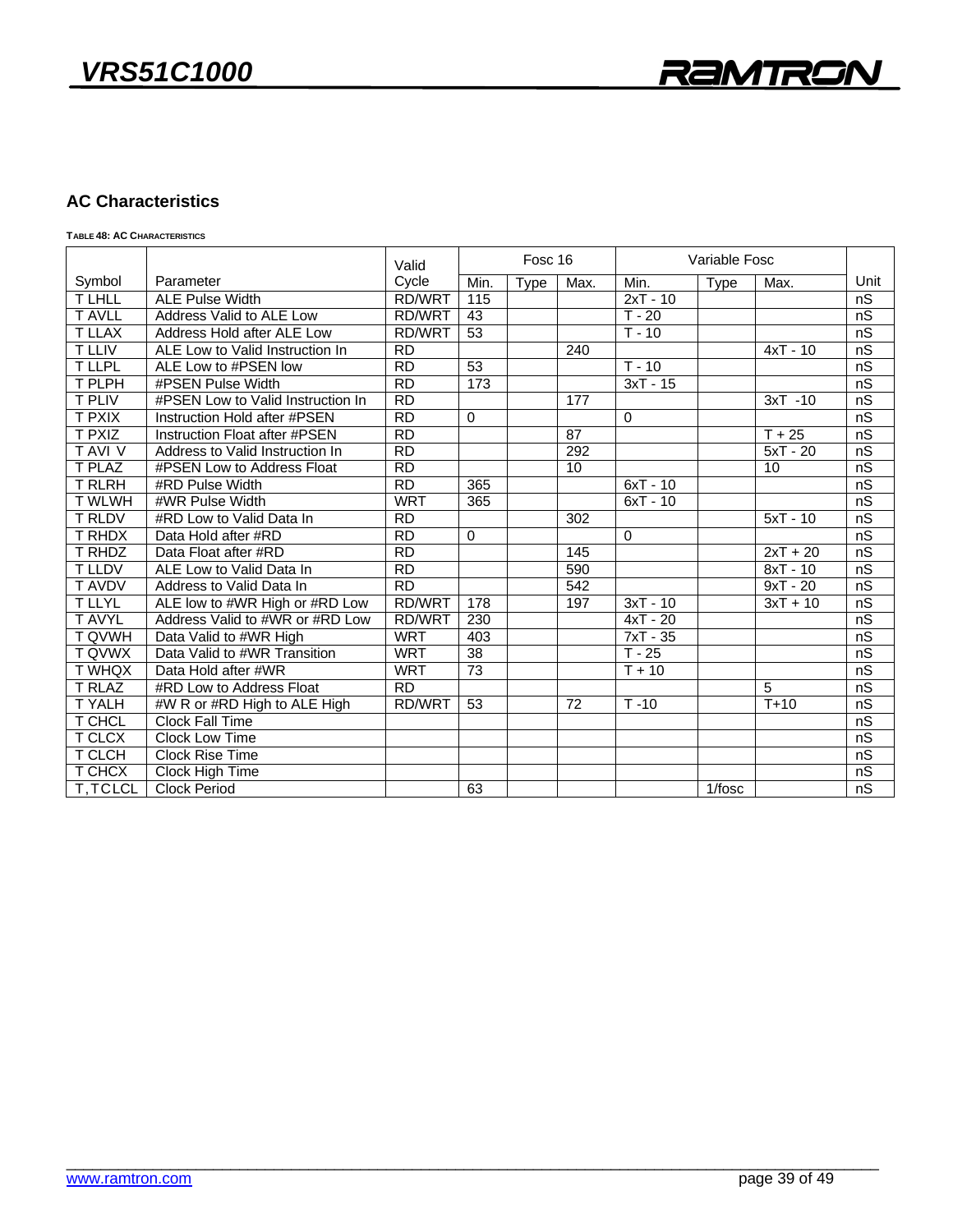## AC Characteristics

**TABLE 48: AC CHARACTERISTICS**

| Symbol | Parameter | Valid Cycle | Fosc 16 | | | Variable Fosc | | | Unit |
|---|---|---|---|---|---|---|---|---|---|
| | | | Min. | Type | Max. | Min. | Type | Max. | |
| T LHLL | ALE Pulse Width | RD/WRT | 115 | | | 2xT - 10 | | | nS |
| T AVLL | Address Valid to ALE Low | RD/WRT | 43 | | | T - 20 | | | nS |
| T LLAX | Address Hold after ALE Low | RD/WRT | 53 | | | T - 10 | | | nS |
| T LLIV | ALE Low to Valid Instruction In | RD | | | 240 | | | 4xT - 10 | nS |
| T LLPL | ALE Low to #PSEN low | RD | 53 | | | T - 10 | | | nS |
| T PLPH | #PSEN Pulse Width | RD | 173 | | | 3xT - 15 | | | nS |
| T PLIV | #PSEN Low to Valid Instruction In | RD | | | 177 | | | 3xT -10 | nS |
| T PXIX | Instruction Hold after #PSEN | RD | 0 | | | 0 | | | nS |
| T PXIZ | Instruction Float after #PSEN | RD | | | 87 | | | T + 25 | nS |
| T AVI V | Address to Valid Instruction In | RD | | | 292 | | | 5xT - 20 | nS |
| T PLAZ | #PSEN Low to Address Float | RD | | | 10 | | | 10 | nS |
| T RLRH | #RD Pulse Width | RD | 365 | | | 6xT - 10 | | | nS |
| T WLWH | #WR Pulse Width | WRT | 365 | | | 6xT - 10 | | | nS |
| T RLDV | #RD Low to Valid Data In | RD | | | 302 | | | 5xT - 10 | nS |
| T RHDX | Data Hold after #RD | RD | 0 | | | 0 | | | nS |
| T RHDZ | Data Float after #RD | RD | | | 145 | | | 2xT + 20 | nS |
| T LLDV | ALE Low to Valid Data In | RD | | | 590 | | | 8xT - 10 | nS |
| T AVDV | Address to Valid Data In | RD | | | 542 | | | 9xT - 20 | nS |
| T LLYL | ALE low to #WR High or #RD Low | RD/WRT | 178 | | 197 | 3xT - 10 | | 3xT + 10 | nS |
| T AVYL | Address Valid to #WR or #RD Low | RD/WRT | 230 | | | 4xT - 20 | | | nS |
| T QVWH | Data Valid to #WR High | WRT | 403 | | | 7xT - 35 | | | nS |
| T QVWX | Data Valid to #WR Transition | WRT | 38 | | | T - 25 | | | nS |
| T WHQX | Data Hold after #WR | WRT | 73 | | | T + 10 | | | nS |
| T RLAZ | #RD Low to Address Float | RD | | | | | | 5 | nS |
| T YALH | #W R or #RD High to ALE High | RD/WRT | 53 | | 72 | T -10 | | T+10 | nS |
| T CHCL | Clock Fall Time | | | | | | | | nS |
| T CLCX | Clock Low Time | | | | | | | | nS |
| T CLCH | Clock Rise Time | | | | | | | | nS |
| T CHCX | Clock High Time | | | | | | | | nS |
| T,TCLCL | Clock Period | | 63 | | | | 1/fosc | | nS |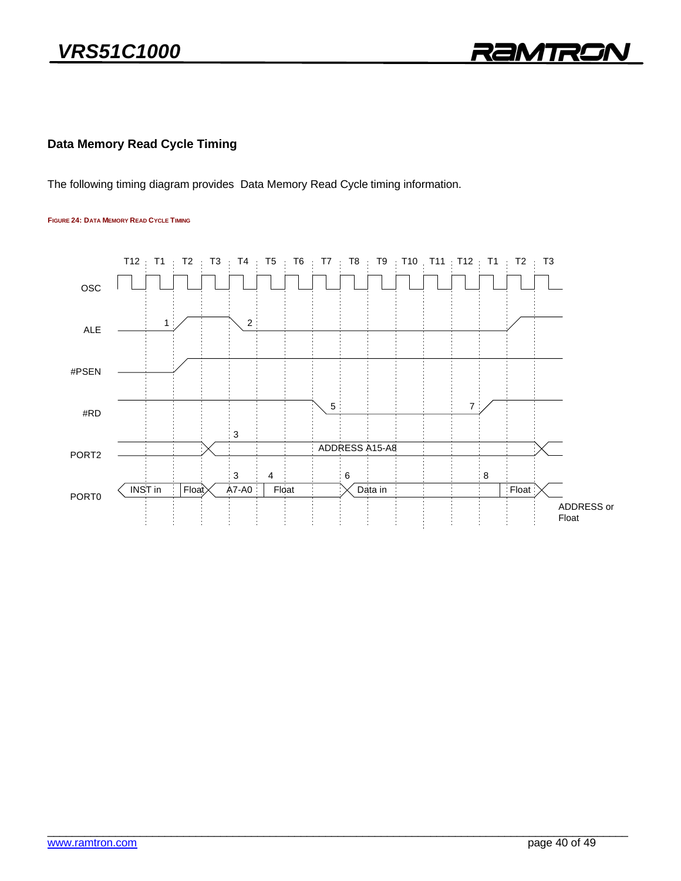## Data Memory Read Cycle Timing

The following timing diagram provides Data Memory Read Cycle timing information.

**Figure 24: Data Memory Read Cycle Timing**

T12 T1 T2 T3 T4 T5 T6 T7 T8 T9 T10 T11 T12 T1 T2 T3

OSC

ALE 1 2

#PSEN

#RD 5 7

PORT2 3 ADDRESS A15-A8

PORT0 INST in Float 3 A7-A0 4 Float 6 Data in 8 Float ADDRESS or Float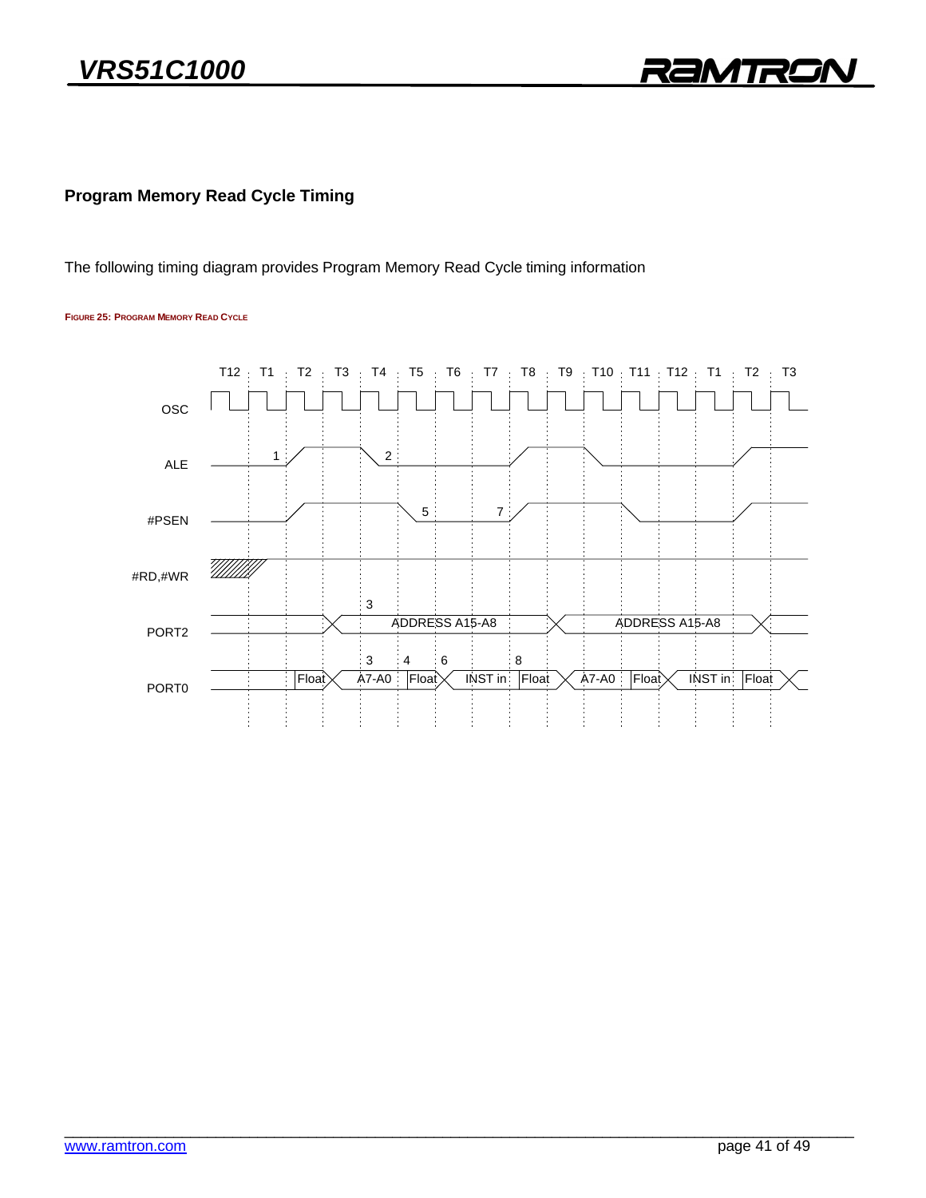## Program Memory Read Cycle Timing

The following timing diagram provides Program Memory Read Cycle timing information

**FIGURE 25: PROGRAM MEMORY READ CYCLE**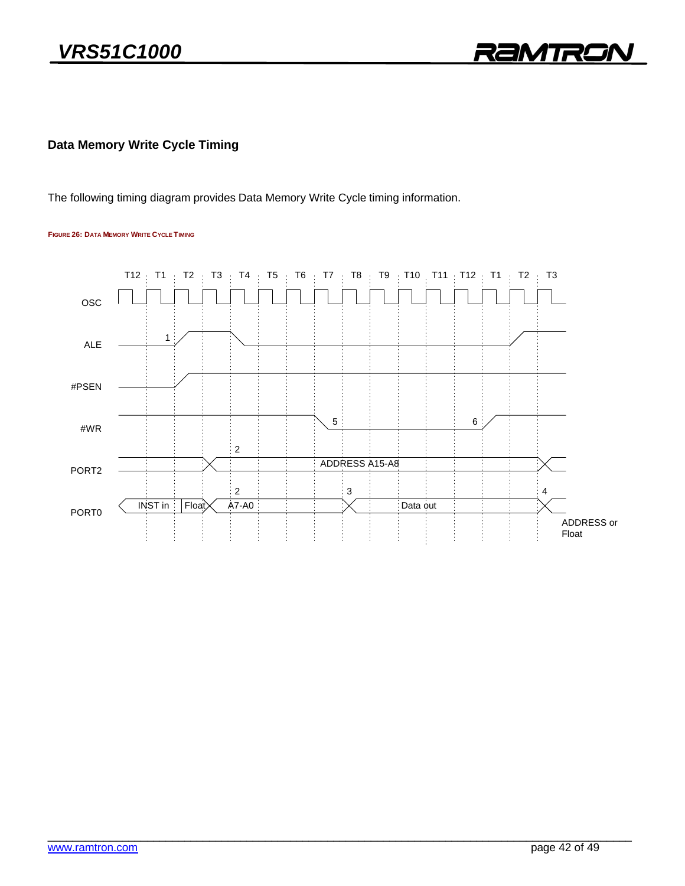## Data Memory Write Cycle Timing

The following timing diagram provides Data Memory Write Cycle timing information.

**FIGURE 26: DATA MEMORY WRITE CYCLE TIMING**

T12 T1 T2 T3 T4 T5 T6 T7 T8 T9 T10 T11 T12 T1 T2 T3

OSC

ALE 1

#PSEN

#WR 5 6

PORT2 2 ADDRESS A15-A8

PORT0 INST in Float 2 A7-A0 3 Data out 4

ADDRESS or Float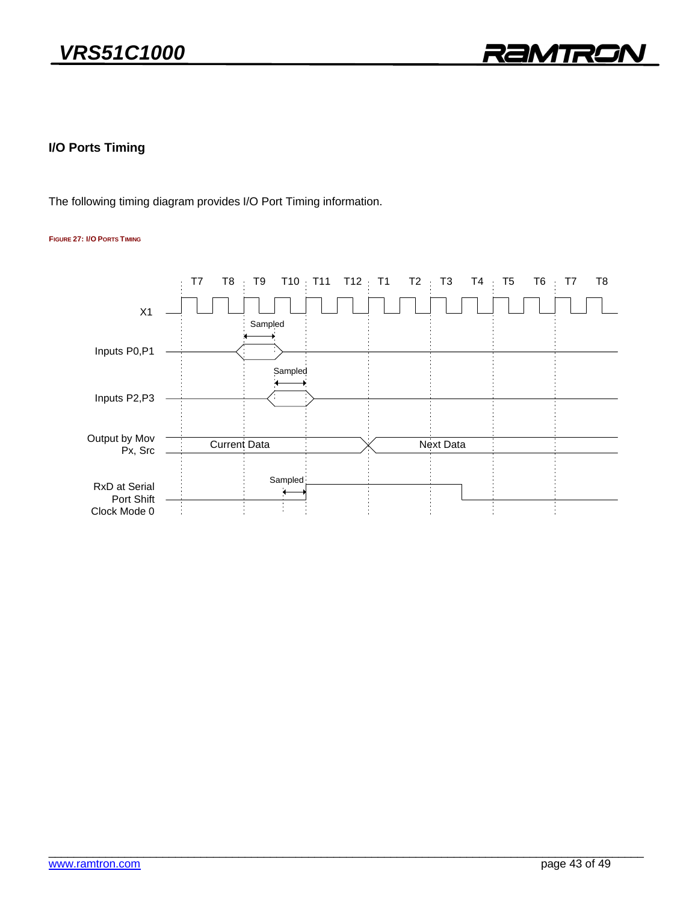## I/O Ports Timing

The following timing diagram provides I/O Port Timing information.

**FIGURE 27: I/O PORTS TIMING**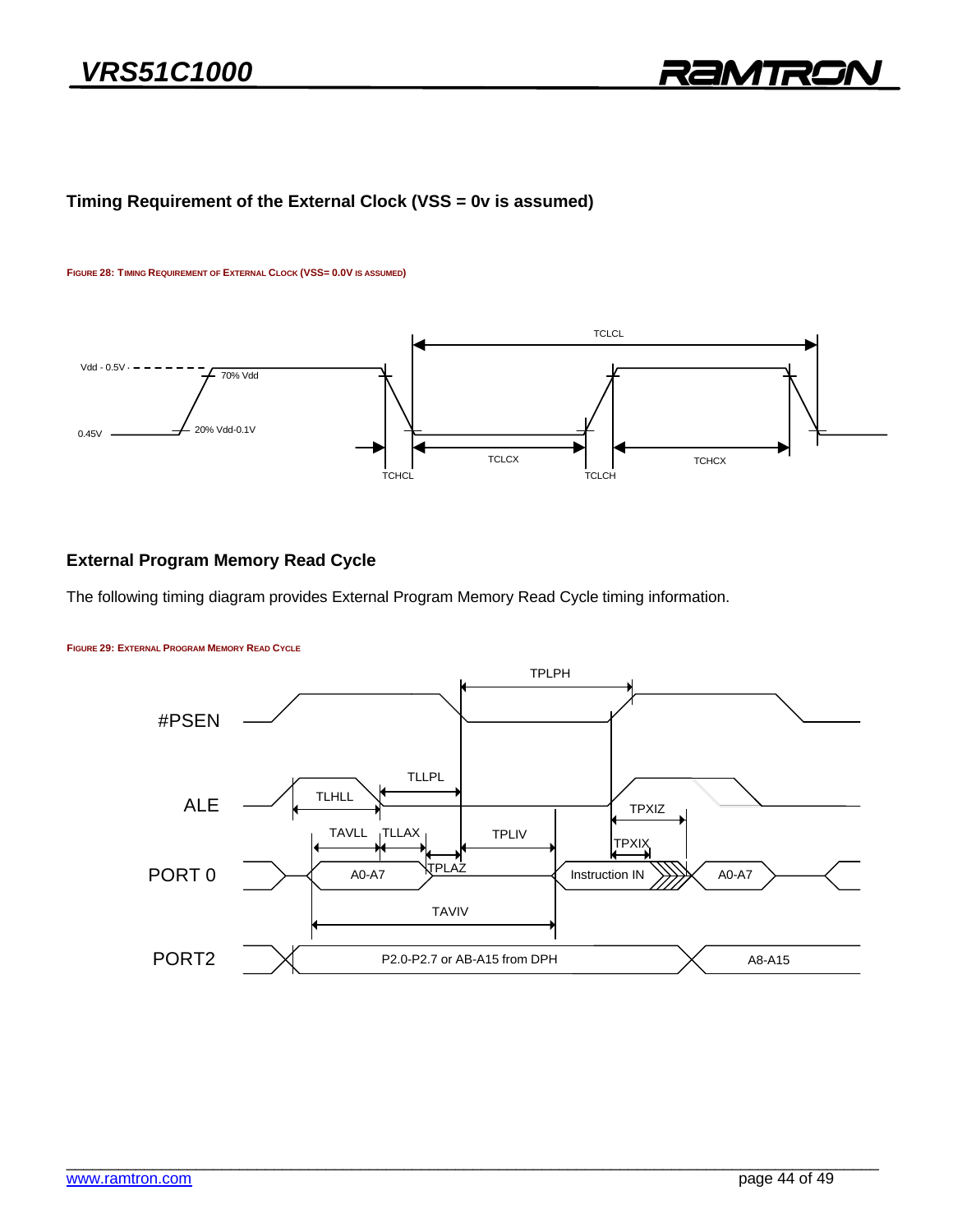## Timing Requirement of the External Clock (VSS = 0v is assumed)

FIGURE 28: TIMING REQUIREMENT OF EXTERNAL CLOCK (VSS= 0.0V IS ASSUMED)

## External Program Memory Read Cycle

The following timing diagram provides External Program Memory Read Cycle timing information.

FIGURE 29: EXTERNAL PROGRAM MEMORY READ CYCLE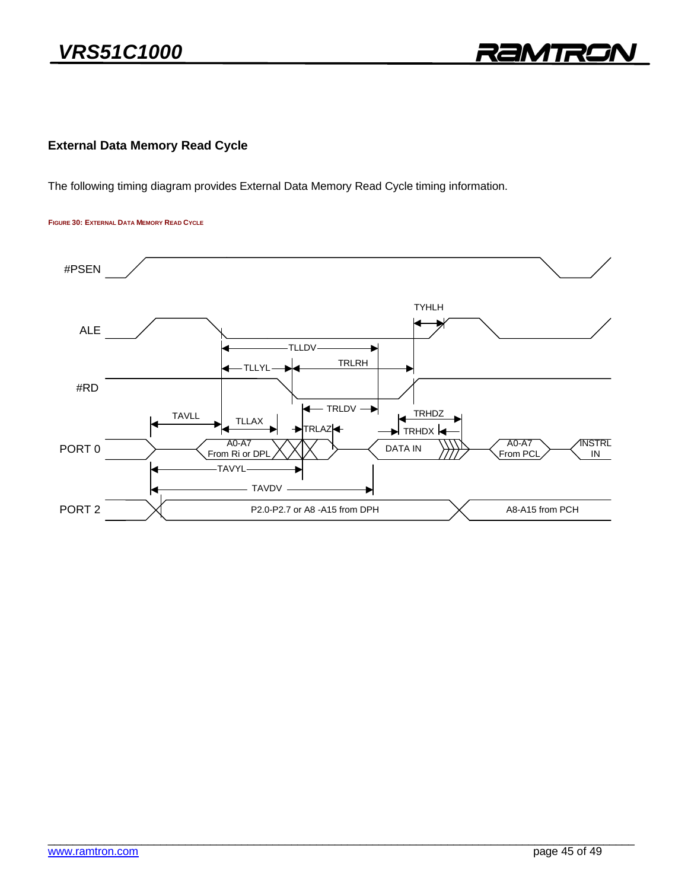## External Data Memory Read Cycle

The following timing diagram provides External Data Memory Read Cycle timing information.

FIGURE 30: EXTERNAL DATA MEMORY READ CYCLE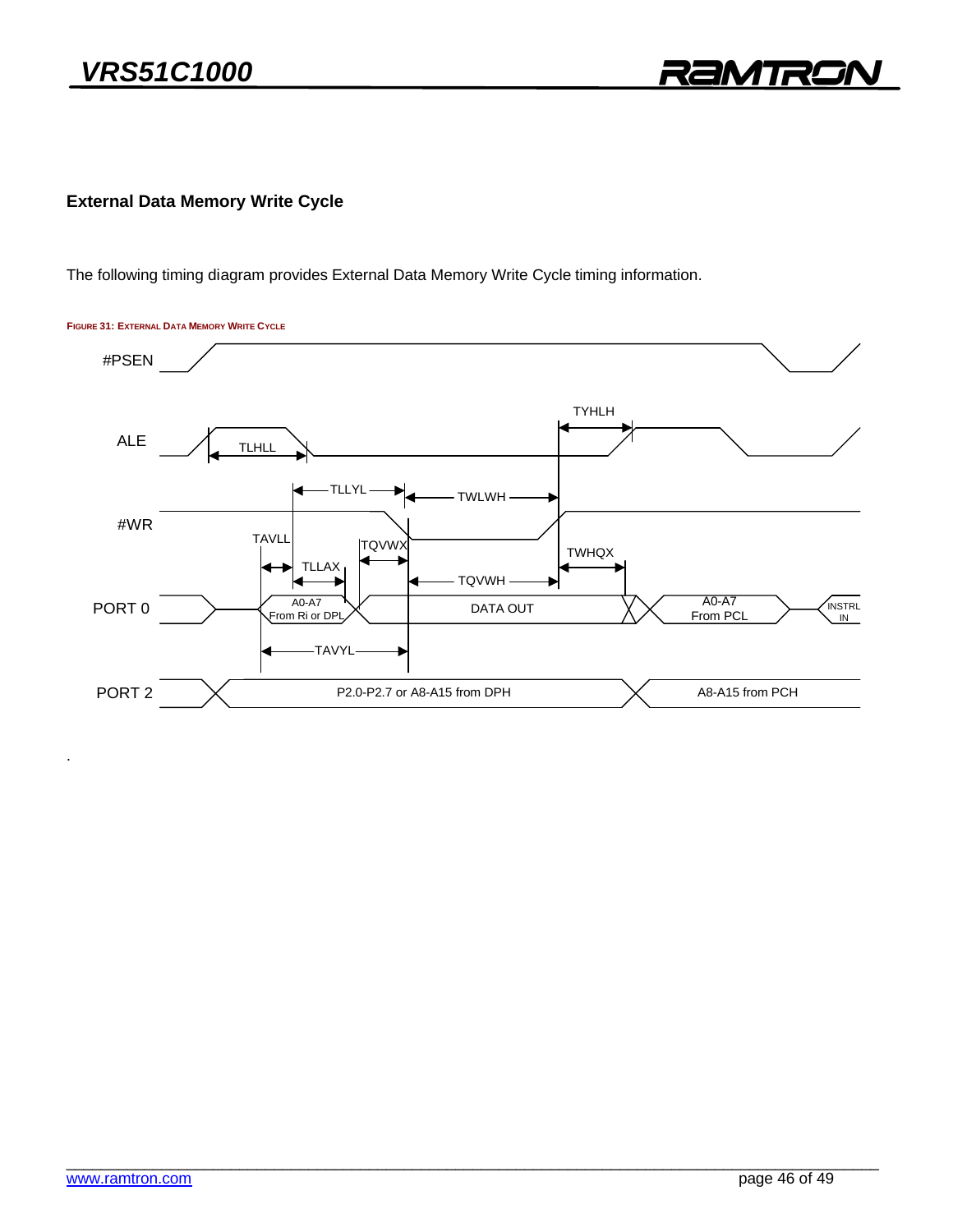## External Data Memory Write Cycle

The following timing diagram provides External Data Memory Write Cycle timing information.

FIGURE 31: EXTERNAL DATA MEMORY WRITE CYCLE

#PSEN

ALE — TLHLL, TYHLH

#WR — TLLYL, TWLWH

TAVLL, TLLAX, TQVWX, TQVWH, TWHQX, TAVYL

PORT 0: A0-A7 From Ri or DPL | DATA OUT | A0-A7 From PCL | INSTRL IN

PORT 2: P2.0-P2.7 or A8-A15 from DPH | A8-A15 from PCH

.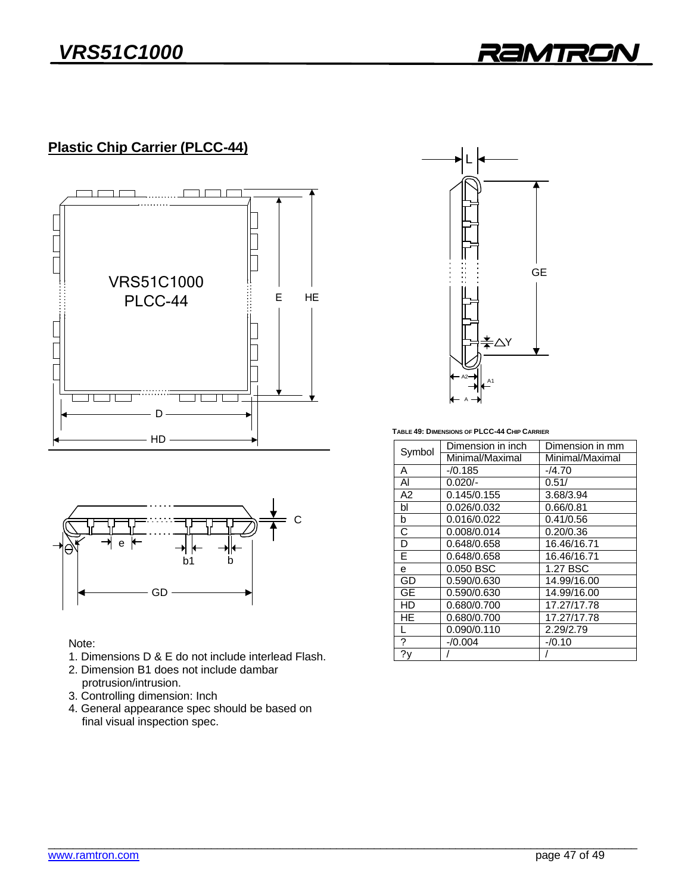## Plastic Chip Carrier (PLCC-44)

Note:

1. Dimensions D & E do not include interlead Flash.
2. Dimension B1 does not include dambar protrusion/intrusion.
3. Controlling dimension: Inch
4. General appearance spec should be based on final visual inspection spec.

**TABLE 49: DIMENSIONS OF PLCC-44 CHIP CARRIER**

| Symbol | Dimension in inch | Dimension in mm |
|---|---|---|
| | Minimal/Maximal | Minimal/Maximal |
| A | -/0.185 | -/4.70 |
| Al | 0.020/- | 0.51/ |
| A2 | 0.145/0.155 | 3.68/3.94 |
| bl | 0.026/0.032 | 0.66/0.81 |
| b | 0.016/0.022 | 0.41/0.56 |
| C | 0.008/0.014 | 0.20/0.36 |
| D | 0.648/0.658 | 16.46/16.71 |
| E | 0.648/0.658 | 16.46/16.71 |
| e | 0.050 BSC | 1.27 BSC |
| GD | 0.590/0.630 | 14.99/16.00 |
| GE | 0.590/0.630 | 14.99/16.00 |
| HD | 0.680/0.700 | 17.27/17.78 |
| HE | 0.680/0.700 | 17.27/17.78 |
| L | 0.090/0.110 | 2.29/2.79 |
| ? | -/0.004 | -/0.10 |
| ?y | / | / |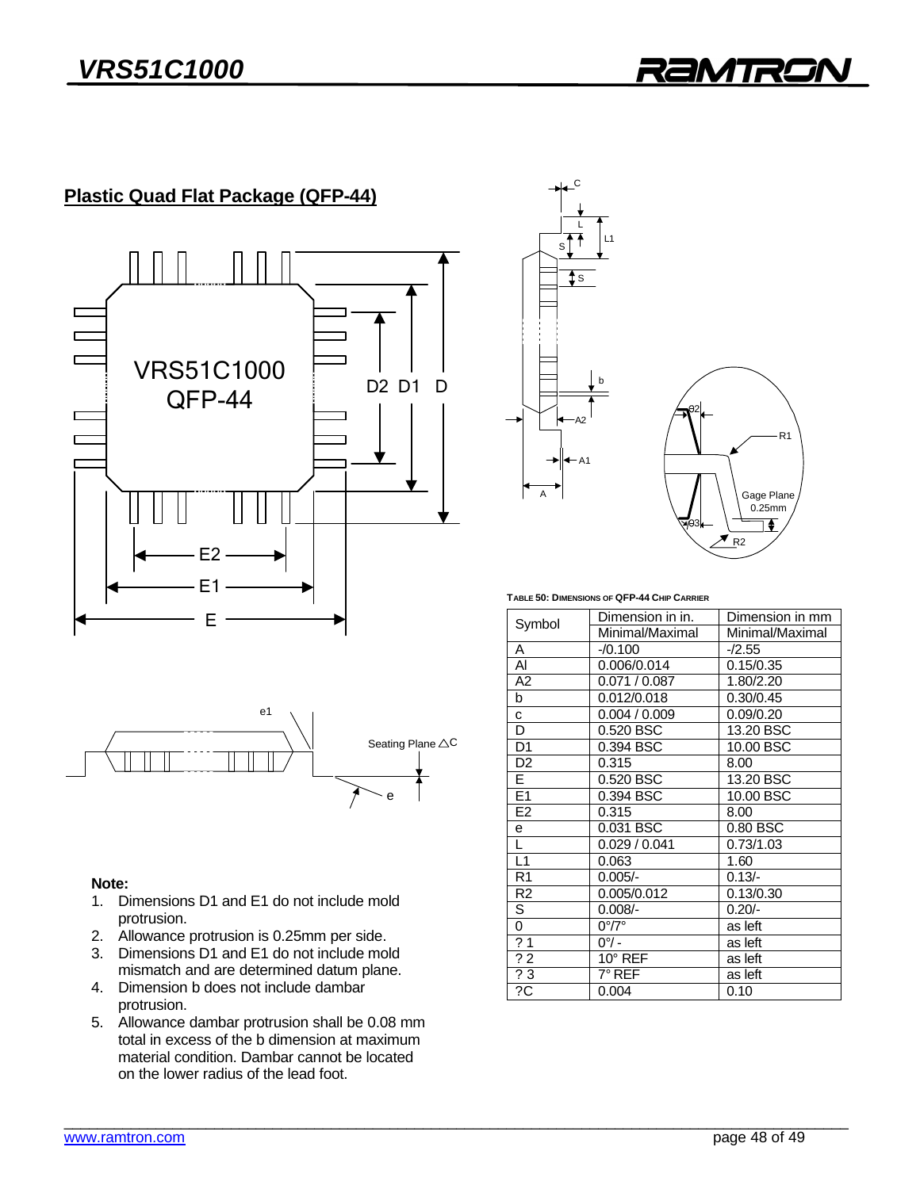## Plastic Quad Flat Package (QFP-44)

**Table 50: Dimensions of QFP-44 Chip Carrier**

| Symbol | Dimension in in. | Dimension in mm |
|---|---|---|
| | Minimal/Maximal | Minimal/Maximal |
| A | -/0.100 | -/2.55 |
| Al | 0.006/0.014 | 0.15/0.35 |
| A2 | 0.071 / 0.087 | 1.80/2.20 |
| b | 0.012/0.018 | 0.30/0.45 |
| c | 0.004 / 0.009 | 0.09/0.20 |
| D | 0.520 BSC | 13.20 BSC |
| D1 | 0.394 BSC | 10.00 BSC |
| D2 | 0.315 | 8.00 |
| E | 0.520 BSC | 13.20 BSC |
| E1 | 0.394 BSC | 10.00 BSC |
| E2 | 0.315 | 8.00 |
| e | 0.031 BSC | 0.80 BSC |
| L | 0.029 / 0.041 | 0.73/1.03 |
| L1 | 0.063 | 1.60 |
| R1 | 0.005/- | 0.13/- |
| R2 | 0.005/0.012 | 0.13/0.30 |
| S | 0.008/- | 0.20/- |
| 0 | 0°/7° | as left |
| ? 1 | 0°/ - | as left |
| ? 2 | 10° REF | as left |
| ? 3 | 7° REF | as left |
| ?C | 0.004 | 0.10 |

**Note:**

1. Dimensions D1 and E1 do not include mold protrusion.
2. Allowance protrusion is 0.25mm per side.
3. Dimensions D1 and E1 do not include mold mismatch and are determined datum plane.
4. Dimension b does not include dambar protrusion.
5. Allowance dambar protrusion shall be 0.08 mm total in excess of the b dimension at maximum material condition. Dambar cannot be located on the lower radius of the lead foot.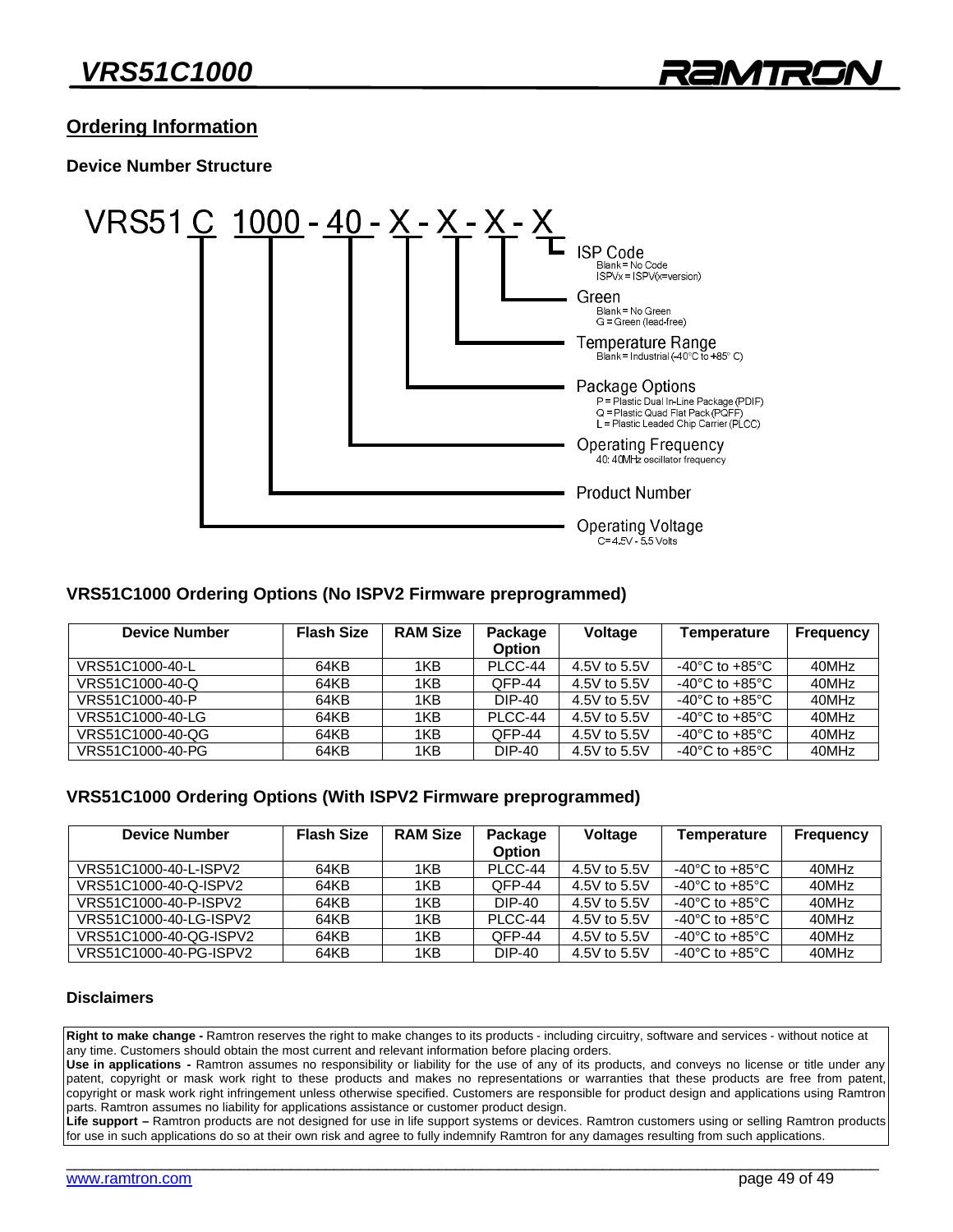## Ordering Information

### Device Number Structure

VRS51 C 1000 - 40 - X - X - X - X

ISP Code
Blank = No Code
ISPVx = ISPV(x=version)

Green
Blank = No Green
G = Green (lead-free)

Temperature Range
Blank = Industrial (-40°C to +85° C)

Package Options
P = Plastic Dual In-Line Package (PDIF)
Q = Plastic Quad Flat Pack (PQFF)
L = Plastic Leaded Chip Carrier (PLCC)

Operating Frequency
40: 40MHz oscillator frequency

Product Number

Operating Voltage
C = 4.5V - 5.5 Volts

### VRS51C1000 Ordering Options (No ISPV2 Firmware preprogrammed)

| Device Number | Flash Size | RAM Size | Package Option | Voltage | Temperature | Frequency |
|---|---|---|---|---|---|---|
| VRS51C1000-40-L | 64KB | 1KB | PLCC-44 | 4.5V to 5.5V | -40°C to +85°C | 40MHz |
| VRS51C1000-40-Q | 64KB | 1KB | QFP-44 | 4.5V to 5.5V | -40°C to +85°C | 40MHz |
| VRS51C1000-40-P | 64KB | 1KB | DIP-40 | 4.5V to 5.5V | -40°C to +85°C | 40MHz |
| VRS51C1000-40-LG | 64KB | 1KB | PLCC-44 | 4.5V to 5.5V | -40°C to +85°C | 40MHz |
| VRS51C1000-40-QG | 64KB | 1KB | QFP-44 | 4.5V to 5.5V | -40°C to +85°C | 40MHz |
| VRS51C1000-40-PG | 64KB | 1KB | DIP-40 | 4.5V to 5.5V | -40°C to +85°C | 40MHz |

### VRS51C1000 Ordering Options (With ISPV2 Firmware preprogrammed)

| Device Number | Flash Size | RAM Size | Package Option | Voltage | Temperature | Frequency |
|---|---|---|---|---|---|---|
| VRS51C1000-40-L-ISPV2 | 64KB | 1KB | PLCC-44 | 4.5V to 5.5V | -40°C to +85°C | 40MHz |
| VRS51C1000-40-Q-ISPV2 | 64KB | 1KB | QFP-44 | 4.5V to 5.5V | -40°C to +85°C | 40MHz |
| VRS51C1000-40-P-ISPV2 | 64KB | 1KB | DIP-40 | 4.5V to 5.5V | -40°C to +85°C | 40MHz |
| VRS51C1000-40-LG-ISPV2 | 64KB | 1KB | PLCC-44 | 4.5V to 5.5V | -40°C to +85°C | 40MHz |
| VRS51C1000-40-QG-ISPV2 | 64KB | 1KB | QFP-44 | 4.5V to 5.5V | -40°C to +85°C | 40MHz |
| VRS51C1000-40-PG-ISPV2 | 64KB | 1KB | DIP-40 | 4.5V to 5.5V | -40°C to +85°C | 40MHz |

### Disclaimers

**Right to make change -** Ramtron reserves the right to make changes to its products - including circuitry, software and services - without notice at any time. Customers should obtain the most current and relevant information before placing orders.
**Use in applications -** Ramtron assumes no responsibility or liability for the use of any of its products, and conveys no license or title under any patent, copyright or mask work right to these products and makes no representations or warranties that these products are free from patent, copyright or mask work right infringement unless otherwise specified. Customers are responsible for product design and applications using Ramtron parts. Ramtron assumes no liability for applications assistance or customer product design.
**Life support –** Ramtron products are not designed for use in life support systems or devices. Ramtron customers using or selling Ramtron products for use in such applications do so at their own risk and agree to fully indemnify Ramtron for any damages resulting from such applications.

www.ramtron.com